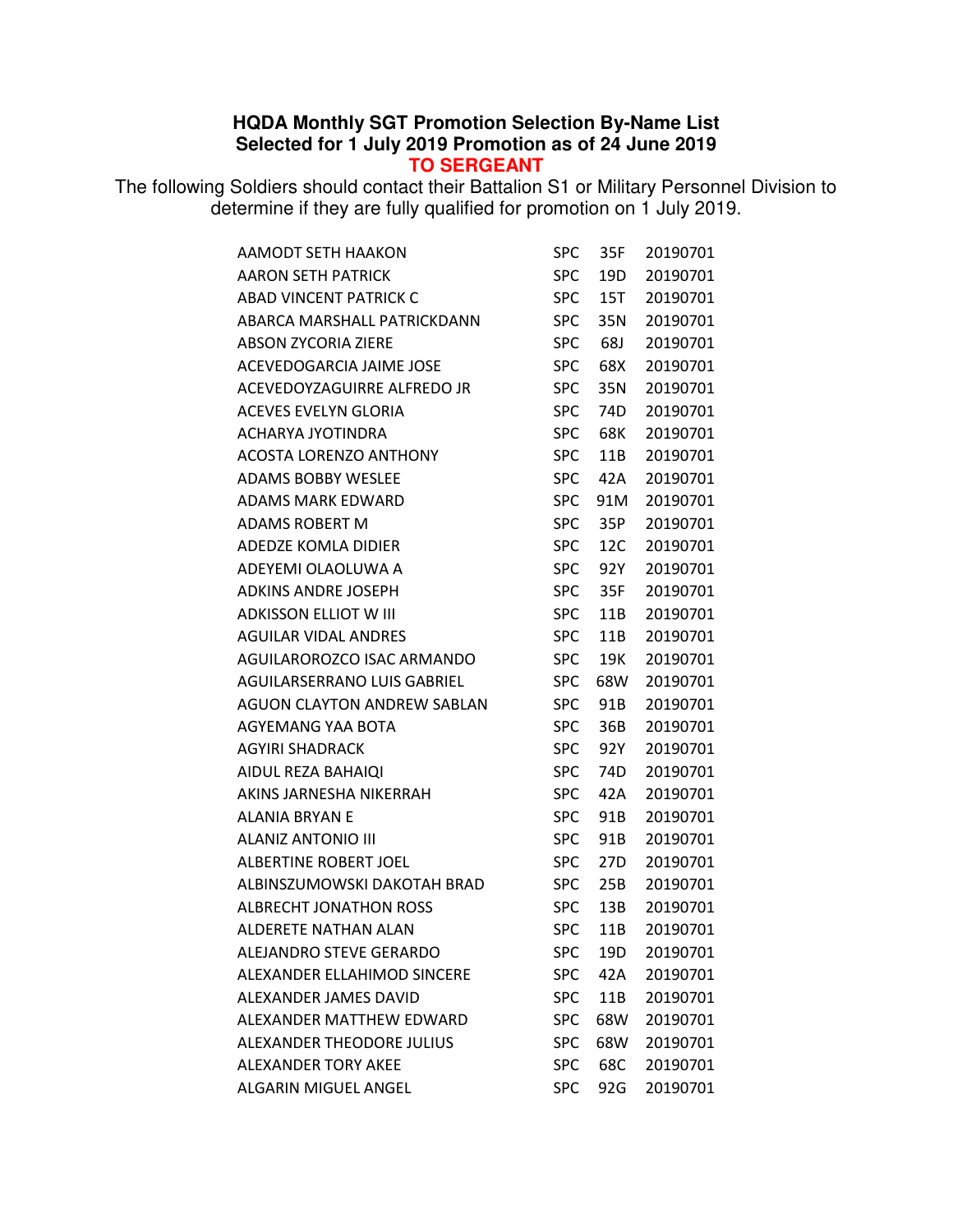# HQDA Monthly SGT Promotion Selection By-Name List
## Selected for 1 July 2019 Promotion as of 24 June 2019
## TO SERGEANT

The following Soldiers should contact their Battalion S1 or Military Personnel Division to determine if they are fully qualified for promotion on 1 July 2019.

| | | | |
|---|---|---|---|
| AAMODT SETH HAAKON | SPC | 35F | 20190701 |
| AARON SETH PATRICK | SPC | 19D | 20190701 |
| ABAD VINCENT PATRICK C | SPC | 15T | 20190701 |
| ABARCA MARSHALL PATRICKDANN | SPC | 35N | 20190701 |
| ABSON ZYCORIA ZIERE | SPC | 68J | 20190701 |
| ACEVEDOGARCIA JAIME JOSE | SPC | 68X | 20190701 |
| ACEVEDOYZAGUIRRE ALFREDO JR | SPC | 35N | 20190701 |
| ACEVES EVELYN GLORIA | SPC | 74D | 20190701 |
| ACHARYA JYOTINDRA | SPC | 68K | 20190701 |
| ACOSTA LORENZO ANTHONY | SPC | 11B | 20190701 |
| ADAMS BOBBY WESLEE | SPC | 42A | 20190701 |
| ADAMS MARK EDWARD | SPC | 91M | 20190701 |
| ADAMS ROBERT M | SPC | 35P | 20190701 |
| ADEDZE KOMLA DIDIER | SPC | 12C | 20190701 |
| ADEYEMI OLAOLUWA A | SPC | 92Y | 20190701 |
| ADKINS ANDRE JOSEPH | SPC | 35F | 20190701 |
| ADKISSON ELLIOT W III | SPC | 11B | 20190701 |
| AGUILAR VIDAL ANDRES | SPC | 11B | 20190701 |
| AGUILAROROZCO ISAC ARMANDO | SPC | 19K | 20190701 |
| AGUILARSERRANO LUIS GABRIEL | SPC | 68W | 20190701 |
| AGUON CLAYTON ANDREW SABLAN | SPC | 91B | 20190701 |
| AGYEMANG YAA BOTA | SPC | 36B | 20190701 |
| AGYIRI SHADRACK | SPC | 92Y | 20190701 |
| AIDUL REZA BAHAIQI | SPC | 74D | 20190701 |
| AKINS JARNESHA NIKERRAH | SPC | 42A | 20190701 |
| ALANIA BRYAN E | SPC | 91B | 20190701 |
| ALANIZ ANTONIO III | SPC | 91B | 20190701 |
| ALBERTINE ROBERT JOEL | SPC | 27D | 20190701 |
| ALBINSZUMOWSKI DAKOTAH BRAD | SPC | 25B | 20190701 |
| ALBRECHT JONATHON ROSS | SPC | 13B | 20190701 |
| ALDERETE NATHAN ALAN | SPC | 11B | 20190701 |
| ALEJANDRO STEVE GERARDO | SPC | 19D | 20190701 |
| ALEXANDER ELLAHIMOD SINCERE | SPC | 42A | 20190701 |
| ALEXANDER JAMES DAVID | SPC | 11B | 20190701 |
| ALEXANDER MATTHEW EDWARD | SPC | 68W | 20190701 |
| ALEXANDER THEODORE JULIUS | SPC | 68W | 20190701 |
| ALEXANDER TORY AKEE | SPC | 68C | 20190701 |
| ALGARIN MIGUEL ANGEL | SPC | 92G | 20190701 |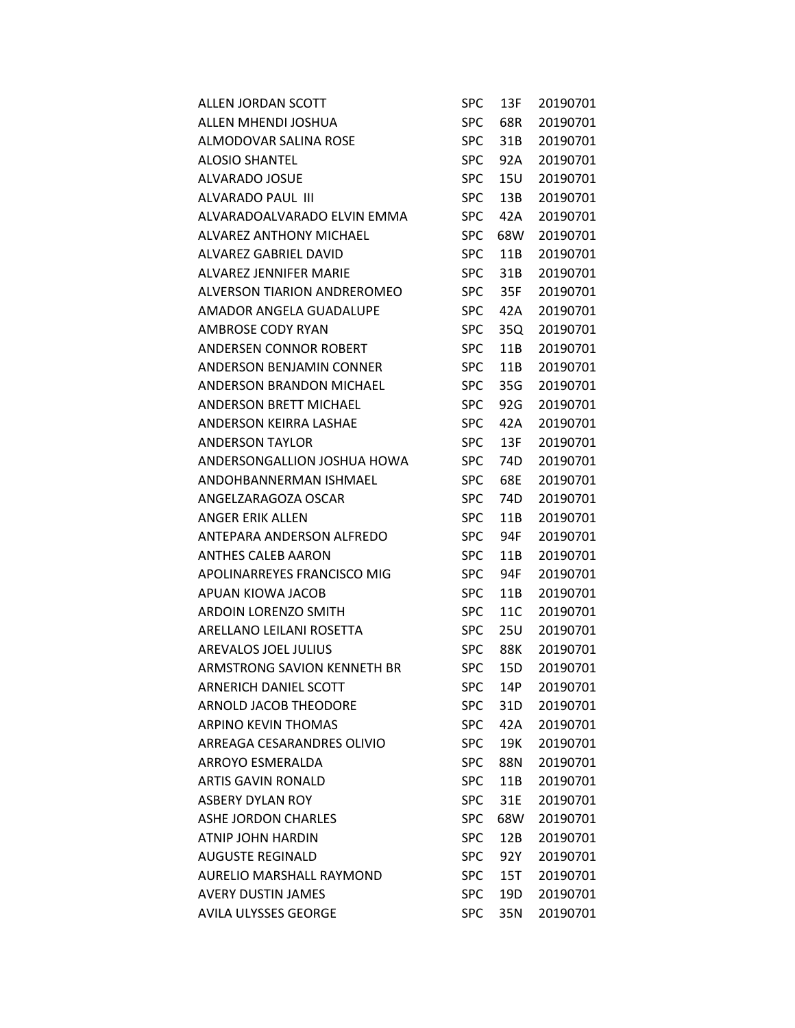| | | | |
|---|---|---|---|
| ALLEN JORDAN SCOTT | SPC | 13F | 20190701 |
| ALLEN MHENDI JOSHUA | SPC | 68R | 20190701 |
| ALMODOVAR SALINA ROSE | SPC | 31B | 20190701 |
| ALOSIO SHANTEL | SPC | 92A | 20190701 |
| ALVARADO JOSUE | SPC | 15U | 20190701 |
| ALVARADO PAUL III | SPC | 13B | 20190701 |
| ALVARADOALVARADO ELVIN EMMA | SPC | 42A | 20190701 |
| ALVAREZ ANTHONY MICHAEL | SPC | 68W | 20190701 |
| ALVAREZ GABRIEL DAVID | SPC | 11B | 20190701 |
| ALVAREZ JENNIFER MARIE | SPC | 31B | 20190701 |
| ALVERSON TIARION ANDREROMEO | SPC | 35F | 20190701 |
| AMADOR ANGELA GUADALUPE | SPC | 42A | 20190701 |
| AMBROSE CODY RYAN | SPC | 35Q | 20190701 |
| ANDERSEN CONNOR ROBERT | SPC | 11B | 20190701 |
| ANDERSON BENJAMIN CONNER | SPC | 11B | 20190701 |
| ANDERSON BRANDON MICHAEL | SPC | 35G | 20190701 |
| ANDERSON BRETT MICHAEL | SPC | 92G | 20190701 |
| ANDERSON KEIRRA LASHAE | SPC | 42A | 20190701 |
| ANDERSON TAYLOR | SPC | 13F | 20190701 |
| ANDERSONGALLION JOSHUA HOWA | SPC | 74D | 20190701 |
| ANDOHBANNERMAN ISHMAEL | SPC | 68E | 20190701 |
| ANGELZARAGOZA OSCAR | SPC | 74D | 20190701 |
| ANGER ERIK ALLEN | SPC | 11B | 20190701 |
| ANTEPARA ANDERSON ALFREDO | SPC | 94F | 20190701 |
| ANTHES CALEB AARON | SPC | 11B | 20190701 |
| APOLINARREYES FRANCISCO MIG | SPC | 94F | 20190701 |
| APUAN KIOWA JACOB | SPC | 11B | 20190701 |
| ARDOIN LORENZO SMITH | SPC | 11C | 20190701 |
| ARELLANO LEILANI ROSETTA | SPC | 25U | 20190701 |
| AREVALOS JOEL JULIUS | SPC | 88K | 20190701 |
| ARMSTRONG SAVION KENNETH BR | SPC | 15D | 20190701 |
| ARNERICH DANIEL SCOTT | SPC | 14P | 20190701 |
| ARNOLD JACOB THEODORE | SPC | 31D | 20190701 |
| ARPINO KEVIN THOMAS | SPC | 42A | 20190701 |
| ARREAGA CESARANDRES OLIVIO | SPC | 19K | 20190701 |
| ARROYO ESMERALDA | SPC | 88N | 20190701 |
| ARTIS GAVIN RONALD | SPC | 11B | 20190701 |
| ASBERY DYLAN ROY | SPC | 31E | 20190701 |
| ASHE JORDON CHARLES | SPC | 68W | 20190701 |
| ATNIP JOHN HARDIN | SPC | 12B | 20190701 |
| AUGUSTE REGINALD | SPC | 92Y | 20190701 |
| AURELIO MARSHALL RAYMOND | SPC | 15T | 20190701 |
| AVERY DUSTIN JAMES | SPC | 19D | 20190701 |
| AVILA ULYSSES GEORGE | SPC | 35N | 20190701 |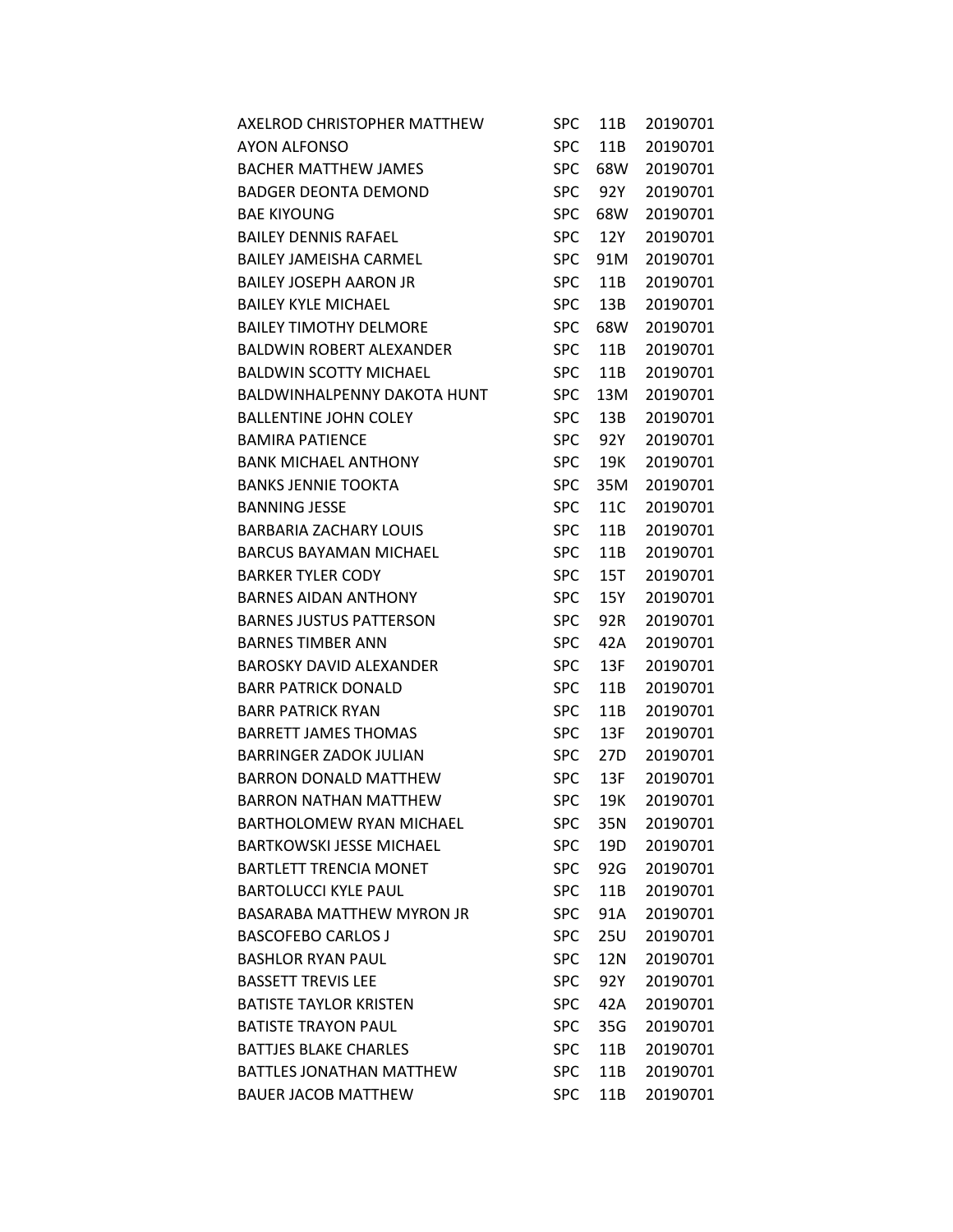| | | | |
|---|---|---|---|
| AXELROD CHRISTOPHER MATTHEW | SPC | 11B | 20190701 |
| AYON ALFONSO | SPC | 11B | 20190701 |
| BACHER MATTHEW JAMES | SPC | 68W | 20190701 |
| BADGER DEONTA DEMOND | SPC | 92Y | 20190701 |
| BAE KIYOUNG | SPC | 68W | 20190701 |
| BAILEY DENNIS RAFAEL | SPC | 12Y | 20190701 |
| BAILEY JAMEISHA CARMEL | SPC | 91M | 20190701 |
| BAILEY JOSEPH AARON JR | SPC | 11B | 20190701 |
| BAILEY KYLE MICHAEL | SPC | 13B | 20190701 |
| BAILEY TIMOTHY DELMORE | SPC | 68W | 20190701 |
| BALDWIN ROBERT ALEXANDER | SPC | 11B | 20190701 |
| BALDWIN SCOTTY MICHAEL | SPC | 11B | 20190701 |
| BALDWINHALPENNY DAKOTA HUNT | SPC | 13M | 20190701 |
| BALLENTINE JOHN COLEY | SPC | 13B | 20190701 |
| BAMIRA PATIENCE | SPC | 92Y | 20190701 |
| BANK MICHAEL ANTHONY | SPC | 19K | 20190701 |
| BANKS JENNIE TOOKTA | SPC | 35M | 20190701 |
| BANNING JESSE | SPC | 11C | 20190701 |
| BARBARIA ZACHARY LOUIS | SPC | 11B | 20190701 |
| BARCUS BAYAMAN MICHAEL | SPC | 11B | 20190701 |
| BARKER TYLER CODY | SPC | 15T | 20190701 |
| BARNES AIDAN ANTHONY | SPC | 15Y | 20190701 |
| BARNES JUSTUS PATTERSON | SPC | 92R | 20190701 |
| BARNES TIMBER ANN | SPC | 42A | 20190701 |
| BAROSKY DAVID ALEXANDER | SPC | 13F | 20190701 |
| BARR PATRICK DONALD | SPC | 11B | 20190701 |
| BARR PATRICK RYAN | SPC | 11B | 20190701 |
| BARRETT JAMES THOMAS | SPC | 13F | 20190701 |
| BARRINGER ZADOK JULIAN | SPC | 27D | 20190701 |
| BARRON DONALD MATTHEW | SPC | 13F | 20190701 |
| BARRON NATHAN MATTHEW | SPC | 19K | 20190701 |
| BARTHOLOMEW RYAN MICHAEL | SPC | 35N | 20190701 |
| BARTKOWSKI JESSE MICHAEL | SPC | 19D | 20190701 |
| BARTLETT TRENCIA MONET | SPC | 92G | 20190701 |
| BARTOLUCCI KYLE PAUL | SPC | 11B | 20190701 |
| BASARABA MATTHEW MYRON JR | SPC | 91A | 20190701 |
| BASCOFEBO CARLOS J | SPC | 25U | 20190701 |
| BASHLOR RYAN PAUL | SPC | 12N | 20190701 |
| BASSETT TREVIS LEE | SPC | 92Y | 20190701 |
| BATISTE TAYLOR KRISTEN | SPC | 42A | 20190701 |
| BATISTE TRAYON PAUL | SPC | 35G | 20190701 |
| BATTJES BLAKE CHARLES | SPC | 11B | 20190701 |
| BATTLES JONATHAN MATTHEW | SPC | 11B | 20190701 |
| BAUER JACOB MATTHEW | SPC | 11B | 20190701 |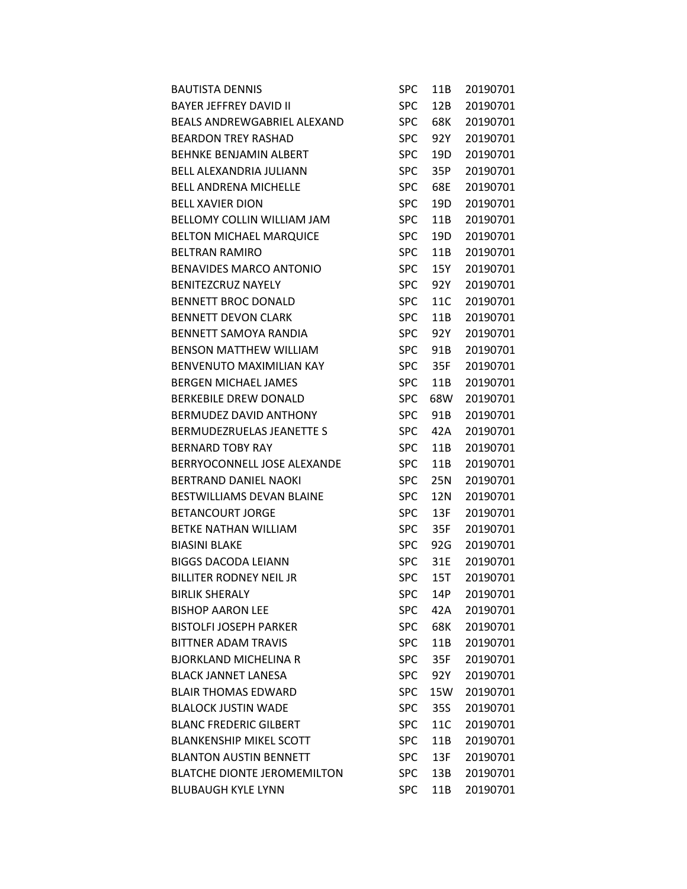| | | | |
|---|---|---|---|
| BAUTISTA DENNIS | SPC | 11B | 20190701 |
| BAYER JEFFREY DAVID II | SPC | 12B | 20190701 |
| BEALS ANDREWGABRIEL ALEXAND | SPC | 68K | 20190701 |
| BEARDON TREY RASHAD | SPC | 92Y | 20190701 |
| BEHNKE BENJAMIN ALBERT | SPC | 19D | 20190701 |
| BELL ALEXANDRIA JULIANN | SPC | 35P | 20190701 |
| BELL ANDRENA MICHELLE | SPC | 68E | 20190701 |
| BELL XAVIER DION | SPC | 19D | 20190701 |
| BELLOMY COLLIN WILLIAM JAM | SPC | 11B | 20190701 |
| BELTON MICHAEL MARQUICE | SPC | 19D | 20190701 |
| BELTRAN RAMIRO | SPC | 11B | 20190701 |
| BENAVIDES MARCO ANTONIO | SPC | 15Y | 20190701 |
| BENITEZCRUZ NAYELY | SPC | 92Y | 20190701 |
| BENNETT BROC DONALD | SPC | 11C | 20190701 |
| BENNETT DEVON CLARK | SPC | 11B | 20190701 |
| BENNETT SAMOYA RANDIA | SPC | 92Y | 20190701 |
| BENSON MATTHEW WILLIAM | SPC | 91B | 20190701 |
| BENVENUTO MAXIMILIAN KAY | SPC | 35F | 20190701 |
| BERGEN MICHAEL JAMES | SPC | 11B | 20190701 |
| BERKEBILE DREW DONALD | SPC | 68W | 20190701 |
| BERMUDEZ DAVID ANTHONY | SPC | 91B | 20190701 |
| BERMUDEZRUELAS JEANETTE S | SPC | 42A | 20190701 |
| BERNARD TOBY RAY | SPC | 11B | 20190701 |
| BERRYOCONNELL JOSE ALEXANDE | SPC | 11B | 20190701 |
| BERTRAND DANIEL NAOKI | SPC | 25N | 20190701 |
| BESTWILLIAMS DEVAN BLAINE | SPC | 12N | 20190701 |
| BETANCOURT JORGE | SPC | 13F | 20190701 |
| BETKE NATHAN WILLIAM | SPC | 35F | 20190701 |
| BIASINI BLAKE | SPC | 92G | 20190701 |
| BIGGS DACODA LEIANN | SPC | 31E | 20190701 |
| BILLITER RODNEY NEIL JR | SPC | 15T | 20190701 |
| BIRLIK SHERALY | SPC | 14P | 20190701 |
| BISHOP AARON LEE | SPC | 42A | 20190701 |
| BISTOLFI JOSEPH PARKER | SPC | 68K | 20190701 |
| BITTNER ADAM TRAVIS | SPC | 11B | 20190701 |
| BJORKLAND MICHELINA R | SPC | 35F | 20190701 |
| BLACK JANNET LANESA | SPC | 92Y | 20190701 |
| BLAIR THOMAS EDWARD | SPC | 15W | 20190701 |
| BLALOCK JUSTIN WADE | SPC | 35S | 20190701 |
| BLANC FREDERIC GILBERT | SPC | 11C | 20190701 |
| BLANKENSHIP MIKEL SCOTT | SPC | 11B | 20190701 |
| BLANTON AUSTIN BENNETT | SPC | 13F | 20190701 |
| BLATCHE DIONTE JEROMEMILTON | SPC | 13B | 20190701 |
| BLUBAUGH KYLE LYNN | SPC | 11B | 20190701 |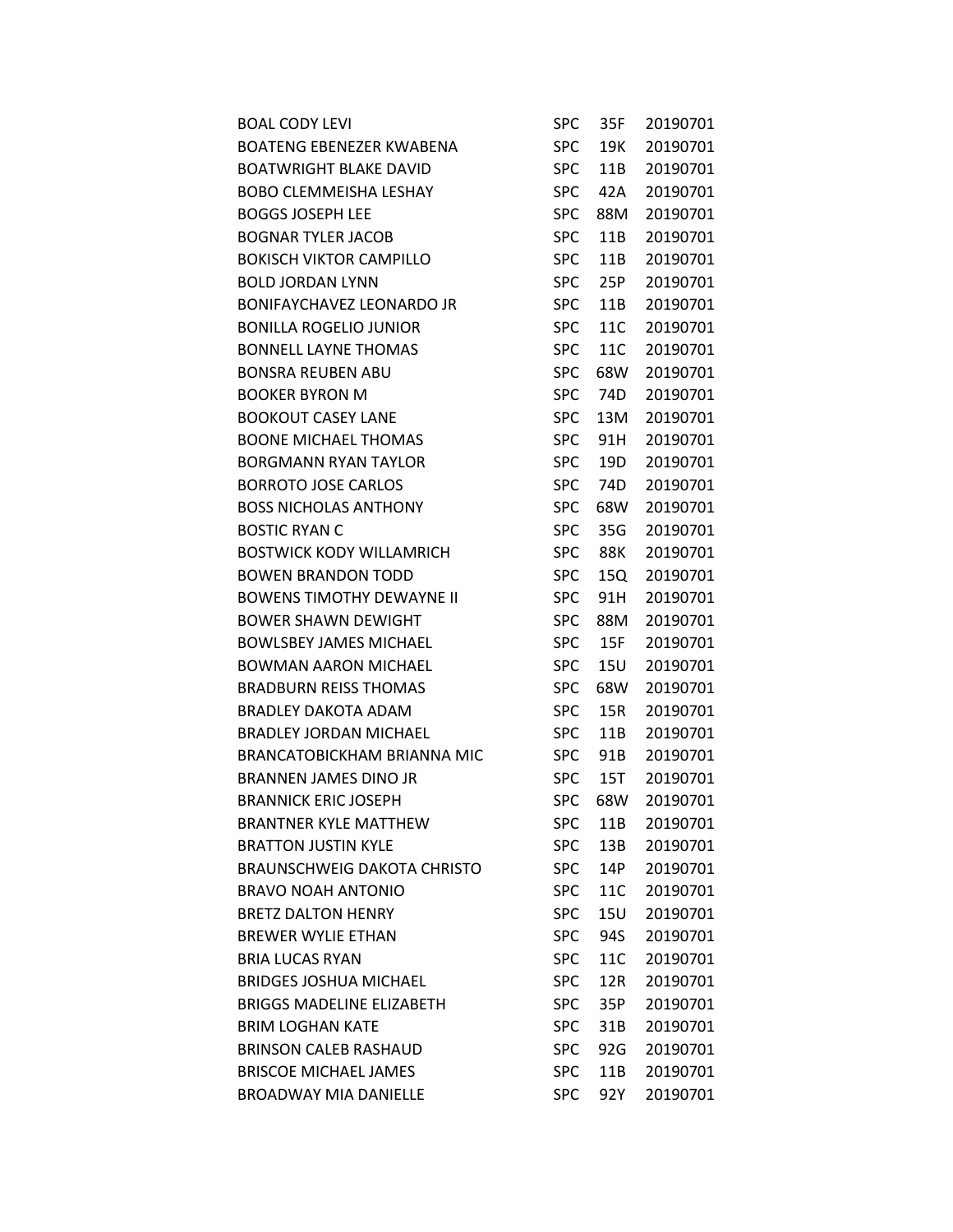| | | | |
|---|---|---|---|
| BOAL CODY LEVI | SPC | 35F | 20190701 |
| BOATENG EBENEZER KWABENA | SPC | 19K | 20190701 |
| BOATWRIGHT BLAKE DAVID | SPC | 11B | 20190701 |
| BOBO CLEMMEISHA LESHAY | SPC | 42A | 20190701 |
| BOGGS JOSEPH LEE | SPC | 88M | 20190701 |
| BOGNAR TYLER JACOB | SPC | 11B | 20190701 |
| BOKISCH VIKTOR CAMPILLO | SPC | 11B | 20190701 |
| BOLD JORDAN LYNN | SPC | 25P | 20190701 |
| BONIFAYCHAVEZ LEONARDO JR | SPC | 11B | 20190701 |
| BONILLA ROGELIO JUNIOR | SPC | 11C | 20190701 |
| BONNELL LAYNE THOMAS | SPC | 11C | 20190701 |
| BONSRA REUBEN ABU | SPC | 68W | 20190701 |
| BOOKER BYRON M | SPC | 74D | 20190701 |
| BOOKOUT CASEY LANE | SPC | 13M | 20190701 |
| BOONE MICHAEL THOMAS | SPC | 91H | 20190701 |
| BORGMANN RYAN TAYLOR | SPC | 19D | 20190701 |
| BORROTO JOSE CARLOS | SPC | 74D | 20190701 |
| BOSS NICHOLAS ANTHONY | SPC | 68W | 20190701 |
| BOSTIC RYAN C | SPC | 35G | 20190701 |
| BOSTWICK KODY WILLAMRICH | SPC | 88K | 20190701 |
| BOWEN BRANDON TODD | SPC | 15Q | 20190701 |
| BOWENS TIMOTHY DEWAYNE II | SPC | 91H | 20190701 |
| BOWER SHAWN DEWIGHT | SPC | 88M | 20190701 |
| BOWLSBEY JAMES MICHAEL | SPC | 15F | 20190701 |
| BOWMAN AARON MICHAEL | SPC | 15U | 20190701 |
| BRADBURN REISS THOMAS | SPC | 68W | 20190701 |
| BRADLEY DAKOTA ADAM | SPC | 15R | 20190701 |
| BRADLEY JORDAN MICHAEL | SPC | 11B | 20190701 |
| BRANCATOBICKHAM BRIANNA MIC | SPC | 91B | 20190701 |
| BRANNEN JAMES DINO JR | SPC | 15T | 20190701 |
| BRANNICK ERIC JOSEPH | SPC | 68W | 20190701 |
| BRANTNER KYLE MATTHEW | SPC | 11B | 20190701 |
| BRATTON JUSTIN KYLE | SPC | 13B | 20190701 |
| BRAUNSCHWEIG DAKOTA CHRISTO | SPC | 14P | 20190701 |
| BRAVO NOAH ANTONIO | SPC | 11C | 20190701 |
| BRETZ DALTON HENRY | SPC | 15U | 20190701 |
| BREWER WYLIE ETHAN | SPC | 94S | 20190701 |
| BRIA LUCAS RYAN | SPC | 11C | 20190701 |
| BRIDGES JOSHUA MICHAEL | SPC | 12R | 20190701 |
| BRIGGS MADELINE ELIZABETH | SPC | 35P | 20190701 |
| BRIM LOGHAN KATE | SPC | 31B | 20190701 |
| BRINSON CALEB RASHAUD | SPC | 92G | 20190701 |
| BRISCOE MICHAEL JAMES | SPC | 11B | 20190701 |
| BROADWAY MIA DANIELLE | SPC | 92Y | 20190701 |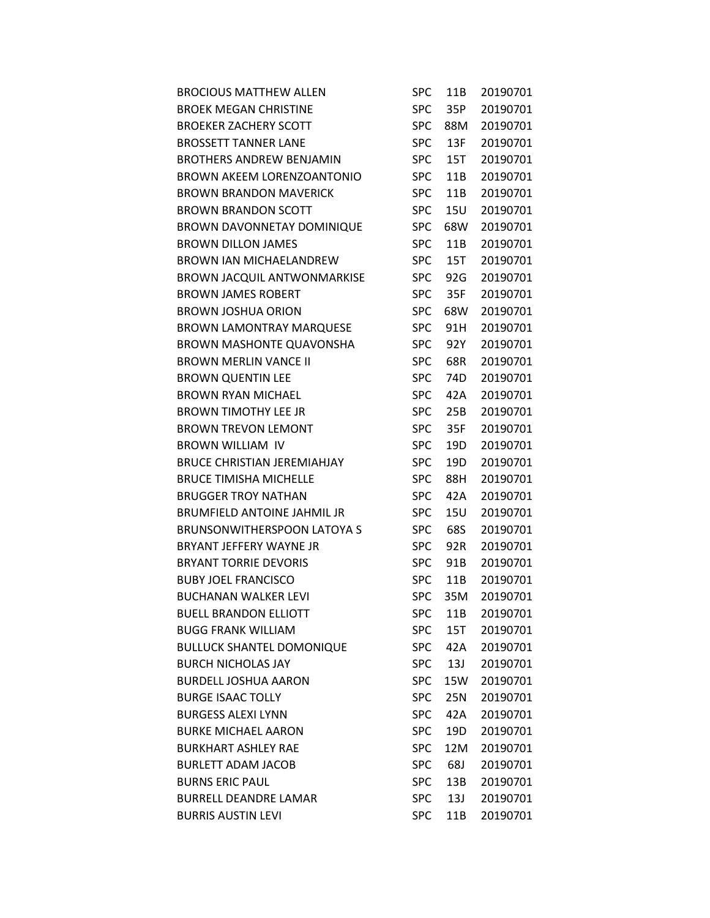| | | | |
|---|---|---|---|
| BROCIOUS MATTHEW ALLEN | SPC | 11B | 20190701 |
| BROEK MEGAN CHRISTINE | SPC | 35P | 20190701 |
| BROEKER ZACHERY SCOTT | SPC | 88M | 20190701 |
| BROSSETT TANNER LANE | SPC | 13F | 20190701 |
| BROTHERS ANDREW BENJAMIN | SPC | 15T | 20190701 |
| BROWN AKEEM LORENZOANTONIO | SPC | 11B | 20190701 |
| BROWN BRANDON MAVERICK | SPC | 11B | 20190701 |
| BROWN BRANDON SCOTT | SPC | 15U | 20190701 |
| BROWN DAVONNETAY DOMINIQUE | SPC | 68W | 20190701 |
| BROWN DILLON JAMES | SPC | 11B | 20190701 |
| BROWN IAN MICHAELANDREW | SPC | 15T | 20190701 |
| BROWN JACQUIL ANTWONMARKISE | SPC | 92G | 20190701 |
| BROWN JAMES ROBERT | SPC | 35F | 20190701 |
| BROWN JOSHUA ORION | SPC | 68W | 20190701 |
| BROWN LAMONTRAY MARQUESE | SPC | 91H | 20190701 |
| BROWN MASHONTE QUAVONSHA | SPC | 92Y | 20190701 |
| BROWN MERLIN VANCE II | SPC | 68R | 20190701 |
| BROWN QUENTIN LEE | SPC | 74D | 20190701 |
| BROWN RYAN MICHAEL | SPC | 42A | 20190701 |
| BROWN TIMOTHY LEE JR | SPC | 25B | 20190701 |
| BROWN TREVON LEMONT | SPC | 35F | 20190701 |
| BROWN WILLIAM IV | SPC | 19D | 20190701 |
| BRUCE CHRISTIAN JEREMIAHJAY | SPC | 19D | 20190701 |
| BRUCE TIMISHA MICHELLE | SPC | 88H | 20190701 |
| BRUGGER TROY NATHAN | SPC | 42A | 20190701 |
| BRUMFIELD ANTOINE JAHMIL JR | SPC | 15U | 20190701 |
| BRUNSONWITHERSPOON LATOYA S | SPC | 68S | 20190701 |
| BRYANT JEFFERY WAYNE JR | SPC | 92R | 20190701 |
| BRYANT TORRIE DEVORIS | SPC | 91B | 20190701 |
| BUBY JOEL FRANCISCO | SPC | 11B | 20190701 |
| BUCHANAN WALKER LEVI | SPC | 35M | 20190701 |
| BUELL BRANDON ELLIOTT | SPC | 11B | 20190701 |
| BUGG FRANK WILLIAM | SPC | 15T | 20190701 |
| BULLUCK SHANTEL DOMONIQUE | SPC | 42A | 20190701 |
| BURCH NICHOLAS JAY | SPC | 13J | 20190701 |
| BURDELL JOSHUA AARON | SPC | 15W | 20190701 |
| BURGE ISAAC TOLLY | SPC | 25N | 20190701 |
| BURGESS ALEXI LYNN | SPC | 42A | 20190701 |
| BURKE MICHAEL AARON | SPC | 19D | 20190701 |
| BURKHART ASHLEY RAE | SPC | 12M | 20190701 |
| BURLETT ADAM JACOB | SPC | 68J | 20190701 |
| BURNS ERIC PAUL | SPC | 13B | 20190701 |
| BURRELL DEANDRE LAMAR | SPC | 13J | 20190701 |
| BURRIS AUSTIN LEVI | SPC | 11B | 20190701 |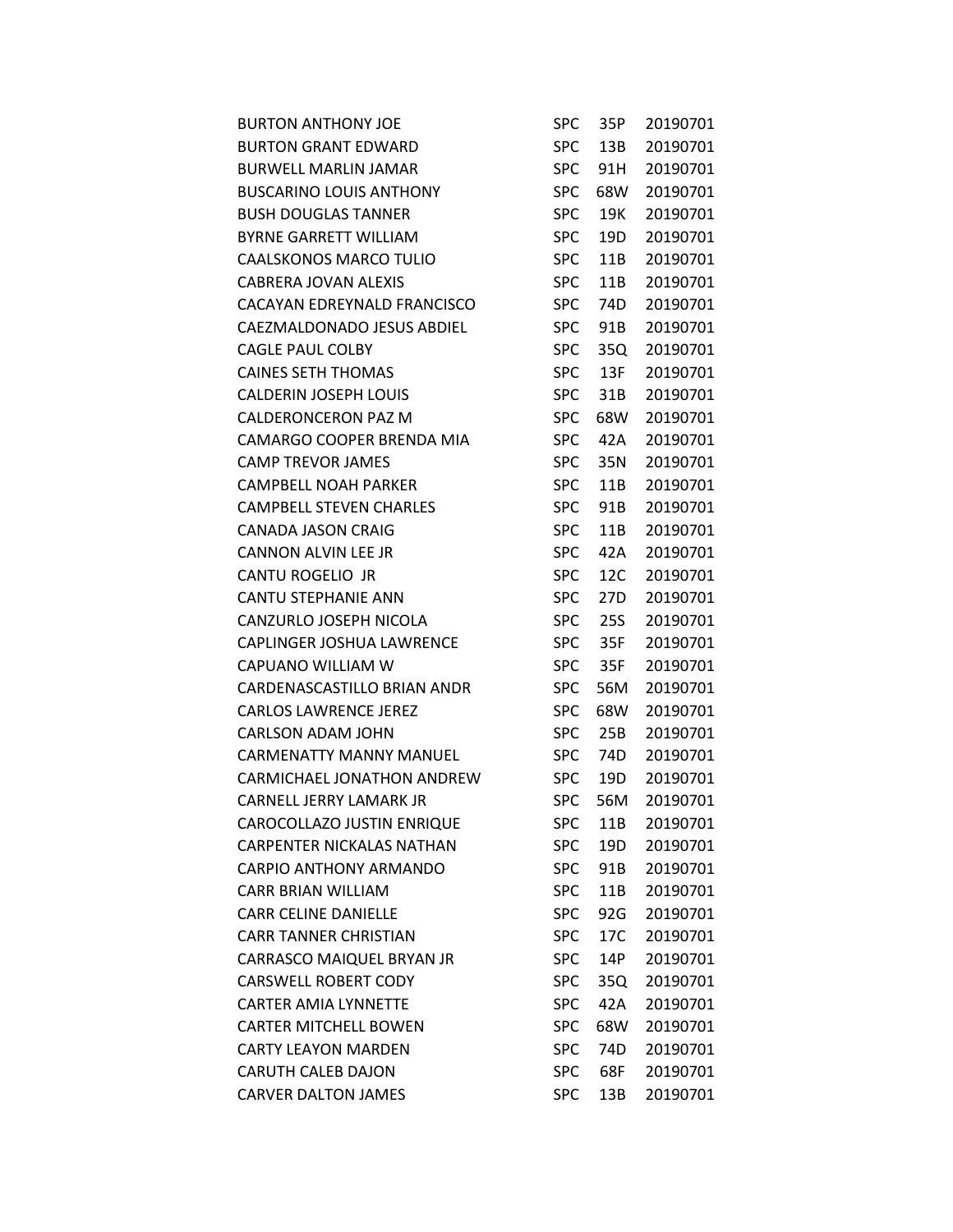| | | | |
|---|---|---|---|
| BURTON ANTHONY JOE | SPC | 35P | 20190701 |
| BURTON GRANT EDWARD | SPC | 13B | 20190701 |
| BURWELL MARLIN JAMAR | SPC | 91H | 20190701 |
| BUSCARINO LOUIS ANTHONY | SPC | 68W | 20190701 |
| BUSH DOUGLAS TANNER | SPC | 19K | 20190701 |
| BYRNE GARRETT WILLIAM | SPC | 19D | 20190701 |
| CAALSKONOS MARCO TULIO | SPC | 11B | 20190701 |
| CABRERA JOVAN ALEXIS | SPC | 11B | 20190701 |
| CACAYAN EDREYNALD FRANCISCO | SPC | 74D | 20190701 |
| CAEZMALDONADO JESUS ABDIEL | SPC | 91B | 20190701 |
| CAGLE PAUL COLBY | SPC | 35Q | 20190701 |
| CAINES SETH THOMAS | SPC | 13F | 20190701 |
| CALDERIN JOSEPH LOUIS | SPC | 31B | 20190701 |
| CALDERONCERON PAZ M | SPC | 68W | 20190701 |
| CAMARGO COOPER BRENDA MIA | SPC | 42A | 20190701 |
| CAMP TREVOR JAMES | SPC | 35N | 20190701 |
| CAMPBELL NOAH PARKER | SPC | 11B | 20190701 |
| CAMPBELL STEVEN CHARLES | SPC | 91B | 20190701 |
| CANADA JASON CRAIG | SPC | 11B | 20190701 |
| CANNON ALVIN LEE JR | SPC | 42A | 20190701 |
| CANTU ROGELIO JR | SPC | 12C | 20190701 |
| CANTU STEPHANIE ANN | SPC | 27D | 20190701 |
| CANZURLO JOSEPH NICOLA | SPC | 25S | 20190701 |
| CAPLINGER JOSHUA LAWRENCE | SPC | 35F | 20190701 |
| CAPUANO WILLIAM W | SPC | 35F | 20190701 |
| CARDENASCASTILLO BRIAN ANDR | SPC | 56M | 20190701 |
| CARLOS LAWRENCE JEREZ | SPC | 68W | 20190701 |
| CARLSON ADAM JOHN | SPC | 25B | 20190701 |
| CARMENATTY MANNY MANUEL | SPC | 74D | 20190701 |
| CARMICHAEL JONATHON ANDREW | SPC | 19D | 20190701 |
| CARNELL JERRY LAMARK JR | SPC | 56M | 20190701 |
| CAROCOLLAZO JUSTIN ENRIQUE | SPC | 11B | 20190701 |
| CARPENTER NICKALAS NATHAN | SPC | 19D | 20190701 |
| CARPIO ANTHONY ARMANDO | SPC | 91B | 20190701 |
| CARR BRIAN WILLIAM | SPC | 11B | 20190701 |
| CARR CELINE DANIELLE | SPC | 92G | 20190701 |
| CARR TANNER CHRISTIAN | SPC | 17C | 20190701 |
| CARRASCO MAIQUEL BRYAN JR | SPC | 14P | 20190701 |
| CARSWELL ROBERT CODY | SPC | 35Q | 20190701 |
| CARTER AMIA LYNNETTE | SPC | 42A | 20190701 |
| CARTER MITCHELL BOWEN | SPC | 68W | 20190701 |
| CARTY LEAYON MARDEN | SPC | 74D | 20190701 |
| CARUTH CALEB DAJON | SPC | 68F | 20190701 |
| CARVER DALTON JAMES | SPC | 13B | 20190701 |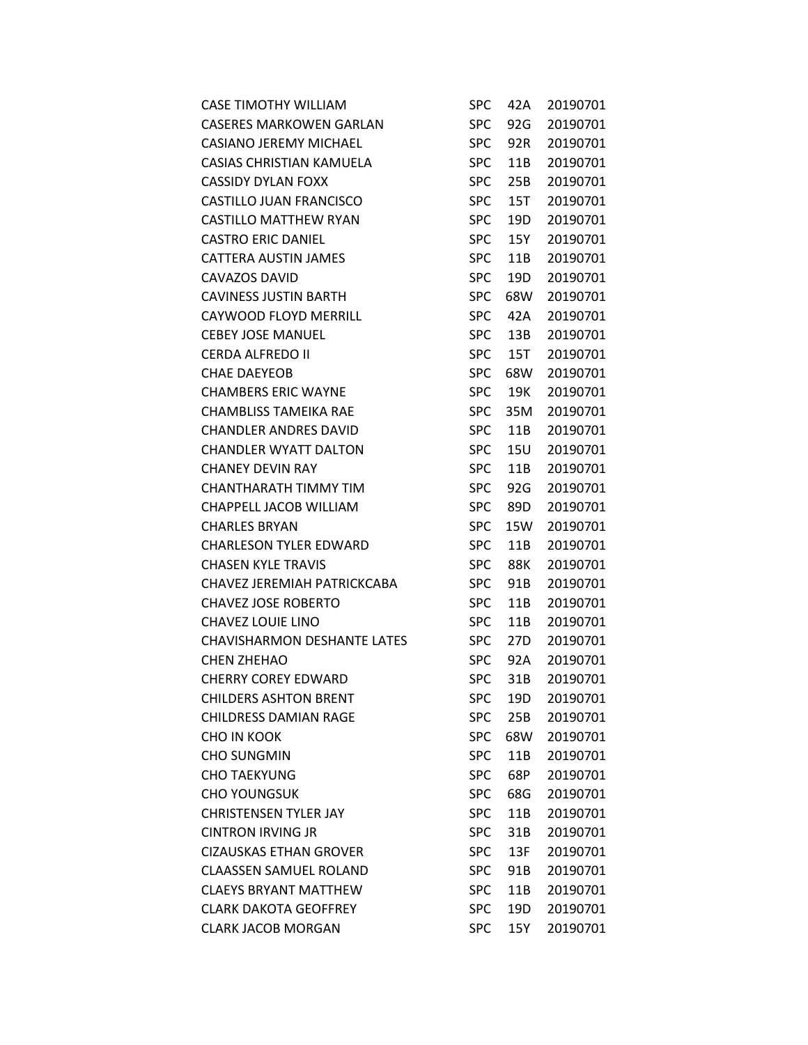| | | | |
|---|---|---|---|
| CASE TIMOTHY WILLIAM | SPC | 42A | 20190701 |
| CASERES MARKOWEN GARLAN | SPC | 92G | 20190701 |
| CASIANO JEREMY MICHAEL | SPC | 92R | 20190701 |
| CASIAS CHRISTIAN KAMUELA | SPC | 11B | 20190701 |
| CASSIDY DYLAN FOXX | SPC | 25B | 20190701 |
| CASTILLO JUAN FRANCISCO | SPC | 15T | 20190701 |
| CASTILLO MATTHEW RYAN | SPC | 19D | 20190701 |
| CASTRO ERIC DANIEL | SPC | 15Y | 20190701 |
| CATTERA AUSTIN JAMES | SPC | 11B | 20190701 |
| CAVAZOS DAVID | SPC | 19D | 20190701 |
| CAVINESS JUSTIN BARTH | SPC | 68W | 20190701 |
| CAYWOOD FLOYD MERRILL | SPC | 42A | 20190701 |
| CEBEY JOSE MANUEL | SPC | 13B | 20190701 |
| CERDA ALFREDO II | SPC | 15T | 20190701 |
| CHAE DAEYEOB | SPC | 68W | 20190701 |
| CHAMBERS ERIC WAYNE | SPC | 19K | 20190701 |
| CHAMBLISS TAMEIKA RAE | SPC | 35M | 20190701 |
| CHANDLER ANDRES DAVID | SPC | 11B | 20190701 |
| CHANDLER WYATT DALTON | SPC | 15U | 20190701 |
| CHANEY DEVIN RAY | SPC | 11B | 20190701 |
| CHANTHARATH TIMMY TIM | SPC | 92G | 20190701 |
| CHAPPELL JACOB WILLIAM | SPC | 89D | 20190701 |
| CHARLES BRYAN | SPC | 15W | 20190701 |
| CHARLESON TYLER EDWARD | SPC | 11B | 20190701 |
| CHASEN KYLE TRAVIS | SPC | 88K | 20190701 |
| CHAVEZ JEREMIAH PATRICKCABA | SPC | 91B | 20190701 |
| CHAVEZ JOSE ROBERTO | SPC | 11B | 20190701 |
| CHAVEZ LOUIE LINO | SPC | 11B | 20190701 |
| CHAVISHARMON DESHANTE LATES | SPC | 27D | 20190701 |
| CHEN ZHEHAO | SPC | 92A | 20190701 |
| CHERRY COREY EDWARD | SPC | 31B | 20190701 |
| CHILDERS ASHTON BRENT | SPC | 19D | 20190701 |
| CHILDRESS DAMIAN RAGE | SPC | 25B | 20190701 |
| CHO IN KOOK | SPC | 68W | 20190701 |
| CHO SUNGMIN | SPC | 11B | 20190701 |
| CHO TAEKYUNG | SPC | 68P | 20190701 |
| CHO YOUNGSUK | SPC | 68G | 20190701 |
| CHRISTENSEN TYLER JAY | SPC | 11B | 20190701 |
| CINTRON IRVING JR | SPC | 31B | 20190701 |
| CIZAUSKAS ETHAN GROVER | SPC | 13F | 20190701 |
| CLAASSEN SAMUEL ROLAND | SPC | 91B | 20190701 |
| CLAEYS BRYANT MATTHEW | SPC | 11B | 20190701 |
| CLARK DAKOTA GEOFFREY | SPC | 19D | 20190701 |
| CLARK JACOB MORGAN | SPC | 15Y | 20190701 |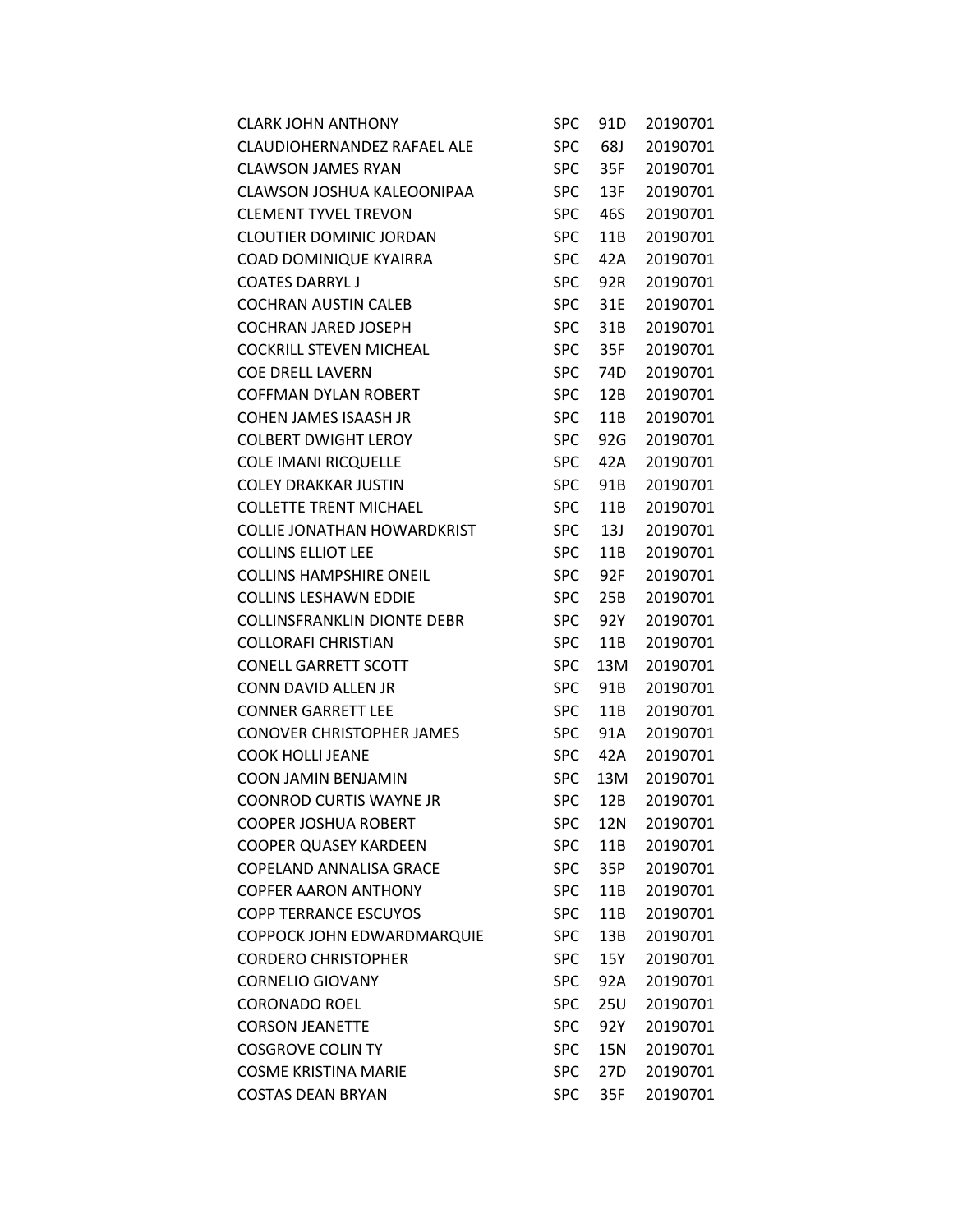| | | | |
|---|---|---|---|
| CLARK JOHN ANTHONY | SPC | 91D | 20190701 |
| CLAUDIOHERNANDEZ RAFAEL ALE | SPC | 68J | 20190701 |
| CLAWSON JAMES RYAN | SPC | 35F | 20190701 |
| CLAWSON JOSHUA KALEOONIPAA | SPC | 13F | 20190701 |
| CLEMENT TYVEL TREVON | SPC | 46S | 20190701 |
| CLOUTIER DOMINIC JORDAN | SPC | 11B | 20190701 |
| COAD DOMINIQUE KYAIRRA | SPC | 42A | 20190701 |
| COATES DARRYL J | SPC | 92R | 20190701 |
| COCHRAN AUSTIN CALEB | SPC | 31E | 20190701 |
| COCHRAN JARED JOSEPH | SPC | 31B | 20190701 |
| COCKRILL STEVEN MICHEAL | SPC | 35F | 20190701 |
| COE DRELL LAVERN | SPC | 74D | 20190701 |
| COFFMAN DYLAN ROBERT | SPC | 12B | 20190701 |
| COHEN JAMES ISAASH JR | SPC | 11B | 20190701 |
| COLBERT DWIGHT LEROY | SPC | 92G | 20190701 |
| COLE IMANI RICQUELLE | SPC | 42A | 20190701 |
| COLEY DRAKKAR JUSTIN | SPC | 91B | 20190701 |
| COLLETTE TRENT MICHAEL | SPC | 11B | 20190701 |
| COLLIE JONATHAN HOWARDKRIST | SPC | 13J | 20190701 |
| COLLINS ELLIOT LEE | SPC | 11B | 20190701 |
| COLLINS HAMPSHIRE ONEIL | SPC | 92F | 20190701 |
| COLLINS LESHAWN EDDIE | SPC | 25B | 20190701 |
| COLLINSFRANKLIN DIONTE DEBR | SPC | 92Y | 20190701 |
| COLLORAFI CHRISTIAN | SPC | 11B | 20190701 |
| CONELL GARRETT SCOTT | SPC | 13M | 20190701 |
| CONN DAVID ALLEN JR | SPC | 91B | 20190701 |
| CONNER GARRETT LEE | SPC | 11B | 20190701 |
| CONOVER CHRISTOPHER JAMES | SPC | 91A | 20190701 |
| COOK HOLLI JEANE | SPC | 42A | 20190701 |
| COON JAMIN BENJAMIN | SPC | 13M | 20190701 |
| COONROD CURTIS WAYNE JR | SPC | 12B | 20190701 |
| COOPER JOSHUA ROBERT | SPC | 12N | 20190701 |
| COOPER QUASEY KARDEEN | SPC | 11B | 20190701 |
| COPELAND ANNALISA GRACE | SPC | 35P | 20190701 |
| COPFER AARON ANTHONY | SPC | 11B | 20190701 |
| COPP TERRANCE ESCUYOS | SPC | 11B | 20190701 |
| COPPOCK JOHN EDWARDMARQUIE | SPC | 13B | 20190701 |
| CORDERO CHRISTOPHER | SPC | 15Y | 20190701 |
| CORNELIO GIOVANY | SPC | 92A | 20190701 |
| CORONADO ROEL | SPC | 25U | 20190701 |
| CORSON JEANETTE | SPC | 92Y | 20190701 |
| COSGROVE COLIN TY | SPC | 15N | 20190701 |
| COSME KRISTINA MARIE | SPC | 27D | 20190701 |
| COSTAS DEAN BRYAN | SPC | 35F | 20190701 |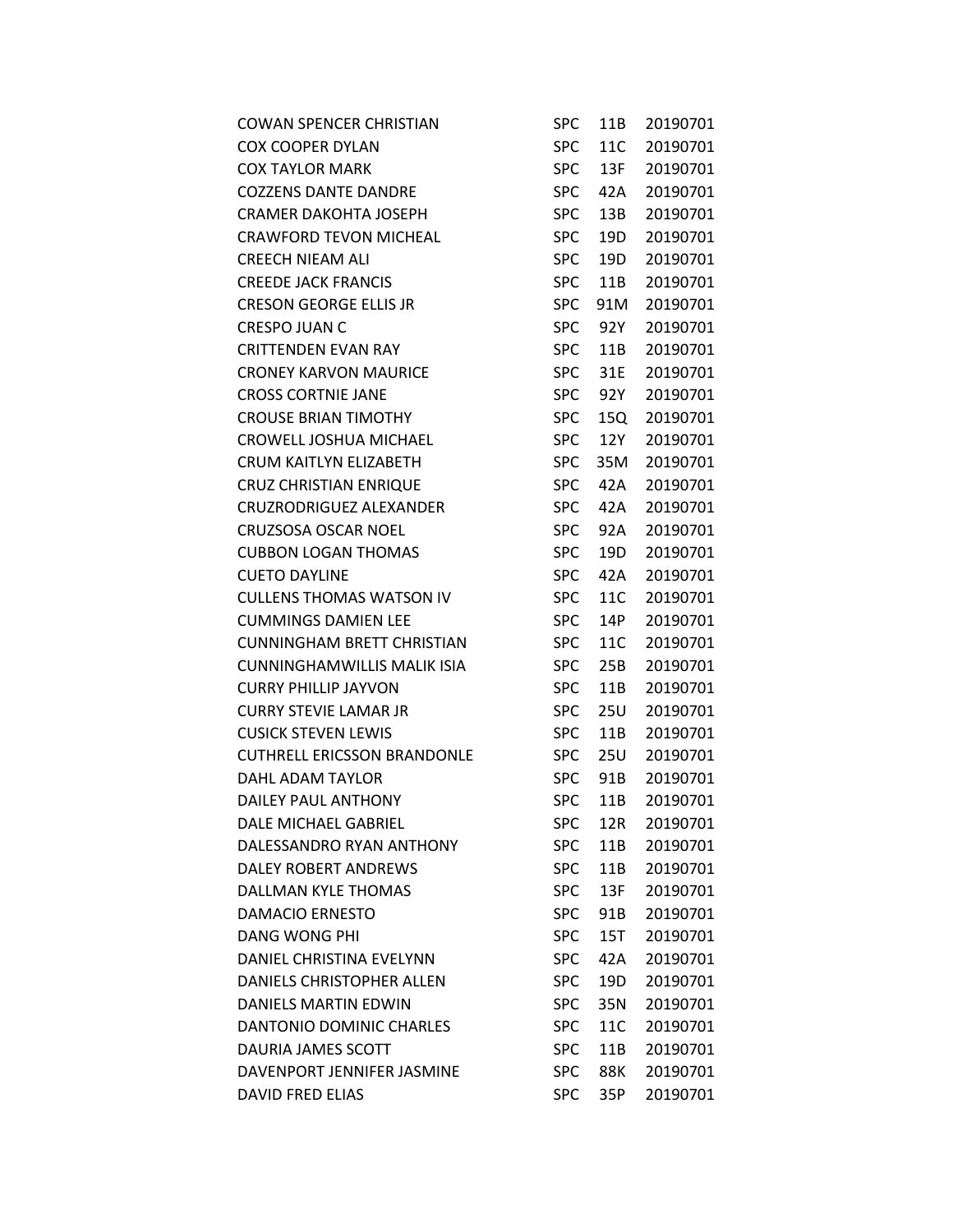| | | | |
|---|---|---|---|
| COWAN SPENCER CHRISTIAN | SPC | 11B | 20190701 |
| COX COOPER DYLAN | SPC | 11C | 20190701 |
| COX TAYLOR MARK | SPC | 13F | 20190701 |
| COZZENS DANTE DANDRE | SPC | 42A | 20190701 |
| CRAMER DAKOHTA JOSEPH | SPC | 13B | 20190701 |
| CRAWFORD TEVON MICHEAL | SPC | 19D | 20190701 |
| CREECH NIEAM ALI | SPC | 19D | 20190701 |
| CREEDE JACK FRANCIS | SPC | 11B | 20190701 |
| CRESON GEORGE ELLIS JR | SPC | 91M | 20190701 |
| CRESPO JUAN C | SPC | 92Y | 20190701 |
| CRITTENDEN EVAN RAY | SPC | 11B | 20190701 |
| CRONEY KARVON MAURICE | SPC | 31E | 20190701 |
| CROSS CORTNIE JANE | SPC | 92Y | 20190701 |
| CROUSE BRIAN TIMOTHY | SPC | 15Q | 20190701 |
| CROWELL JOSHUA MICHAEL | SPC | 12Y | 20190701 |
| CRUM KAITLYN ELIZABETH | SPC | 35M | 20190701 |
| CRUZ CHRISTIAN ENRIQUE | SPC | 42A | 20190701 |
| CRUZRODRIGUEZ ALEXANDER | SPC | 42A | 20190701 |
| CRUZSOSA OSCAR NOEL | SPC | 92A | 20190701 |
| CUBBON LOGAN THOMAS | SPC | 19D | 20190701 |
| CUETO DAYLINE | SPC | 42A | 20190701 |
| CULLENS THOMAS WATSON IV | SPC | 11C | 20190701 |
| CUMMINGS DAMIEN LEE | SPC | 14P | 20190701 |
| CUNNINGHAM BRETT CHRISTIAN | SPC | 11C | 20190701 |
| CUNNINGHAMWILLIS MALIK ISIA | SPC | 25B | 20190701 |
| CURRY PHILLIP JAYVON | SPC | 11B | 20190701 |
| CURRY STEVIE LAMAR JR | SPC | 25U | 20190701 |
| CUSICK STEVEN LEWIS | SPC | 11B | 20190701 |
| CUTHRELL ERICSSON BRANDONLE | SPC | 25U | 20190701 |
| DAHL ADAM TAYLOR | SPC | 91B | 20190701 |
| DAILEY PAUL ANTHONY | SPC | 11B | 20190701 |
| DALE MICHAEL GABRIEL | SPC | 12R | 20190701 |
| DALESSANDRO RYAN ANTHONY | SPC | 11B | 20190701 |
| DALEY ROBERT ANDREWS | SPC | 11B | 20190701 |
| DALLMAN KYLE THOMAS | SPC | 13F | 20190701 |
| DAMACIO ERNESTO | SPC | 91B | 20190701 |
| DANG WONG PHI | SPC | 15T | 20190701 |
| DANIEL CHRISTINA EVELYNN | SPC | 42A | 20190701 |
| DANIELS CHRISTOPHER ALLEN | SPC | 19D | 20190701 |
| DANIELS MARTIN EDWIN | SPC | 35N | 20190701 |
| DANTONIO DOMINIC CHARLES | SPC | 11C | 20190701 |
| DAURIA JAMES SCOTT | SPC | 11B | 20190701 |
| DAVENPORT JENNIFER JASMINE | SPC | 88K | 20190701 |
| DAVID FRED ELIAS | SPC | 35P | 20190701 |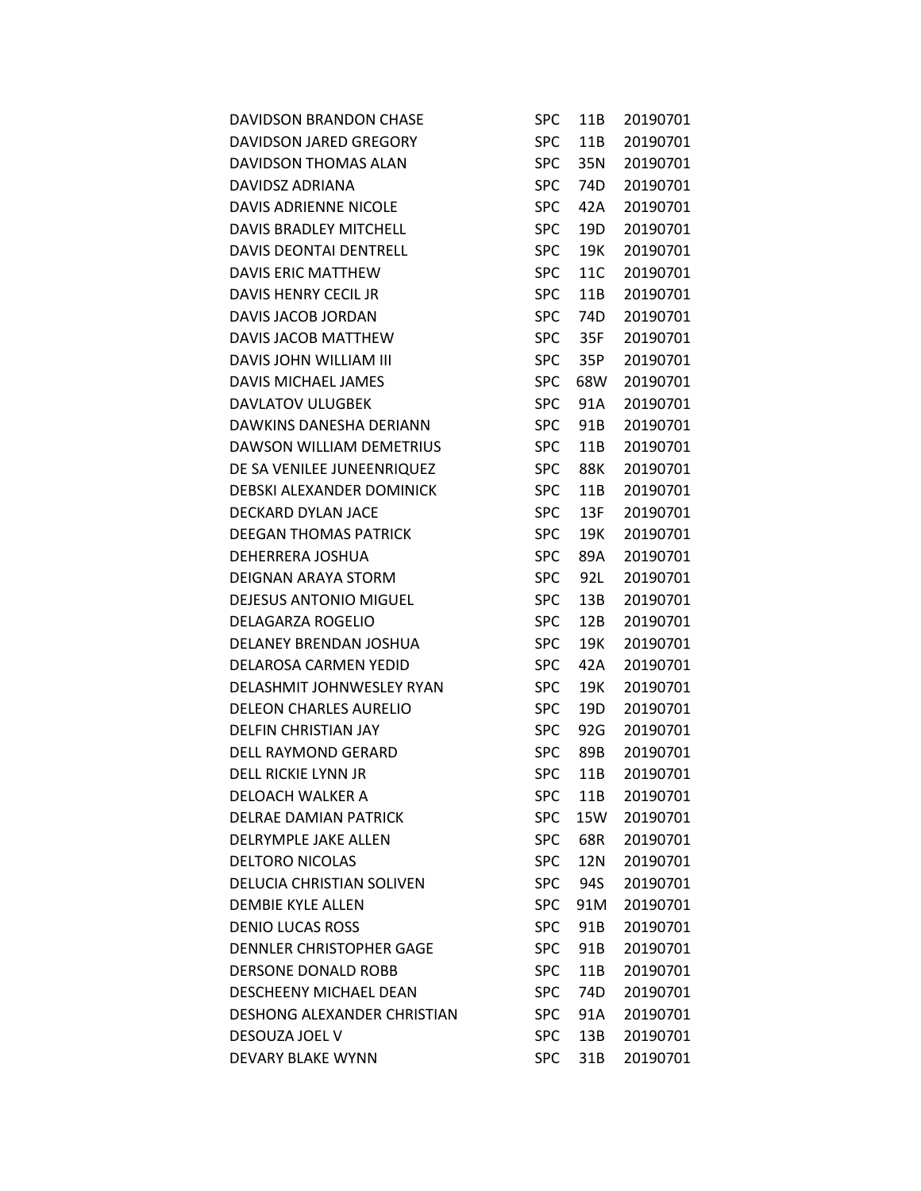| | | | |
|---|---|---|---|
| DAVIDSON BRANDON CHASE | SPC | 11B | 20190701 |
| DAVIDSON JARED GREGORY | SPC | 11B | 20190701 |
| DAVIDSON THOMAS ALAN | SPC | 35N | 20190701 |
| DAVIDSZ ADRIANA | SPC | 74D | 20190701 |
| DAVIS ADRIENNE NICOLE | SPC | 42A | 20190701 |
| DAVIS BRADLEY MITCHELL | SPC | 19D | 20190701 |
| DAVIS DEONTAI DENTRELL | SPC | 19K | 20190701 |
| DAVIS ERIC MATTHEW | SPC | 11C | 20190701 |
| DAVIS HENRY CECIL JR | SPC | 11B | 20190701 |
| DAVIS JACOB JORDAN | SPC | 74D | 20190701 |
| DAVIS JACOB MATTHEW | SPC | 35F | 20190701 |
| DAVIS JOHN WILLIAM III | SPC | 35P | 20190701 |
| DAVIS MICHAEL JAMES | SPC | 68W | 20190701 |
| DAVLATOV ULUGBEK | SPC | 91A | 20190701 |
| DAWKINS DANESHA DERIANN | SPC | 91B | 20190701 |
| DAWSON WILLIAM DEMETRIUS | SPC | 11B | 20190701 |
| DE SA VENILEE JUNEENRIQUEZ | SPC | 88K | 20190701 |
| DEBSKI ALEXANDER DOMINICK | SPC | 11B | 20190701 |
| DECKARD DYLAN JACE | SPC | 13F | 20190701 |
| DEEGAN THOMAS PATRICK | SPC | 19K | 20190701 |
| DEHERRERA JOSHUA | SPC | 89A | 20190701 |
| DEIGNAN ARAYA STORM | SPC | 92L | 20190701 |
| DEJESUS ANTONIO MIGUEL | SPC | 13B | 20190701 |
| DELAGARZA ROGELIO | SPC | 12B | 20190701 |
| DELANEY BRENDAN JOSHUA | SPC | 19K | 20190701 |
| DELAROSA CARMEN YEDID | SPC | 42A | 20190701 |
| DELASHMIT JOHNWESLEY RYAN | SPC | 19K | 20190701 |
| DELEON CHARLES AURELIO | SPC | 19D | 20190701 |
| DELFIN CHRISTIAN JAY | SPC | 92G | 20190701 |
| DELL RAYMOND GERARD | SPC | 89B | 20190701 |
| DELL RICKIE LYNN JR | SPC | 11B | 20190701 |
| DELOACH WALKER A | SPC | 11B | 20190701 |
| DELRAE DAMIAN PATRICK | SPC | 15W | 20190701 |
| DELRYMPLE JAKE ALLEN | SPC | 68R | 20190701 |
| DELTORO NICOLAS | SPC | 12N | 20190701 |
| DELUCIA CHRISTIAN SOLIVEN | SPC | 94S | 20190701 |
| DEMBIE KYLE ALLEN | SPC | 91M | 20190701 |
| DENIO LUCAS ROSS | SPC | 91B | 20190701 |
| DENNLER CHRISTOPHER GAGE | SPC | 91B | 20190701 |
| DERSONE DONALD ROBB | SPC | 11B | 20190701 |
| DESCHEENY MICHAEL DEAN | SPC | 74D | 20190701 |
| DESHONG ALEXANDER CHRISTIAN | SPC | 91A | 20190701 |
| DESOUZA JOEL V | SPC | 13B | 20190701 |
| DEVARY BLAKE WYNN | SPC | 31B | 20190701 |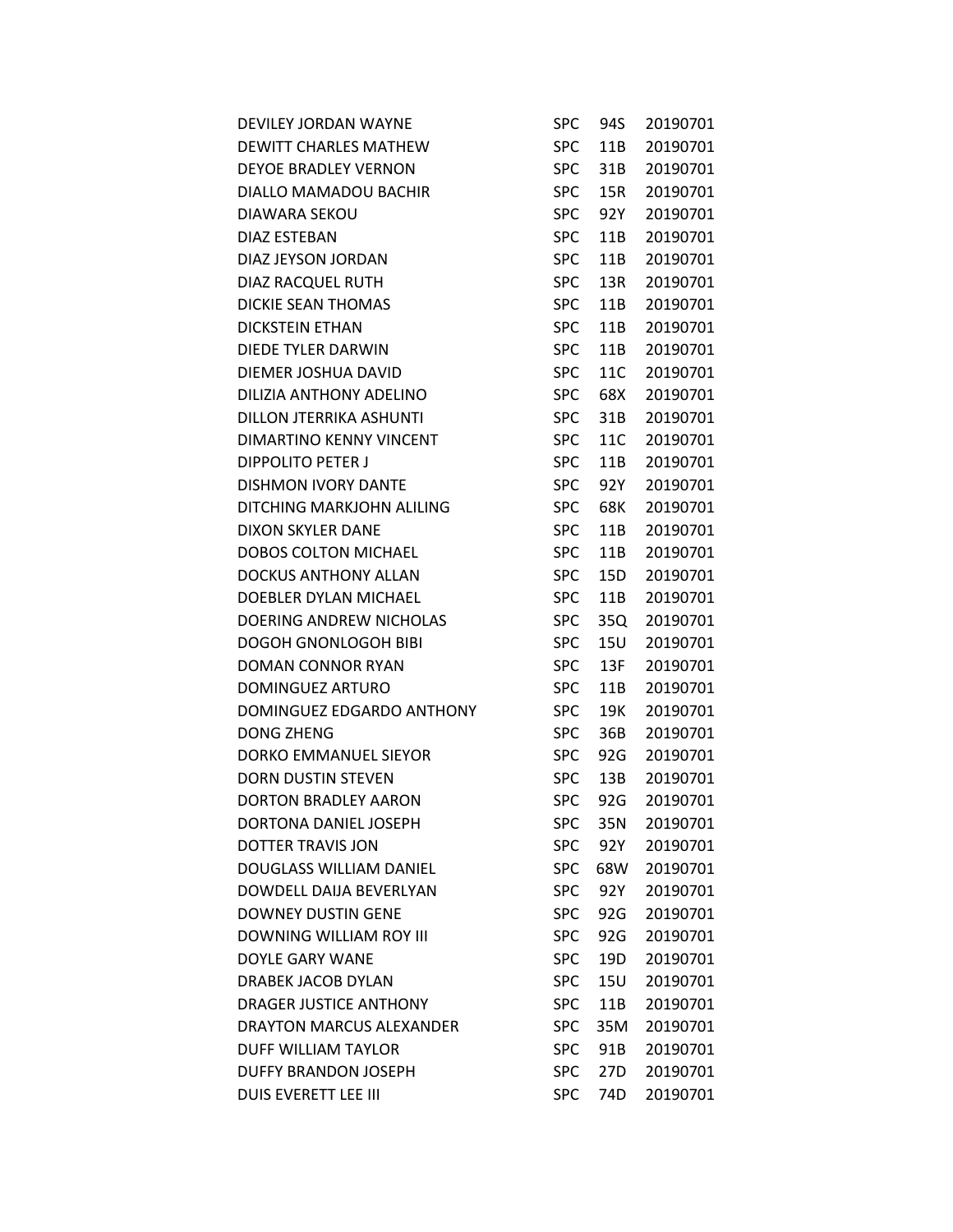| | | | |
|---|---|---|---|
| DEVILEY JORDAN WAYNE | SPC | 94S | 20190701 |
| DEWITT CHARLES MATHEW | SPC | 11B | 20190701 |
| DEYOE BRADLEY VERNON | SPC | 31B | 20190701 |
| DIALLO MAMADOU BACHIR | SPC | 15R | 20190701 |
| DIAWARA SEKOU | SPC | 92Y | 20190701 |
| DIAZ ESTEBAN | SPC | 11B | 20190701 |
| DIAZ JEYSON JORDAN | SPC | 11B | 20190701 |
| DIAZ RACQUEL RUTH | SPC | 13R | 20190701 |
| DICKIE SEAN THOMAS | SPC | 11B | 20190701 |
| DICKSTEIN ETHAN | SPC | 11B | 20190701 |
| DIEDE TYLER DARWIN | SPC | 11B | 20190701 |
| DIEMER JOSHUA DAVID | SPC | 11C | 20190701 |
| DILIZIA ANTHONY ADELINO | SPC | 68X | 20190701 |
| DILLON JTERRIKA ASHUNTI | SPC | 31B | 20190701 |
| DIMARTINO KENNY VINCENT | SPC | 11C | 20190701 |
| DIPPOLITO PETER J | SPC | 11B | 20190701 |
| DISHMON IVORY DANTE | SPC | 92Y | 20190701 |
| DITCHING MARKJOHN ALILING | SPC | 68K | 20190701 |
| DIXON SKYLER DANE | SPC | 11B | 20190701 |
| DOBOS COLTON MICHAEL | SPC | 11B | 20190701 |
| DOCKUS ANTHONY ALLAN | SPC | 15D | 20190701 |
| DOEBLER DYLAN MICHAEL | SPC | 11B | 20190701 |
| DOERING ANDREW NICHOLAS | SPC | 35Q | 20190701 |
| DOGOH GNONLOGOH BIBI | SPC | 15U | 20190701 |
| DOMAN CONNOR RYAN | SPC | 13F | 20190701 |
| DOMINGUEZ ARTURO | SPC | 11B | 20190701 |
| DOMINGUEZ EDGARDO ANTHONY | SPC | 19K | 20190701 |
| DONG ZHENG | SPC | 36B | 20190701 |
| DORKO EMMANUEL SIEYOR | SPC | 92G | 20190701 |
| DORN DUSTIN STEVEN | SPC | 13B | 20190701 |
| DORTON BRADLEY AARON | SPC | 92G | 20190701 |
| DORTONA DANIEL JOSEPH | SPC | 35N | 20190701 |
| DOTTER TRAVIS JON | SPC | 92Y | 20190701 |
| DOUGLASS WILLIAM DANIEL | SPC | 68W | 20190701 |
| DOWDELL DAIJA BEVERLYAN | SPC | 92Y | 20190701 |
| DOWNEY DUSTIN GENE | SPC | 92G | 20190701 |
| DOWNING WILLIAM ROY III | SPC | 92G | 20190701 |
| DOYLE GARY WANE | SPC | 19D | 20190701 |
| DRABEK JACOB DYLAN | SPC | 15U | 20190701 |
| DRAGER JUSTICE ANTHONY | SPC | 11B | 20190701 |
| DRAYTON MARCUS ALEXANDER | SPC | 35M | 20190701 |
| DUFF WILLIAM TAYLOR | SPC | 91B | 20190701 |
| DUFFY BRANDON JOSEPH | SPC | 27D | 20190701 |
| DUIS EVERETT LEE III | SPC | 74D | 20190701 |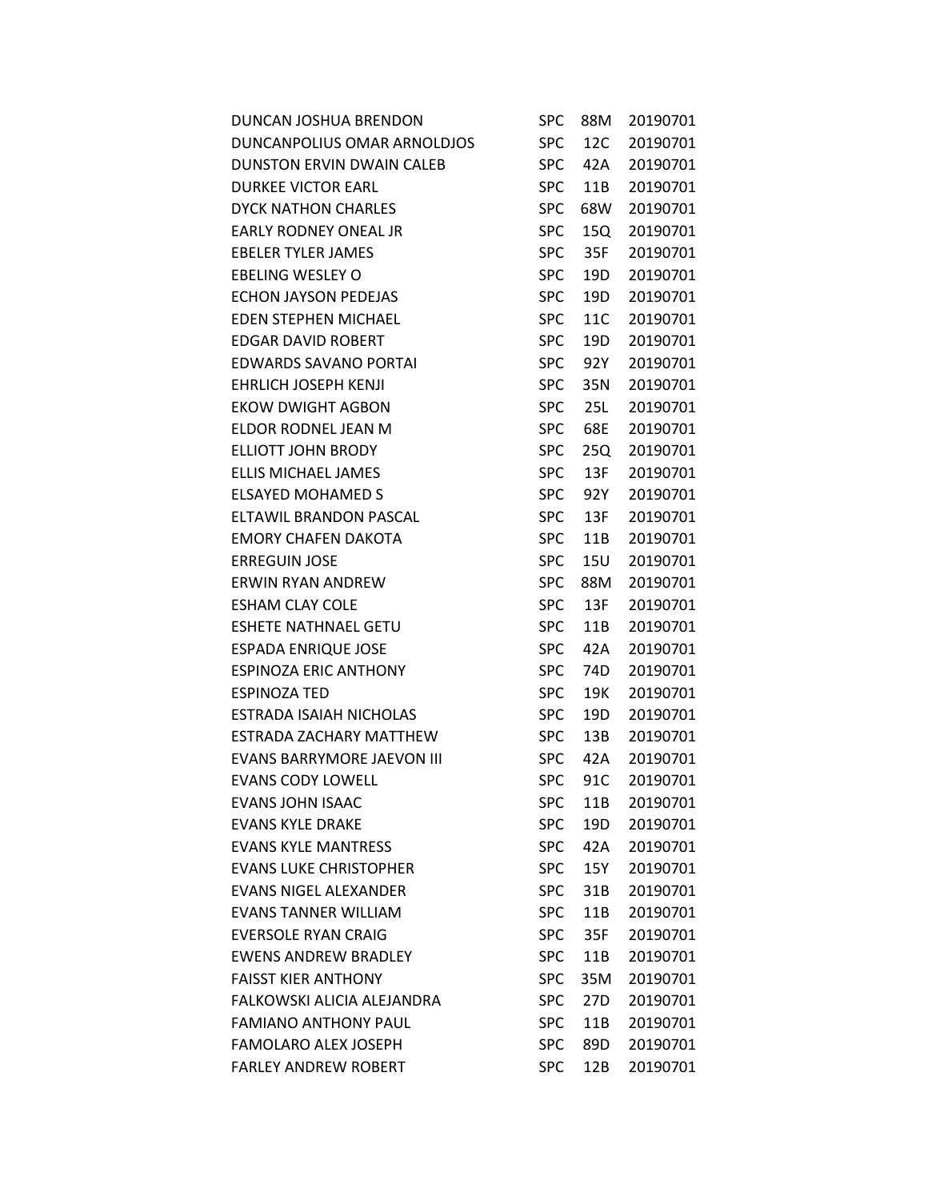| | | | |
|---|---|---|---|
| DUNCAN JOSHUA BRENDON | SPC | 88M | 20190701 |
| DUNCANPOLIUS OMAR ARNOLDJOS | SPC | 12C | 20190701 |
| DUNSTON ERVIN DWAIN CALEB | SPC | 42A | 20190701 |
| DURKEE VICTOR EARL | SPC | 11B | 20190701 |
| DYCK NATHON CHARLES | SPC | 68W | 20190701 |
| EARLY RODNEY ONEAL JR | SPC | 15Q | 20190701 |
| EBELER TYLER JAMES | SPC | 35F | 20190701 |
| EBELING WESLEY O | SPC | 19D | 20190701 |
| ECHON JAYSON PEDEJAS | SPC | 19D | 20190701 |
| EDEN STEPHEN MICHAEL | SPC | 11C | 20190701 |
| EDGAR DAVID ROBERT | SPC | 19D | 20190701 |
| EDWARDS SAVANO PORTAI | SPC | 92Y | 20190701 |
| EHRLICH JOSEPH KENJI | SPC | 35N | 20190701 |
| EKOW DWIGHT AGBON | SPC | 25L | 20190701 |
| ELDOR RODNEL JEAN M | SPC | 68E | 20190701 |
| ELLIOTT JOHN BRODY | SPC | 25Q | 20190701 |
| ELLIS MICHAEL JAMES | SPC | 13F | 20190701 |
| ELSAYED MOHAMED S | SPC | 92Y | 20190701 |
| ELTAWIL BRANDON PASCAL | SPC | 13F | 20190701 |
| EMORY CHAFEN DAKOTA | SPC | 11B | 20190701 |
| ERREGUIN JOSE | SPC | 15U | 20190701 |
| ERWIN RYAN ANDREW | SPC | 88M | 20190701 |
| ESHAM CLAY COLE | SPC | 13F | 20190701 |
| ESHETE NATHNAEL GETU | SPC | 11B | 20190701 |
| ESPADA ENRIQUE JOSE | SPC | 42A | 20190701 |
| ESPINOZA ERIC ANTHONY | SPC | 74D | 20190701 |
| ESPINOZA TED | SPC | 19K | 20190701 |
| ESTRADA ISAIAH NICHOLAS | SPC | 19D | 20190701 |
| ESTRADA ZACHARY MATTHEW | SPC | 13B | 20190701 |
| EVANS BARRYMORE JAEVON III | SPC | 42A | 20190701 |
| EVANS CODY LOWELL | SPC | 91C | 20190701 |
| EVANS JOHN ISAAC | SPC | 11B | 20190701 |
| EVANS KYLE DRAKE | SPC | 19D | 20190701 |
| EVANS KYLE MANTRESS | SPC | 42A | 20190701 |
| EVANS LUKE CHRISTOPHER | SPC | 15Y | 20190701 |
| EVANS NIGEL ALEXANDER | SPC | 31B | 20190701 |
| EVANS TANNER WILLIAM | SPC | 11B | 20190701 |
| EVERSOLE RYAN CRAIG | SPC | 35F | 20190701 |
| EWENS ANDREW BRADLEY | SPC | 11B | 20190701 |
| FAISST KIER ANTHONY | SPC | 35M | 20190701 |
| FALKOWSKI ALICIA ALEJANDRA | SPC | 27D | 20190701 |
| FAMIANO ANTHONY PAUL | SPC | 11B | 20190701 |
| FAMOLARO ALEX JOSEPH | SPC | 89D | 20190701 |
| FARLEY ANDREW ROBERT | SPC | 12B | 20190701 |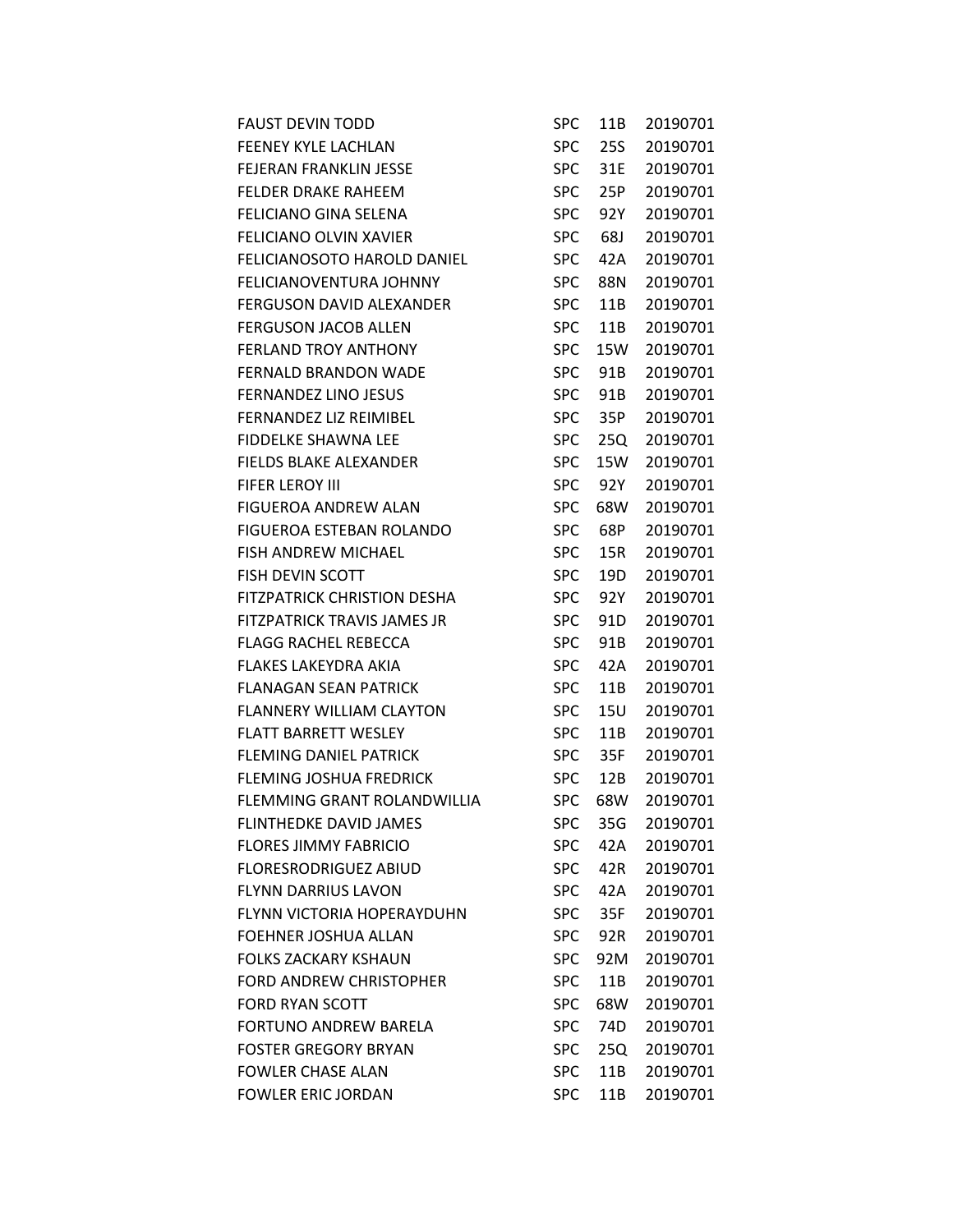| | | | |
|---|---|---|---|
| FAUST DEVIN TODD | SPC | 11B | 20190701 |
| FEENEY KYLE LACHLAN | SPC | 25S | 20190701 |
| FEJERAN FRANKLIN JESSE | SPC | 31E | 20190701 |
| FELDER DRAKE RAHEEM | SPC | 25P | 20190701 |
| FELICIANO GINA SELENA | SPC | 92Y | 20190701 |
| FELICIANO OLVIN XAVIER | SPC | 68J | 20190701 |
| FELICIANOSOTO HAROLD DANIEL | SPC | 42A | 20190701 |
| FELICIANOVENTURA JOHNNY | SPC | 88N | 20190701 |
| FERGUSON DAVID ALEXANDER | SPC | 11B | 20190701 |
| FERGUSON JACOB ALLEN | SPC | 11B | 20190701 |
| FERLAND TROY ANTHONY | SPC | 15W | 20190701 |
| FERNALD BRANDON WADE | SPC | 91B | 20190701 |
| FERNANDEZ LINO JESUS | SPC | 91B | 20190701 |
| FERNANDEZ LIZ REIMIBEL | SPC | 35P | 20190701 |
| FIDDELKE SHAWNA LEE | SPC | 25Q | 20190701 |
| FIELDS BLAKE ALEXANDER | SPC | 15W | 20190701 |
| FIFER LEROY III | SPC | 92Y | 20190701 |
| FIGUEROA ANDREW ALAN | SPC | 68W | 20190701 |
| FIGUEROA ESTEBAN ROLANDO | SPC | 68P | 20190701 |
| FISH ANDREW MICHAEL | SPC | 15R | 20190701 |
| FISH DEVIN SCOTT | SPC | 19D | 20190701 |
| FITZPATRICK CHRISTION DESHA | SPC | 92Y | 20190701 |
| FITZPATRICK TRAVIS JAMES JR | SPC | 91D | 20190701 |
| FLAGG RACHEL REBECCA | SPC | 91B | 20190701 |
| FLAKES LAKEYDRA AKIA | SPC | 42A | 20190701 |
| FLANAGAN SEAN PATRICK | SPC | 11B | 20190701 |
| FLANNERY WILLIAM CLAYTON | SPC | 15U | 20190701 |
| FLATT BARRETT WESLEY | SPC | 11B | 20190701 |
| FLEMING DANIEL PATRICK | SPC | 35F | 20190701 |
| FLEMING JOSHUA FREDRICK | SPC | 12B | 20190701 |
| FLEMMING GRANT ROLANDWILLIA | SPC | 68W | 20190701 |
| FLINTHEDKE DAVID JAMES | SPC | 35G | 20190701 |
| FLORES JIMMY FABRICIO | SPC | 42A | 20190701 |
| FLORESRODRIGUEZ ABIUD | SPC | 42R | 20190701 |
| FLYNN DARRIUS LAVON | SPC | 42A | 20190701 |
| FLYNN VICTORIA HOPERAYDUHN | SPC | 35F | 20190701 |
| FOEHNER JOSHUA ALLAN | SPC | 92R | 20190701 |
| FOLKS ZACKARY KSHAUN | SPC | 92M | 20190701 |
| FORD ANDREW CHRISTOPHER | SPC | 11B | 20190701 |
| FORD RYAN SCOTT | SPC | 68W | 20190701 |
| FORTUNO ANDREW BARELA | SPC | 74D | 20190701 |
| FOSTER GREGORY BRYAN | SPC | 25Q | 20190701 |
| FOWLER CHASE ALAN | SPC | 11B | 20190701 |
| FOWLER ERIC JORDAN | SPC | 11B | 20190701 |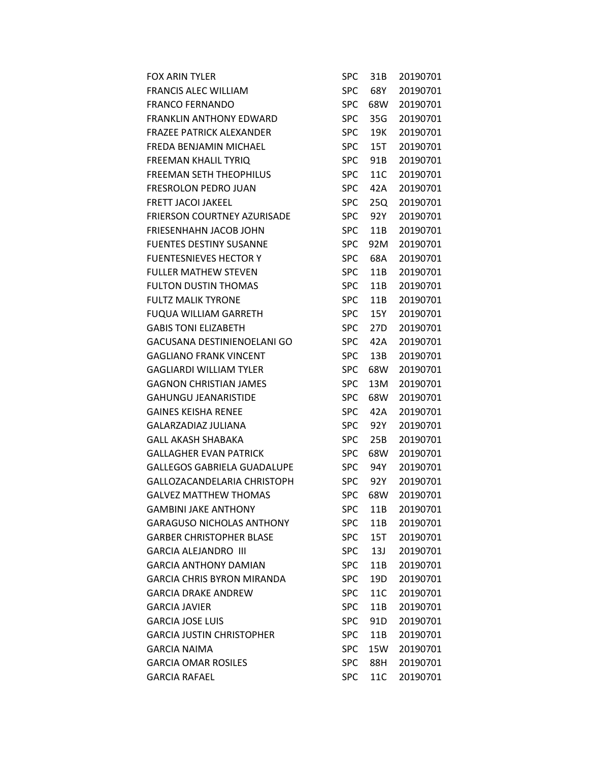| | | | |
|---|---|---|---|
| FOX ARIN TYLER | SPC | 31B | 20190701 |
| FRANCIS ALEC WILLIAM | SPC | 68Y | 20190701 |
| FRANCO FERNANDO | SPC | 68W | 20190701 |
| FRANKLIN ANTHONY EDWARD | SPC | 35G | 20190701 |
| FRAZEE PATRICK ALEXANDER | SPC | 19K | 20190701 |
| FREDA BENJAMIN MICHAEL | SPC | 15T | 20190701 |
| FREEMAN KHALIL TYRIQ | SPC | 91B | 20190701 |
| FREEMAN SETH THEOPHILUS | SPC | 11C | 20190701 |
| FRESROLON PEDRO JUAN | SPC | 42A | 20190701 |
| FRETT JACOI JAKEEL | SPC | 25Q | 20190701 |
| FRIERSON COURTNEY AZURISADE | SPC | 92Y | 20190701 |
| FRIESENHAHN JACOB JOHN | SPC | 11B | 20190701 |
| FUENTES DESTINY SUSANNE | SPC | 92M | 20190701 |
| FUENTESNIEVES HECTOR Y | SPC | 68A | 20190701 |
| FULLER MATHEW STEVEN | SPC | 11B | 20190701 |
| FULTON DUSTIN THOMAS | SPC | 11B | 20190701 |
| FULTZ MALIK TYRONE | SPC | 11B | 20190701 |
| FUQUA WILLIAM GARRETH | SPC | 15Y | 20190701 |
| GABIS TONI ELIZABETH | SPC | 27D | 20190701 |
| GACUSANA DESTINIENOELANI GO | SPC | 42A | 20190701 |
| GAGLIANO FRANK VINCENT | SPC | 13B | 20190701 |
| GAGLIARDI WILLIAM TYLER | SPC | 68W | 20190701 |
| GAGNON CHRISTIAN JAMES | SPC | 13M | 20190701 |
| GAHUNGU JEANARISTIDE | SPC | 68W | 20190701 |
| GAINES KEISHA RENEE | SPC | 42A | 20190701 |
| GALARZADIAZ JULIANA | SPC | 92Y | 20190701 |
| GALL AKASH SHABAKA | SPC | 25B | 20190701 |
| GALLAGHER EVAN PATRICK | SPC | 68W | 20190701 |
| GALLEGOS GABRIELA GUADALUPE | SPC | 94Y | 20190701 |
| GALLOZACANDELARIA CHRISTOPH | SPC | 92Y | 20190701 |
| GALVEZ MATTHEW THOMAS | SPC | 68W | 20190701 |
| GAMBINI JAKE ANTHONY | SPC | 11B | 20190701 |
| GARAGUSO NICHOLAS ANTHONY | SPC | 11B | 20190701 |
| GARBER CHRISTOPHER BLASE | SPC | 15T | 20190701 |
| GARCIA ALEJANDRO III | SPC | 13J | 20190701 |
| GARCIA ANTHONY DAMIAN | SPC | 11B | 20190701 |
| GARCIA CHRIS BYRON MIRANDA | SPC | 19D | 20190701 |
| GARCIA DRAKE ANDREW | SPC | 11C | 20190701 |
| GARCIA JAVIER | SPC | 11B | 20190701 |
| GARCIA JOSE LUIS | SPC | 91D | 20190701 |
| GARCIA JUSTIN CHRISTOPHER | SPC | 11B | 20190701 |
| GARCIA NAIMA | SPC | 15W | 20190701 |
| GARCIA OMAR ROSILES | SPC | 88H | 20190701 |
| GARCIA RAFAEL | SPC | 11C | 20190701 |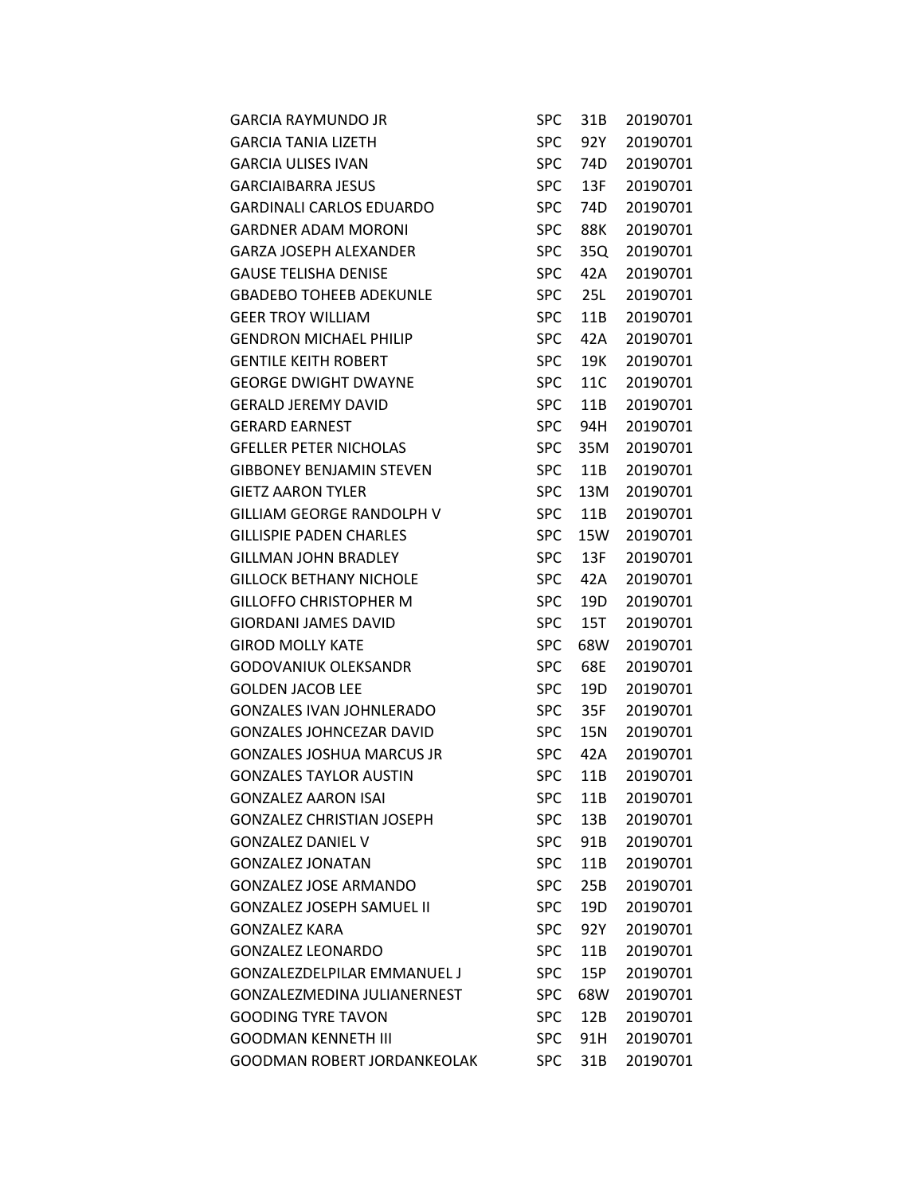| | | | |
|---|---|---|---|
| GARCIA RAYMUNDO JR | SPC | 31B | 20190701 |
| GARCIA TANIA LIZETH | SPC | 92Y | 20190701 |
| GARCIA ULISES IVAN | SPC | 74D | 20190701 |
| GARCIAIBARRA JESUS | SPC | 13F | 20190701 |
| GARDINALI CARLOS EDUARDO | SPC | 74D | 20190701 |
| GARDNER ADAM MORONI | SPC | 88K | 20190701 |
| GARZA JOSEPH ALEXANDER | SPC | 35Q | 20190701 |
| GAUSE TELISHA DENISE | SPC | 42A | 20190701 |
| GBADEBO TOHEEB ADEKUNLE | SPC | 25L | 20190701 |
| GEER TROY WILLIAM | SPC | 11B | 20190701 |
| GENDRON MICHAEL PHILIP | SPC | 42A | 20190701 |
| GENTILE KEITH ROBERT | SPC | 19K | 20190701 |
| GEORGE DWIGHT DWAYNE | SPC | 11C | 20190701 |
| GERALD JEREMY DAVID | SPC | 11B | 20190701 |
| GERARD EARNEST | SPC | 94H | 20190701 |
| GFELLER PETER NICHOLAS | SPC | 35M | 20190701 |
| GIBBONEY BENJAMIN STEVEN | SPC | 11B | 20190701 |
| GIETZ AARON TYLER | SPC | 13M | 20190701 |
| GILLIAM GEORGE RANDOLPH V | SPC | 11B | 20190701 |
| GILLISPIE PADEN CHARLES | SPC | 15W | 20190701 |
| GILLMAN JOHN BRADLEY | SPC | 13F | 20190701 |
| GILLOCK BETHANY NICHOLE | SPC | 42A | 20190701 |
| GILLOFFO CHRISTOPHER M | SPC | 19D | 20190701 |
| GIORDANI JAMES DAVID | SPC | 15T | 20190701 |
| GIROD MOLLY KATE | SPC | 68W | 20190701 |
| GODOVANIUK OLEKSANDR | SPC | 68E | 20190701 |
| GOLDEN JACOB LEE | SPC | 19D | 20190701 |
| GONZALES IVAN JOHNLERADO | SPC | 35F | 20190701 |
| GONZALES JOHNCEZAR DAVID | SPC | 15N | 20190701 |
| GONZALES JOSHUA MARCUS JR | SPC | 42A | 20190701 |
| GONZALES TAYLOR AUSTIN | SPC | 11B | 20190701 |
| GONZALEZ AARON ISAI | SPC | 11B | 20190701 |
| GONZALEZ CHRISTIAN JOSEPH | SPC | 13B | 20190701 |
| GONZALEZ DANIEL V | SPC | 91B | 20190701 |
| GONZALEZ JONATAN | SPC | 11B | 20190701 |
| GONZALEZ JOSE ARMANDO | SPC | 25B | 20190701 |
| GONZALEZ JOSEPH SAMUEL II | SPC | 19D | 20190701 |
| GONZALEZ KARA | SPC | 92Y | 20190701 |
| GONZALEZ LEONARDO | SPC | 11B | 20190701 |
| GONZALEZDELPILAR EMMANUEL J | SPC | 15P | 20190701 |
| GONZALEZMEDINA JULIANERNEST | SPC | 68W | 20190701 |
| GOODING TYRE TAVON | SPC | 12B | 20190701 |
| GOODMAN KENNETH III | SPC | 91H | 20190701 |
| GOODMAN ROBERT JORDANKEOLAK | SPC | 31B | 20190701 |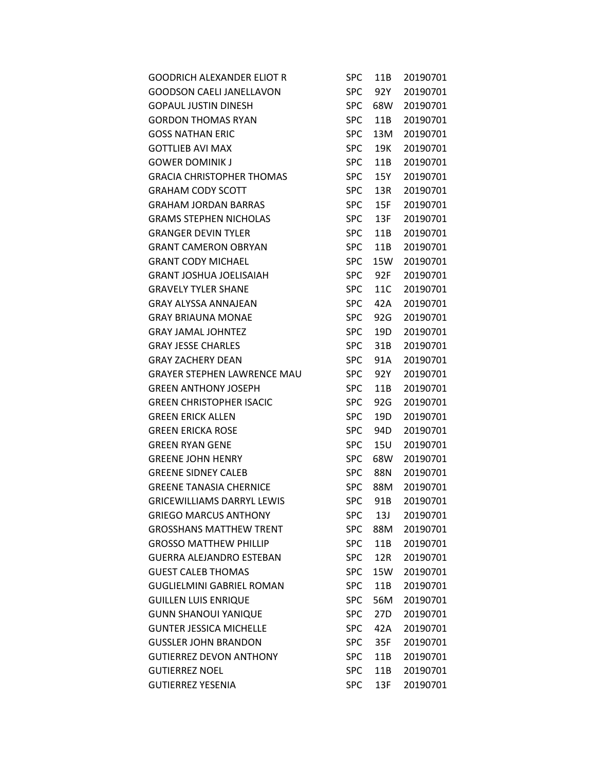| | | | |
|---|---|---|---|
| GOODRICH ALEXANDER ELIOT R | SPC | 11B | 20190701 |
| GOODSON CAELI JANELLAVON | SPC | 92Y | 20190701 |
| GOPAUL JUSTIN DINESH | SPC | 68W | 20190701 |
| GORDON THOMAS RYAN | SPC | 11B | 20190701 |
| GOSS NATHAN ERIC | SPC | 13M | 20190701 |
| GOTTLIEB AVI MAX | SPC | 19K | 20190701 |
| GOWER DOMINIK J | SPC | 11B | 20190701 |
| GRACIA CHRISTOPHER THOMAS | SPC | 15Y | 20190701 |
| GRAHAM CODY SCOTT | SPC | 13R | 20190701 |
| GRAHAM JORDAN BARRAS | SPC | 15F | 20190701 |
| GRAMS STEPHEN NICHOLAS | SPC | 13F | 20190701 |
| GRANGER DEVIN TYLER | SPC | 11B | 20190701 |
| GRANT CAMERON OBRYAN | SPC | 11B | 20190701 |
| GRANT CODY MICHAEL | SPC | 15W | 20190701 |
| GRANT JOSHUA JOELISAIAH | SPC | 92F | 20190701 |
| GRAVELY TYLER SHANE | SPC | 11C | 20190701 |
| GRAY ALYSSA ANNAJEAN | SPC | 42A | 20190701 |
| GRAY BRIAUNA MONAE | SPC | 92G | 20190701 |
| GRAY JAMAL JOHNTEZ | SPC | 19D | 20190701 |
| GRAY JESSE CHARLES | SPC | 31B | 20190701 |
| GRAY ZACHERY DEAN | SPC | 91A | 20190701 |
| GRAYER STEPHEN LAWRENCE MAU | SPC | 92Y | 20190701 |
| GREEN ANTHONY JOSEPH | SPC | 11B | 20190701 |
| GREEN CHRISTOPHER ISACIC | SPC | 92G | 20190701 |
| GREEN ERICK ALLEN | SPC | 19D | 20190701 |
| GREEN ERICKA ROSE | SPC | 94D | 20190701 |
| GREEN RYAN GENE | SPC | 15U | 20190701 |
| GREENE JOHN HENRY | SPC | 68W | 20190701 |
| GREENE SIDNEY CALEB | SPC | 88N | 20190701 |
| GREENE TANASIA CHERNICE | SPC | 88M | 20190701 |
| GRICEWILLIAMS DARRYL LEWIS | SPC | 91B | 20190701 |
| GRIEGO MARCUS ANTHONY | SPC | 13J | 20190701 |
| GROSSHANS MATTHEW TRENT | SPC | 88M | 20190701 |
| GROSSO MATTHEW PHILLIP | SPC | 11B | 20190701 |
| GUERRA ALEJANDRO ESTEBAN | SPC | 12R | 20190701 |
| GUEST CALEB THOMAS | SPC | 15W | 20190701 |
| GUGLIELMINI GABRIEL ROMAN | SPC | 11B | 20190701 |
| GUILLEN LUIS ENRIQUE | SPC | 56M | 20190701 |
| GUNN SHANOUI YANIQUE | SPC | 27D | 20190701 |
| GUNTER JESSICA MICHELLE | SPC | 42A | 20190701 |
| GUSSLER JOHN BRANDON | SPC | 35F | 20190701 |
| GUTIERREZ DEVON ANTHONY | SPC | 11B | 20190701 |
| GUTIERREZ NOEL | SPC | 11B | 20190701 |
| GUTIERREZ YESENIA | SPC | 13F | 20190701 |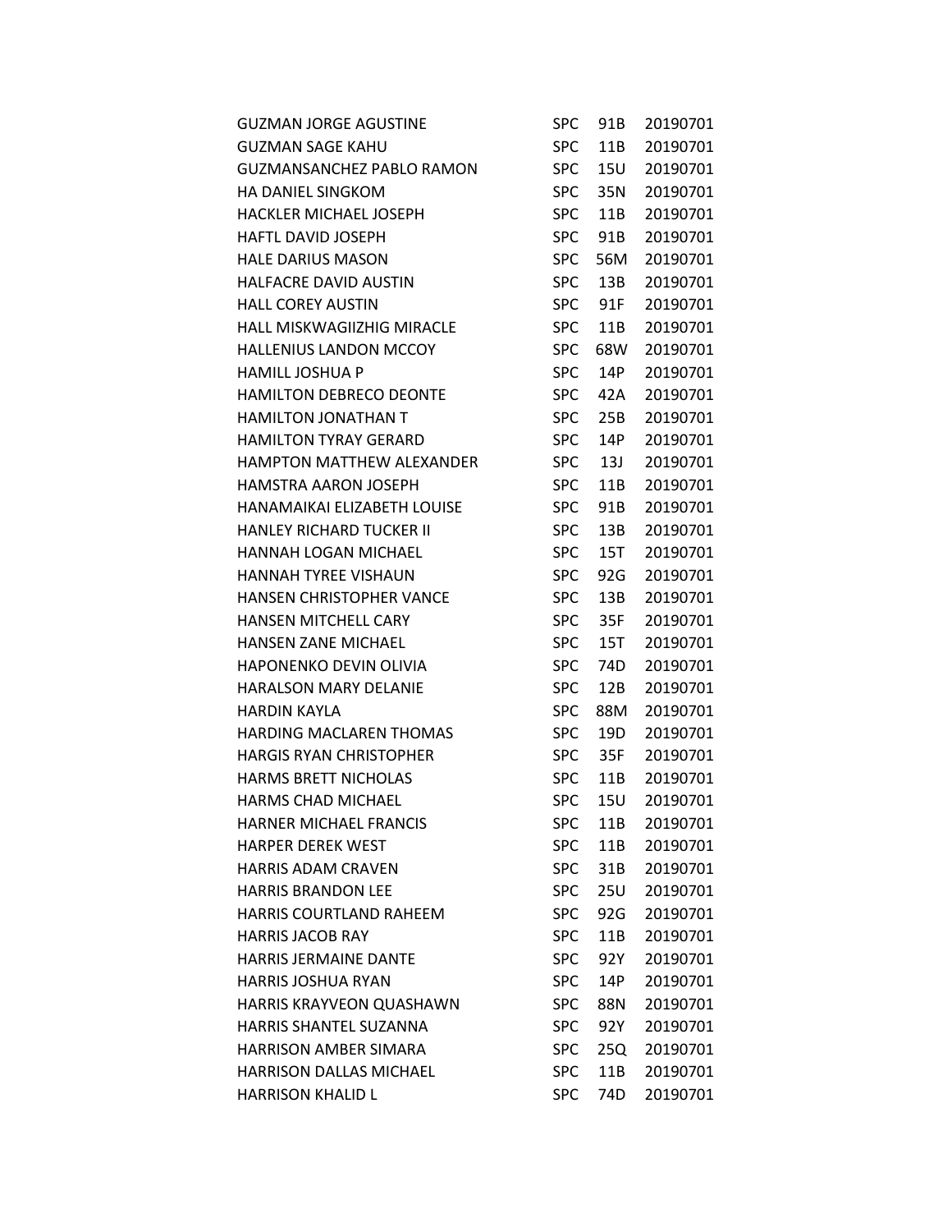| | | | |
|---|---|---|---|
| GUZMAN JORGE AGUSTINE | SPC | 91B | 20190701 |
| GUZMAN SAGE KAHU | SPC | 11B | 20190701 |
| GUZMANSANCHEZ PABLO RAMON | SPC | 15U | 20190701 |
| HA DANIEL SINGKOM | SPC | 35N | 20190701 |
| HACKLER MICHAEL JOSEPH | SPC | 11B | 20190701 |
| HAFTL DAVID JOSEPH | SPC | 91B | 20190701 |
| HALE DARIUS MASON | SPC | 56M | 20190701 |
| HALFACRE DAVID AUSTIN | SPC | 13B | 20190701 |
| HALL COREY AUSTIN | SPC | 91F | 20190701 |
| HALL MISKWAGIIZHIG MIRACLE | SPC | 11B | 20190701 |
| HALLENIUS LANDON MCCOY | SPC | 68W | 20190701 |
| HAMILL JOSHUA P | SPC | 14P | 20190701 |
| HAMILTON DEBRECO DEONTE | SPC | 42A | 20190701 |
| HAMILTON JONATHAN T | SPC | 25B | 20190701 |
| HAMILTON TYRAY GERARD | SPC | 14P | 20190701 |
| HAMPTON MATTHEW ALEXANDER | SPC | 13J | 20190701 |
| HAMSTRA AARON JOSEPH | SPC | 11B | 20190701 |
| HANAMAIKAI ELIZABETH LOUISE | SPC | 91B | 20190701 |
| HANLEY RICHARD TUCKER II | SPC | 13B | 20190701 |
| HANNAH LOGAN MICHAEL | SPC | 15T | 20190701 |
| HANNAH TYREE VISHAUN | SPC | 92G | 20190701 |
| HANSEN CHRISTOPHER VANCE | SPC | 13B | 20190701 |
| HANSEN MITCHELL CARY | SPC | 35F | 20190701 |
| HANSEN ZANE MICHAEL | SPC | 15T | 20190701 |
| HAPONENKO DEVIN OLIVIA | SPC | 74D | 20190701 |
| HARALSON MARY DELANIE | SPC | 12B | 20190701 |
| HARDIN KAYLA | SPC | 88M | 20190701 |
| HARDING MACLAREN THOMAS | SPC | 19D | 20190701 |
| HARGIS RYAN CHRISTOPHER | SPC | 35F | 20190701 |
| HARMS BRETT NICHOLAS | SPC | 11B | 20190701 |
| HARMS CHAD MICHAEL | SPC | 15U | 20190701 |
| HARNER MICHAEL FRANCIS | SPC | 11B | 20190701 |
| HARPER DEREK WEST | SPC | 11B | 20190701 |
| HARRIS ADAM CRAVEN | SPC | 31B | 20190701 |
| HARRIS BRANDON LEE | SPC | 25U | 20190701 |
| HARRIS COURTLAND RAHEEM | SPC | 92G | 20190701 |
| HARRIS JACOB RAY | SPC | 11B | 20190701 |
| HARRIS JERMAINE DANTE | SPC | 92Y | 20190701 |
| HARRIS JOSHUA RYAN | SPC | 14P | 20190701 |
| HARRIS KRAYVEON QUASHAWN | SPC | 88N | 20190701 |
| HARRIS SHANTEL SUZANNA | SPC | 92Y | 20190701 |
| HARRISON AMBER SIMARA | SPC | 25Q | 20190701 |
| HARRISON DALLAS MICHAEL | SPC | 11B | 20190701 |
| HARRISON KHALID L | SPC | 74D | 20190701 |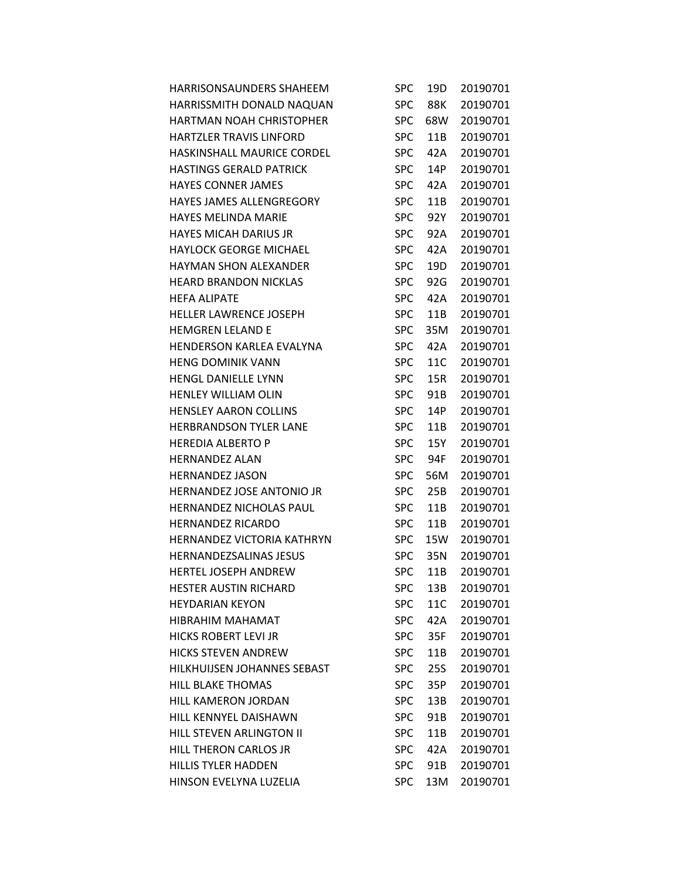| | | | |
|---|---|---|---|
| HARRISONSAUNDERS SHAHEEM | SPC | 19D | 20190701 |
| HARRISSMITH DONALD NAQUAN | SPC | 88K | 20190701 |
| HARTMAN NOAH CHRISTOPHER | SPC | 68W | 20190701 |
| HARTZLER TRAVIS LINFORD | SPC | 11B | 20190701 |
| HASKINSHALL MAURICE CORDEL | SPC | 42A | 20190701 |
| HASTINGS GERALD PATRICK | SPC | 14P | 20190701 |
| HAYES CONNER JAMES | SPC | 42A | 20190701 |
| HAYES JAMES ALLENGREGORY | SPC | 11B | 20190701 |
| HAYES MELINDA MARIE | SPC | 92Y | 20190701 |
| HAYES MICAH DARIUS JR | SPC | 92A | 20190701 |
| HAYLOCK GEORGE MICHAEL | SPC | 42A | 20190701 |
| HAYMAN SHON ALEXANDER | SPC | 19D | 20190701 |
| HEARD BRANDON NICKLAS | SPC | 92G | 20190701 |
| HEFA ALIPATE | SPC | 42A | 20190701 |
| HELLER LAWRENCE JOSEPH | SPC | 11B | 20190701 |
| HEMGREN LELAND E | SPC | 35M | 20190701 |
| HENDERSON KARLEA EVALYNA | SPC | 42A | 20190701 |
| HENG DOMINIK VANN | SPC | 11C | 20190701 |
| HENGL DANIELLE LYNN | SPC | 15R | 20190701 |
| HENLEY WILLIAM OLIN | SPC | 91B | 20190701 |
| HENSLEY AARON COLLINS | SPC | 14P | 20190701 |
| HERBRANDSON TYLER LANE | SPC | 11B | 20190701 |
| HEREDIA ALBERTO P | SPC | 15Y | 20190701 |
| HERNANDEZ ALAN | SPC | 94F | 20190701 |
| HERNANDEZ JASON | SPC | 56M | 20190701 |
| HERNANDEZ JOSE ANTONIO JR | SPC | 25B | 20190701 |
| HERNANDEZ NICHOLAS PAUL | SPC | 11B | 20190701 |
| HERNANDEZ RICARDO | SPC | 11B | 20190701 |
| HERNANDEZ VICTORIA KATHRYN | SPC | 15W | 20190701 |
| HERNANDEZSALINAS JESUS | SPC | 35N | 20190701 |
| HERTEL JOSEPH ANDREW | SPC | 11B | 20190701 |
| HESTER AUSTIN RICHARD | SPC | 13B | 20190701 |
| HEYDARIAN KEYON | SPC | 11C | 20190701 |
| HIBRAHIM MAHAMAT | SPC | 42A | 20190701 |
| HICKS ROBERT LEVI JR | SPC | 35F | 20190701 |
| HICKS STEVEN ANDREW | SPC | 11B | 20190701 |
| HILKHUIJSEN JOHANNES SEBAST | SPC | 25S | 20190701 |
| HILL BLAKE THOMAS | SPC | 35P | 20190701 |
| HILL KAMERON JORDAN | SPC | 13B | 20190701 |
| HILL KENNYEL DAISHAWN | SPC | 91B | 20190701 |
| HILL STEVEN ARLINGTON II | SPC | 11B | 20190701 |
| HILL THERON CARLOS JR | SPC | 42A | 20190701 |
| HILLIS TYLER HADDEN | SPC | 91B | 20190701 |
| HINSON EVELYNA LUZELIA | SPC | 13M | 20190701 |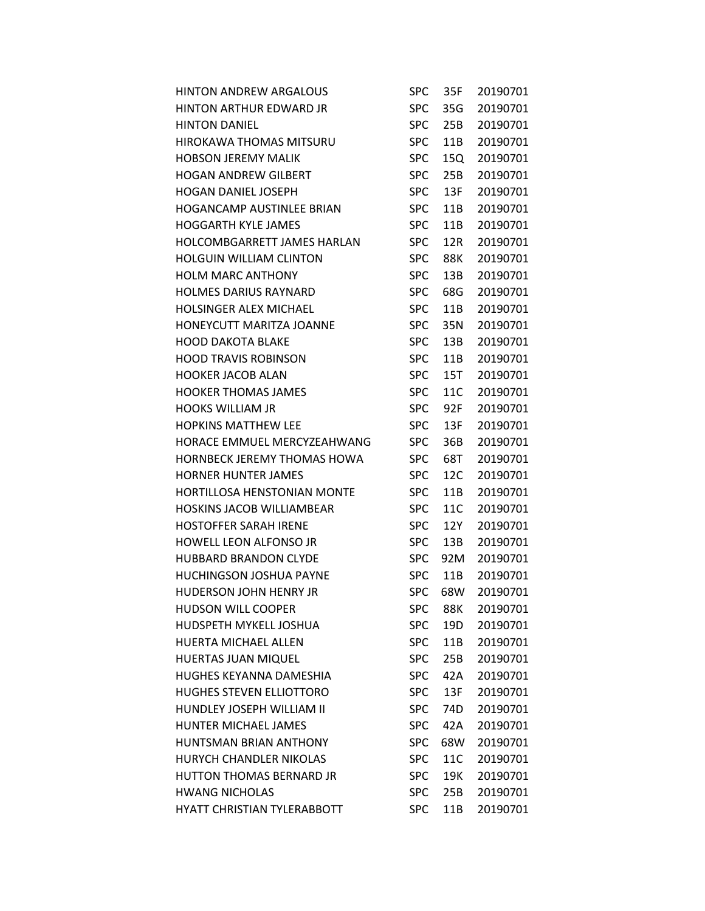| | | | |
|---|---|---|---|
| HINTON ANDREW ARGALOUS | SPC | 35F | 20190701 |
| HINTON ARTHUR EDWARD JR | SPC | 35G | 20190701 |
| HINTON DANIEL | SPC | 25B | 20190701 |
| HIROKAWA THOMAS MITSURU | SPC | 11B | 20190701 |
| HOBSON JEREMY MALIK | SPC | 15Q | 20190701 |
| HOGAN ANDREW GILBERT | SPC | 25B | 20190701 |
| HOGAN DANIEL JOSEPH | SPC | 13F | 20190701 |
| HOGANCAMP AUSTINLEE BRIAN | SPC | 11B | 20190701 |
| HOGGARTH KYLE JAMES | SPC | 11B | 20190701 |
| HOLCOMBGARRETT JAMES HARLAN | SPC | 12R | 20190701 |
| HOLGUIN WILLIAM CLINTON | SPC | 88K | 20190701 |
| HOLM MARC ANTHONY | SPC | 13B | 20190701 |
| HOLMES DARIUS RAYNARD | SPC | 68G | 20190701 |
| HOLSINGER ALEX MICHAEL | SPC | 11B | 20190701 |
| HONEYCUTT MARITZA JOANNE | SPC | 35N | 20190701 |
| HOOD DAKOTA BLAKE | SPC | 13B | 20190701 |
| HOOD TRAVIS ROBINSON | SPC | 11B | 20190701 |
| HOOKER JACOB ALAN | SPC | 15T | 20190701 |
| HOOKER THOMAS JAMES | SPC | 11C | 20190701 |
| HOOKS WILLIAM JR | SPC | 92F | 20190701 |
| HOPKINS MATTHEW LEE | SPC | 13F | 20190701 |
| HORACE EMMUEL MERCYZEAHWANG | SPC | 36B | 20190701 |
| HORNBECK JEREMY THOMAS HOWA | SPC | 68T | 20190701 |
| HORNER HUNTER JAMES | SPC | 12C | 20190701 |
| HORTILLOSA HENSTONIAN MONTE | SPC | 11B | 20190701 |
| HOSKINS JACOB WILLIAMBEAR | SPC | 11C | 20190701 |
| HOSTOFFER SARAH IRENE | SPC | 12Y | 20190701 |
| HOWELL LEON ALFONSO JR | SPC | 13B | 20190701 |
| HUBBARD BRANDON CLYDE | SPC | 92M | 20190701 |
| HUCHINGSON JOSHUA PAYNE | SPC | 11B | 20190701 |
| HUDERSON JOHN HENRY JR | SPC | 68W | 20190701 |
| HUDSON WILL COOPER | SPC | 88K | 20190701 |
| HUDSPETH MYKELL JOSHUA | SPC | 19D | 20190701 |
| HUERTA MICHAEL ALLEN | SPC | 11B | 20190701 |
| HUERTAS JUAN MIQUEL | SPC | 25B | 20190701 |
| HUGHES KEYANNA DAMESHIA | SPC | 42A | 20190701 |
| HUGHES STEVEN ELLIOTTORO | SPC | 13F | 20190701 |
| HUNDLEY JOSEPH WILLIAM II | SPC | 74D | 20190701 |
| HUNTER MICHAEL JAMES | SPC | 42A | 20190701 |
| HUNTSMAN BRIAN ANTHONY | SPC | 68W | 20190701 |
| HURYCH CHANDLER NIKOLAS | SPC | 11C | 20190701 |
| HUTTON THOMAS BERNARD JR | SPC | 19K | 20190701 |
| HWANG NICHOLAS | SPC | 25B | 20190701 |
| HYATT CHRISTIAN TYLERABBOTT | SPC | 11B | 20190701 |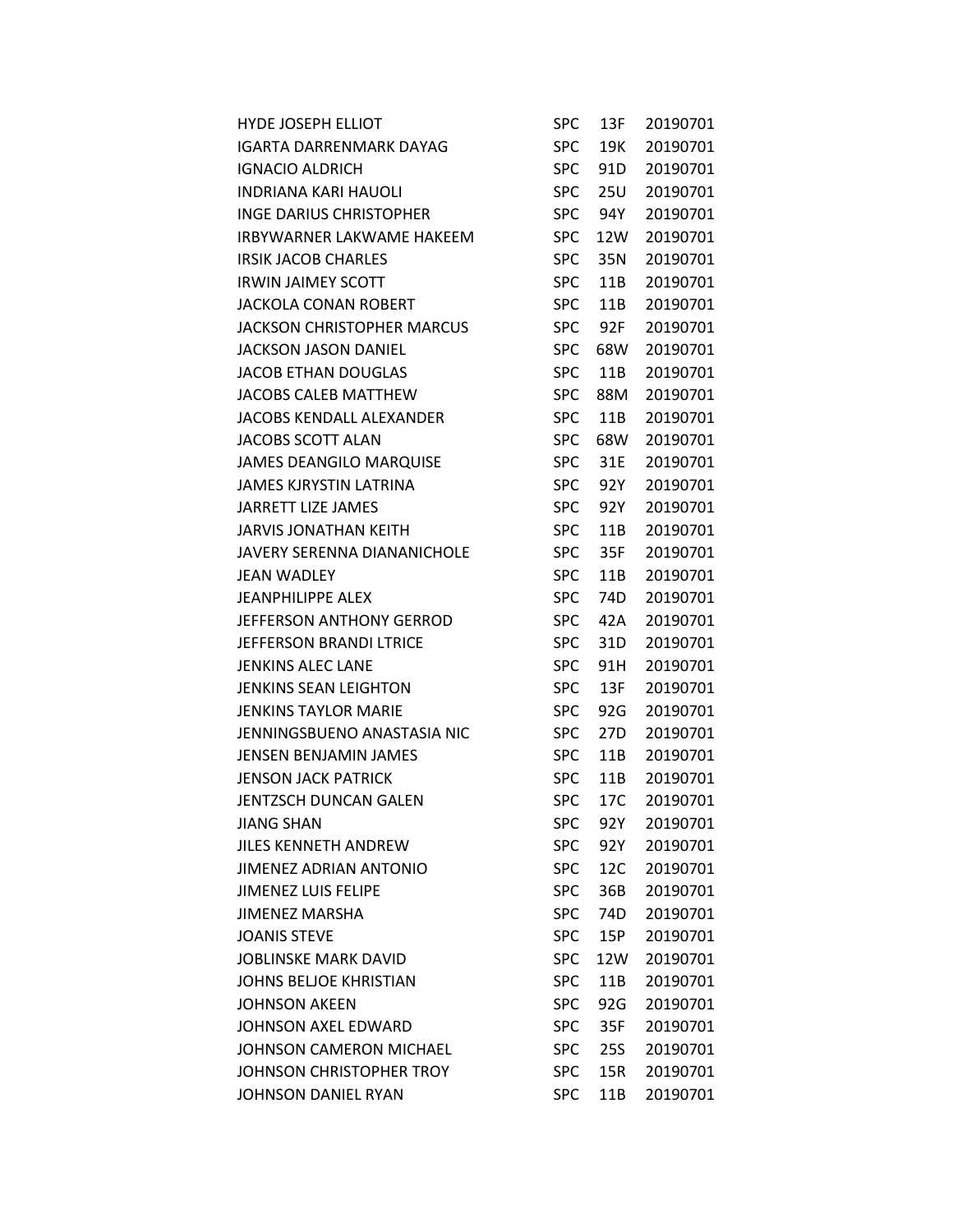| | | | |
|---|---|---|---|
| HYDE JOSEPH ELLIOT | SPC | 13F | 20190701 |
| IGARTA DARRENMARK DAYAG | SPC | 19K | 20190701 |
| IGNACIO ALDRICH | SPC | 91D | 20190701 |
| INDRIANA KARI HAUOLI | SPC | 25U | 20190701 |
| INGE DARIUS CHRISTOPHER | SPC | 94Y | 20190701 |
| IRBYWARNER LAKWAME HAKEEM | SPC | 12W | 20190701 |
| IRSIK JACOB CHARLES | SPC | 35N | 20190701 |
| IRWIN JAIMEY SCOTT | SPC | 11B | 20190701 |
| JACKOLA CONAN ROBERT | SPC | 11B | 20190701 |
| JACKSON CHRISTOPHER MARCUS | SPC | 92F | 20190701 |
| JACKSON JASON DANIEL | SPC | 68W | 20190701 |
| JACOB ETHAN DOUGLAS | SPC | 11B | 20190701 |
| JACOBS CALEB MATTHEW | SPC | 88M | 20190701 |
| JACOBS KENDALL ALEXANDER | SPC | 11B | 20190701 |
| JACOBS SCOTT ALAN | SPC | 68W | 20190701 |
| JAMES DEANGILO MARQUISE | SPC | 31E | 20190701 |
| JAMES KJRYSTIN LATRINA | SPC | 92Y | 20190701 |
| JARRETT LIZE JAMES | SPC | 92Y | 20190701 |
| JARVIS JONATHAN KEITH | SPC | 11B | 20190701 |
| JAVERY SERENNA DIANANICHOLE | SPC | 35F | 20190701 |
| JEAN WADLEY | SPC | 11B | 20190701 |
| JEANPHILIPPE ALEX | SPC | 74D | 20190701 |
| JEFFERSON ANTHONY GERROD | SPC | 42A | 20190701 |
| JEFFERSON BRANDI LTRICE | SPC | 31D | 20190701 |
| JENKINS ALEC LANE | SPC | 91H | 20190701 |
| JENKINS SEAN LEIGHTON | SPC | 13F | 20190701 |
| JENKINS TAYLOR MARIE | SPC | 92G | 20190701 |
| JENNINGSBUENO ANASTASIA NIC | SPC | 27D | 20190701 |
| JENSEN BENJAMIN JAMES | SPC | 11B | 20190701 |
| JENSON JACK PATRICK | SPC | 11B | 20190701 |
| JENTZSCH DUNCAN GALEN | SPC | 17C | 20190701 |
| JIANG SHAN | SPC | 92Y | 20190701 |
| JILES KENNETH ANDREW | SPC | 92Y | 20190701 |
| JIMENEZ ADRIAN ANTONIO | SPC | 12C | 20190701 |
| JIMENEZ LUIS FELIPE | SPC | 36B | 20190701 |
| JIMENEZ MARSHA | SPC | 74D | 20190701 |
| JOANIS STEVE | SPC | 15P | 20190701 |
| JOBLINSKE MARK DAVID | SPC | 12W | 20190701 |
| JOHNS BELJOE KHRISTIAN | SPC | 11B | 20190701 |
| JOHNSON AKEEN | SPC | 92G | 20190701 |
| JOHNSON AXEL EDWARD | SPC | 35F | 20190701 |
| JOHNSON CAMERON MICHAEL | SPC | 25S | 20190701 |
| JOHNSON CHRISTOPHER TROY | SPC | 15R | 20190701 |
| JOHNSON DANIEL RYAN | SPC | 11B | 20190701 |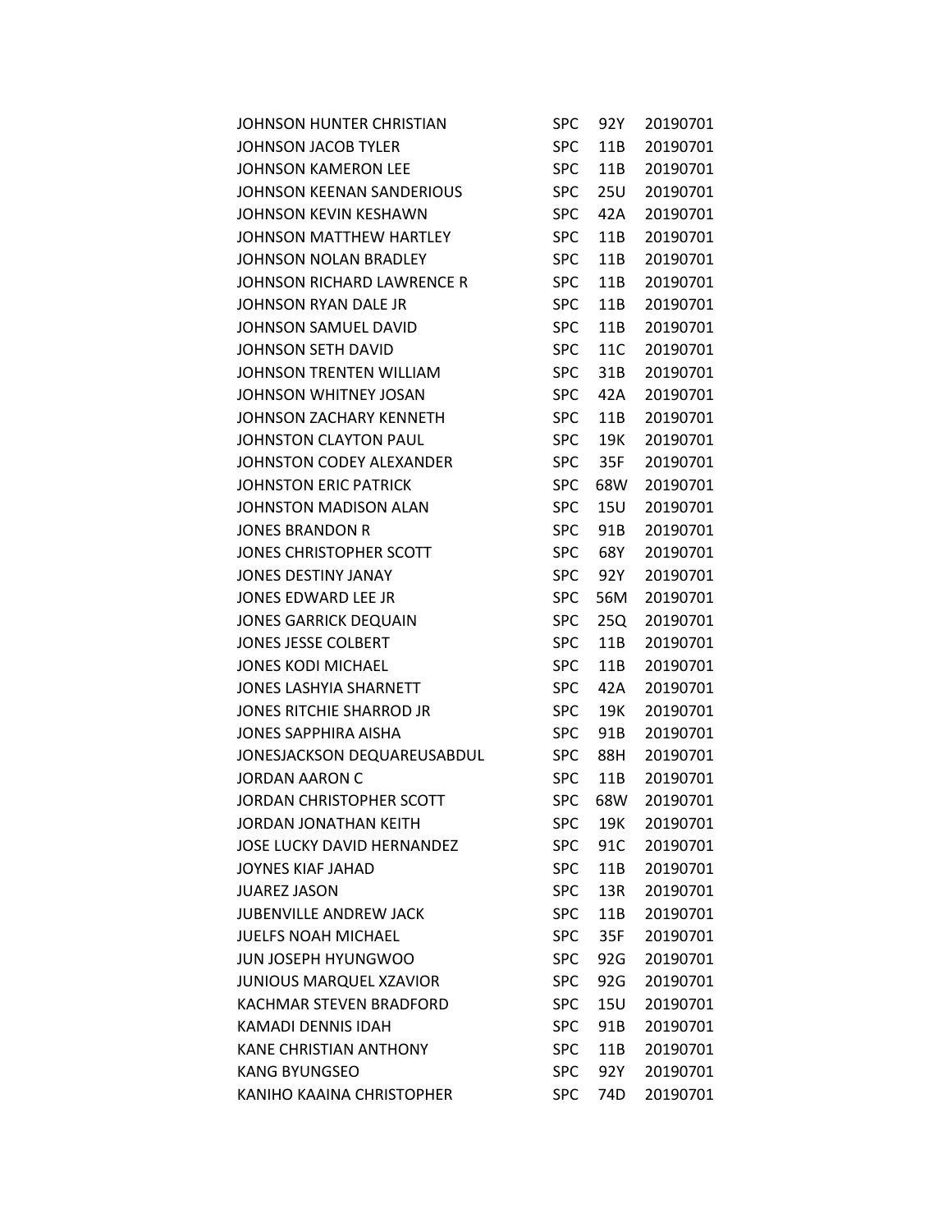| | | | |
|---|---|---|---|
| JOHNSON HUNTER CHRISTIAN | SPC | 92Y | 20190701 |
| JOHNSON JACOB TYLER | SPC | 11B | 20190701 |
| JOHNSON KAMERON LEE | SPC | 11B | 20190701 |
| JOHNSON KEENAN SANDERIOUS | SPC | 25U | 20190701 |
| JOHNSON KEVIN KESHAWN | SPC | 42A | 20190701 |
| JOHNSON MATTHEW HARTLEY | SPC | 11B | 20190701 |
| JOHNSON NOLAN BRADLEY | SPC | 11B | 20190701 |
| JOHNSON RICHARD LAWRENCE R | SPC | 11B | 20190701 |
| JOHNSON RYAN DALE JR | SPC | 11B | 20190701 |
| JOHNSON SAMUEL DAVID | SPC | 11B | 20190701 |
| JOHNSON SETH DAVID | SPC | 11C | 20190701 |
| JOHNSON TRENTEN WILLIAM | SPC | 31B | 20190701 |
| JOHNSON WHITNEY JOSAN | SPC | 42A | 20190701 |
| JOHNSON ZACHARY KENNETH | SPC | 11B | 20190701 |
| JOHNSTON CLAYTON PAUL | SPC | 19K | 20190701 |
| JOHNSTON CODEY ALEXANDER | SPC | 35F | 20190701 |
| JOHNSTON ERIC PATRICK | SPC | 68W | 20190701 |
| JOHNSTON MADISON ALAN | SPC | 15U | 20190701 |
| JONES BRANDON R | SPC | 91B | 20190701 |
| JONES CHRISTOPHER SCOTT | SPC | 68Y | 20190701 |
| JONES DESTINY JANAY | SPC | 92Y | 20190701 |
| JONES EDWARD LEE JR | SPC | 56M | 20190701 |
| JONES GARRICK DEQUAIN | SPC | 25Q | 20190701 |
| JONES JESSE COLBERT | SPC | 11B | 20190701 |
| JONES KODI MICHAEL | SPC | 11B | 20190701 |
| JONES LASHYIA SHARNETT | SPC | 42A | 20190701 |
| JONES RITCHIE SHARROD JR | SPC | 19K | 20190701 |
| JONES SAPPHIRA AISHA | SPC | 91B | 20190701 |
| JONESJACKSON DEQUAREUSABDUL | SPC | 88H | 20190701 |
| JORDAN AARON C | SPC | 11B | 20190701 |
| JORDAN CHRISTOPHER SCOTT | SPC | 68W | 20190701 |
| JORDAN JONATHAN KEITH | SPC | 19K | 20190701 |
| JOSE LUCKY DAVID HERNANDEZ | SPC | 91C | 20190701 |
| JOYNES KIAF JAHAD | SPC | 11B | 20190701 |
| JUAREZ JASON | SPC | 13R | 20190701 |
| JUBENVILLE ANDREW JACK | SPC | 11B | 20190701 |
| JUELFS NOAH MICHAEL | SPC | 35F | 20190701 |
| JUN JOSEPH HYUNGWOO | SPC | 92G | 20190701 |
| JUNIOUS MARQUEL XZAVIOR | SPC | 92G | 20190701 |
| KACHMAR STEVEN BRADFORD | SPC | 15U | 20190701 |
| KAMADI DENNIS IDAH | SPC | 91B | 20190701 |
| KANE CHRISTIAN ANTHONY | SPC | 11B | 20190701 |
| KANG BYUNGSEO | SPC | 92Y | 20190701 |
| KANIHO KAAINA CHRISTOPHER | SPC | 74D | 20190701 |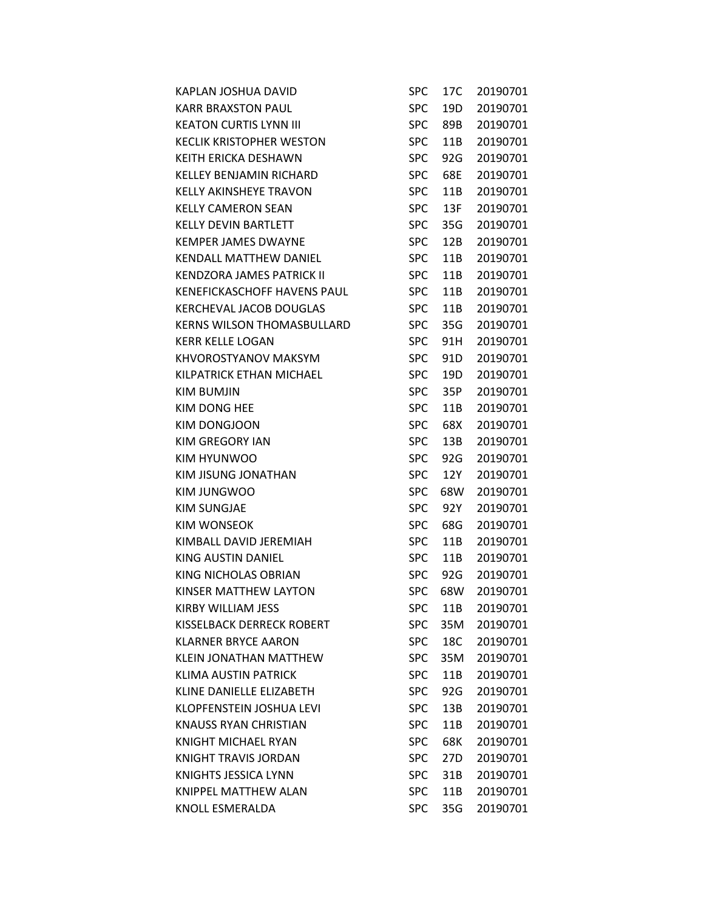| | | | |
|---|---|---|---|
| KAPLAN JOSHUA DAVID | SPC | 17C | 20190701 |
| KARR BRAXSTON PAUL | SPC | 19D | 20190701 |
| KEATON CURTIS LYNN III | SPC | 89B | 20190701 |
| KECLIK KRISTOPHER WESTON | SPC | 11B | 20190701 |
| KEITH ERICKA DESHAWN | SPC | 92G | 20190701 |
| KELLEY BENJAMIN RICHARD | SPC | 68E | 20190701 |
| KELLY AKINSHEYE TRAVON | SPC | 11B | 20190701 |
| KELLY CAMERON SEAN | SPC | 13F | 20190701 |
| KELLY DEVIN BARTLETT | SPC | 35G | 20190701 |
| KEMPER JAMES DWAYNE | SPC | 12B | 20190701 |
| KENDALL MATTHEW DANIEL | SPC | 11B | 20190701 |
| KENDZORA JAMES PATRICK II | SPC | 11B | 20190701 |
| KENEFICKASCHOFF HAVENS PAUL | SPC | 11B | 20190701 |
| KERCHEVAL JACOB DOUGLAS | SPC | 11B | 20190701 |
| KERNS WILSON THOMASBULLARD | SPC | 35G | 20190701 |
| KERR KELLE LOGAN | SPC | 91H | 20190701 |
| KHVOROSTYANOV MAKSYM | SPC | 91D | 20190701 |
| KILPATRICK ETHAN MICHAEL | SPC | 19D | 20190701 |
| KIM BUMJIN | SPC | 35P | 20190701 |
| KIM DONG HEE | SPC | 11B | 20190701 |
| KIM DONGJOON | SPC | 68X | 20190701 |
| KIM GREGORY IAN | SPC | 13B | 20190701 |
| KIM HYUNWOO | SPC | 92G | 20190701 |
| KIM JISUNG JONATHAN | SPC | 12Y | 20190701 |
| KIM JUNGWOO | SPC | 68W | 20190701 |
| KIM SUNGJAE | SPC | 92Y | 20190701 |
| KIM WONSEOK | SPC | 68G | 20190701 |
| KIMBALL DAVID JEREMIAH | SPC | 11B | 20190701 |
| KING AUSTIN DANIEL | SPC | 11B | 20190701 |
| KING NICHOLAS OBRIAN | SPC | 92G | 20190701 |
| KINSER MATTHEW LAYTON | SPC | 68W | 20190701 |
| KIRBY WILLIAM JESS | SPC | 11B | 20190701 |
| KISSELBACK DERRECK ROBERT | SPC | 35M | 20190701 |
| KLARNER BRYCE AARON | SPC | 18C | 20190701 |
| KLEIN JONATHAN MATTHEW | SPC | 35M | 20190701 |
| KLIMA AUSTIN PATRICK | SPC | 11B | 20190701 |
| KLINE DANIELLE ELIZABETH | SPC | 92G | 20190701 |
| KLOPFENSTEIN JOSHUA LEVI | SPC | 13B | 20190701 |
| KNAUSS RYAN CHRISTIAN | SPC | 11B | 20190701 |
| KNIGHT MICHAEL RYAN | SPC | 68K | 20190701 |
| KNIGHT TRAVIS JORDAN | SPC | 27D | 20190701 |
| KNIGHTS JESSICA LYNN | SPC | 31B | 20190701 |
| KNIPPEL MATTHEW ALAN | SPC | 11B | 20190701 |
| KNOLL ESMERALDA | SPC | 35G | 20190701 |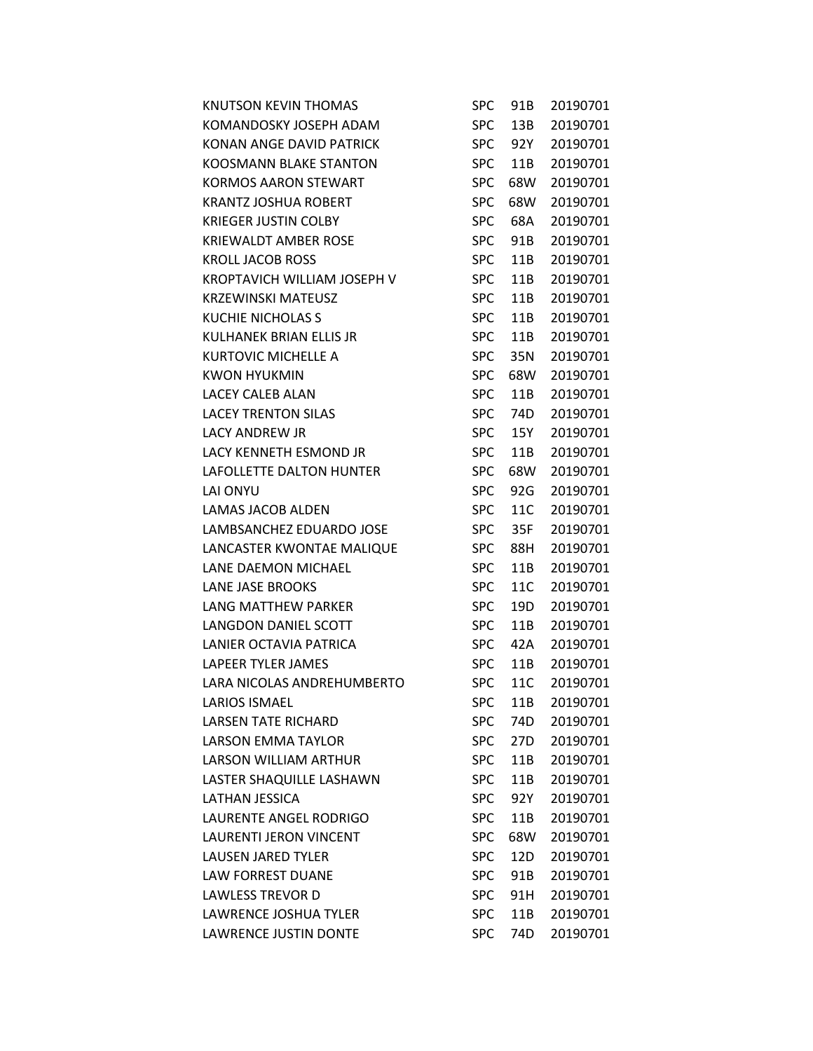| | | | |
|---|---|---|---|
| KNUTSON KEVIN THOMAS | SPC | 91B | 20190701 |
| KOMANDOSKY JOSEPH ADAM | SPC | 13B | 20190701 |
| KONAN ANGE DAVID PATRICK | SPC | 92Y | 20190701 |
| KOOSMANN BLAKE STANTON | SPC | 11B | 20190701 |
| KORMOS AARON STEWART | SPC | 68W | 20190701 |
| KRANTZ JOSHUA ROBERT | SPC | 68W | 20190701 |
| KRIEGER JUSTIN COLBY | SPC | 68A | 20190701 |
| KRIEWALDT AMBER ROSE | SPC | 91B | 20190701 |
| KROLL JACOB ROSS | SPC | 11B | 20190701 |
| KROPTAVICH WILLIAM JOSEPH V | SPC | 11B | 20190701 |
| KRZEWINSKI MATEUSZ | SPC | 11B | 20190701 |
| KUCHIE NICHOLAS S | SPC | 11B | 20190701 |
| KULHANEK BRIAN ELLIS JR | SPC | 11B | 20190701 |
| KURTOVIC MICHELLE A | SPC | 35N | 20190701 |
| KWON HYUKMIN | SPC | 68W | 20190701 |
| LACEY CALEB ALAN | SPC | 11B | 20190701 |
| LACEY TRENTON SILAS | SPC | 74D | 20190701 |
| LACY ANDREW JR | SPC | 15Y | 20190701 |
| LACY KENNETH ESMOND JR | SPC | 11B | 20190701 |
| LAFOLLETTE DALTON HUNTER | SPC | 68W | 20190701 |
| LAI ONYU | SPC | 92G | 20190701 |
| LAMAS JACOB ALDEN | SPC | 11C | 20190701 |
| LAMBSANCHEZ EDUARDO JOSE | SPC | 35F | 20190701 |
| LANCASTER KWONTAE MALIQUE | SPC | 88H | 20190701 |
| LANE DAEMON MICHAEL | SPC | 11B | 20190701 |
| LANE JASE BROOKS | SPC | 11C | 20190701 |
| LANG MATTHEW PARKER | SPC | 19D | 20190701 |
| LANGDON DANIEL SCOTT | SPC | 11B | 20190701 |
| LANIER OCTAVIA PATRICA | SPC | 42A | 20190701 |
| LAPEER TYLER JAMES | SPC | 11B | 20190701 |
| LARA NICOLAS ANDREHUMBERTO | SPC | 11C | 20190701 |
| LARIOS ISMAEL | SPC | 11B | 20190701 |
| LARSEN TATE RICHARD | SPC | 74D | 20190701 |
| LARSON EMMA TAYLOR | SPC | 27D | 20190701 |
| LARSON WILLIAM ARTHUR | SPC | 11B | 20190701 |
| LASTER SHAQUILLE LASHAWN | SPC | 11B | 20190701 |
| LATHAN JESSICA | SPC | 92Y | 20190701 |
| LAURENTE ANGEL RODRIGO | SPC | 11B | 20190701 |
| LAURENTI JERON VINCENT | SPC | 68W | 20190701 |
| LAUSEN JARED TYLER | SPC | 12D | 20190701 |
| LAW FORREST DUANE | SPC | 91B | 20190701 |
| LAWLESS TREVOR D | SPC | 91H | 20190701 |
| LAWRENCE JOSHUA TYLER | SPC | 11B | 20190701 |
| LAWRENCE JUSTIN DONTE | SPC | 74D | 20190701 |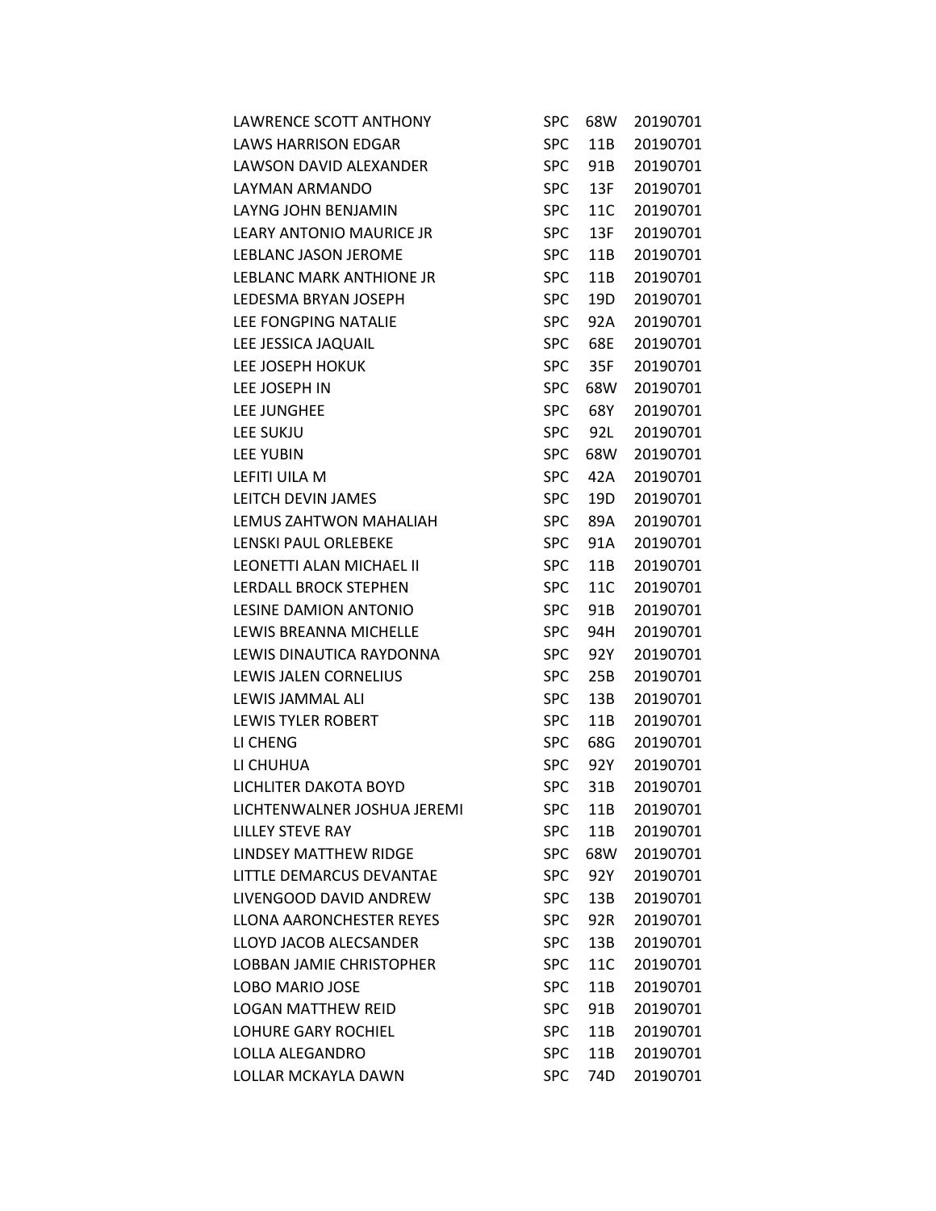| | | | |
|---|---|---|---|
| LAWRENCE SCOTT ANTHONY | SPC | 68W | 20190701 |
| LAWS HARRISON EDGAR | SPC | 11B | 20190701 |
| LAWSON DAVID ALEXANDER | SPC | 91B | 20190701 |
| LAYMAN ARMANDO | SPC | 13F | 20190701 |
| LAYNG JOHN BENJAMIN | SPC | 11C | 20190701 |
| LEARY ANTONIO MAURICE JR | SPC | 13F | 20190701 |
| LEBLANC JASON JEROME | SPC | 11B | 20190701 |
| LEBLANC MARK ANTHIONE JR | SPC | 11B | 20190701 |
| LEDESMA BRYAN JOSEPH | SPC | 19D | 20190701 |
| LEE FONGPING NATALIE | SPC | 92A | 20190701 |
| LEE JESSICA JAQUAIL | SPC | 68E | 20190701 |
| LEE JOSEPH HOKUK | SPC | 35F | 20190701 |
| LEE JOSEPH IN | SPC | 68W | 20190701 |
| LEE JUNGHEE | SPC | 68Y | 20190701 |
| LEE SUKJU | SPC | 92L | 20190701 |
| LEE YUBIN | SPC | 68W | 20190701 |
| LEFITI UILA M | SPC | 42A | 20190701 |
| LEITCH DEVIN JAMES | SPC | 19D | 20190701 |
| LEMUS ZAHTWON MAHALIAH | SPC | 89A | 20190701 |
| LENSKI PAUL ORLEBEKE | SPC | 91A | 20190701 |
| LEONETTI ALAN MICHAEL II | SPC | 11B | 20190701 |
| LERDALL BROCK STEPHEN | SPC | 11C | 20190701 |
| LESINE DAMION ANTONIO | SPC | 91B | 20190701 |
| LEWIS BREANNA MICHELLE | SPC | 94H | 20190701 |
| LEWIS DINAUTICA RAYDONNA | SPC | 92Y | 20190701 |
| LEWIS JALEN CORNELIUS | SPC | 25B | 20190701 |
| LEWIS JAMMAL ALI | SPC | 13B | 20190701 |
| LEWIS TYLER ROBERT | SPC | 11B | 20190701 |
| LI CHENG | SPC | 68G | 20190701 |
| LI CHUHUA | SPC | 92Y | 20190701 |
| LICHLITER DAKOTA BOYD | SPC | 31B | 20190701 |
| LICHTENWALNER JOSHUA JEREMI | SPC | 11B | 20190701 |
| LILLEY STEVE RAY | SPC | 11B | 20190701 |
| LINDSEY MATTHEW RIDGE | SPC | 68W | 20190701 |
| LITTLE DEMARCUS DEVANTAE | SPC | 92Y | 20190701 |
| LIVENGOOD DAVID ANDREW | SPC | 13B | 20190701 |
| LLONA AARONCHESTER REYES | SPC | 92R | 20190701 |
| LLOYD JACOB ALECSANDER | SPC | 13B | 20190701 |
| LOBBAN JAMIE CHRISTOPHER | SPC | 11C | 20190701 |
| LOBO MARIO JOSE | SPC | 11B | 20190701 |
| LOGAN MATTHEW REID | SPC | 91B | 20190701 |
| LOHURE GARY ROCHIEL | SPC | 11B | 20190701 |
| LOLLA ALEGANDRO | SPC | 11B | 20190701 |
| LOLLAR MCKAYLA DAWN | SPC | 74D | 20190701 |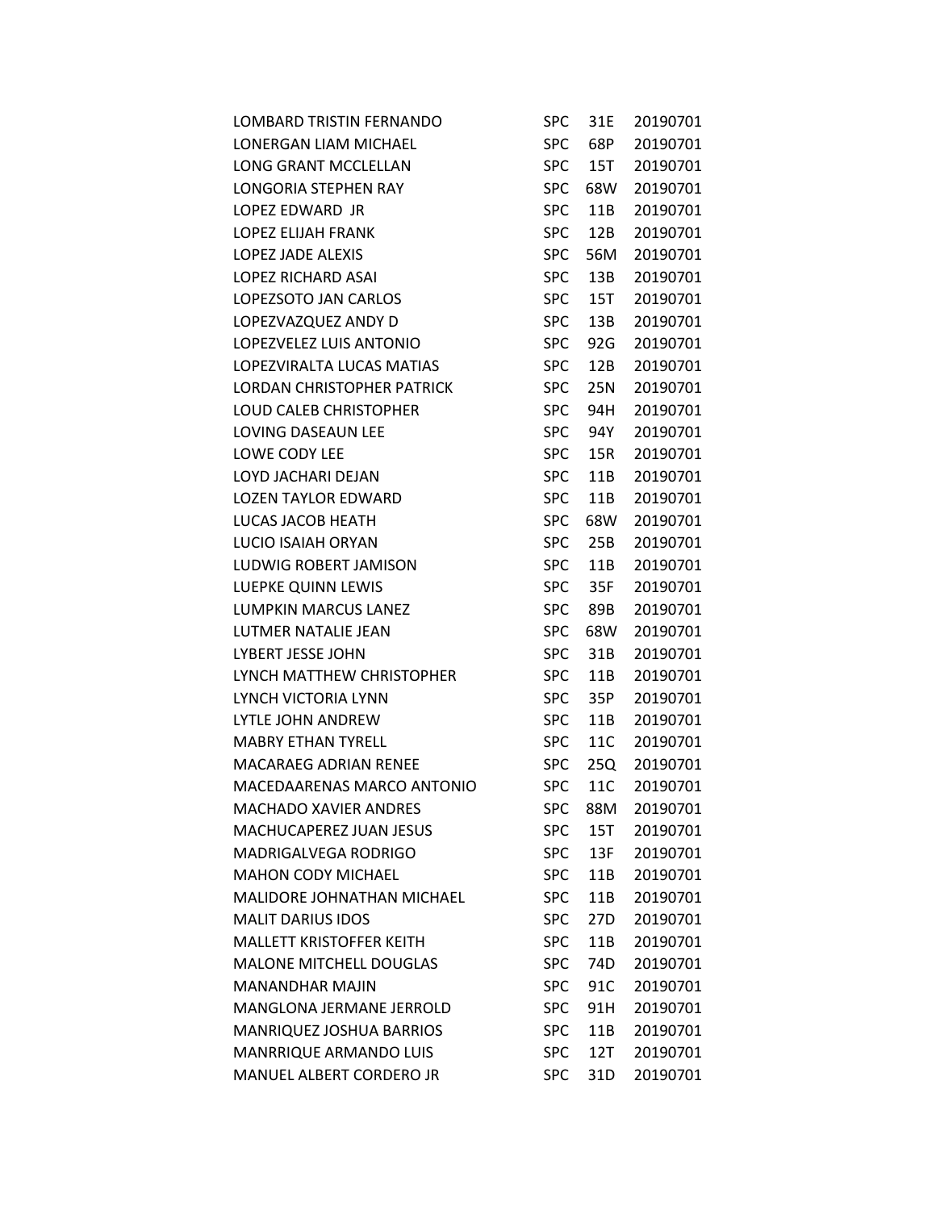| | | | |
|---|---|---|---|
| LOMBARD TRISTIN FERNANDO | SPC | 31E | 20190701 |
| LONERGAN LIAM MICHAEL | SPC | 68P | 20190701 |
| LONG GRANT MCCLELLAN | SPC | 15T | 20190701 |
| LONGORIA STEPHEN RAY | SPC | 68W | 20190701 |
| LOPEZ EDWARD JR | SPC | 11B | 20190701 |
| LOPEZ ELIJAH FRANK | SPC | 12B | 20190701 |
| LOPEZ JADE ALEXIS | SPC | 56M | 20190701 |
| LOPEZ RICHARD ASAI | SPC | 13B | 20190701 |
| LOPEZSOTO JAN CARLOS | SPC | 15T | 20190701 |
| LOPEZVAZQUEZ ANDY D | SPC | 13B | 20190701 |
| LOPEZVELEZ LUIS ANTONIO | SPC | 92G | 20190701 |
| LOPEZVIRALTA LUCAS MATIAS | SPC | 12B | 20190701 |
| LORDAN CHRISTOPHER PATRICK | SPC | 25N | 20190701 |
| LOUD CALEB CHRISTOPHER | SPC | 94H | 20190701 |
| LOVING DASEAUN LEE | SPC | 94Y | 20190701 |
| LOWE CODY LEE | SPC | 15R | 20190701 |
| LOYD JACHARI DEJAN | SPC | 11B | 20190701 |
| LOZEN TAYLOR EDWARD | SPC | 11B | 20190701 |
| LUCAS JACOB HEATH | SPC | 68W | 20190701 |
| LUCIO ISAIAH ORYAN | SPC | 25B | 20190701 |
| LUDWIG ROBERT JAMISON | SPC | 11B | 20190701 |
| LUEPKE QUINN LEWIS | SPC | 35F | 20190701 |
| LUMPKIN MARCUS LANEZ | SPC | 89B | 20190701 |
| LUTMER NATALIE JEAN | SPC | 68W | 20190701 |
| LYBERT JESSE JOHN | SPC | 31B | 20190701 |
| LYNCH MATTHEW CHRISTOPHER | SPC | 11B | 20190701 |
| LYNCH VICTORIA LYNN | SPC | 35P | 20190701 |
| LYTLE JOHN ANDREW | SPC | 11B | 20190701 |
| MABRY ETHAN TYRELL | SPC | 11C | 20190701 |
| MACARAEG ADRIAN RENEE | SPC | 25Q | 20190701 |
| MACEDAARENAS MARCO ANTONIO | SPC | 11C | 20190701 |
| MACHADO XAVIER ANDRES | SPC | 88M | 20190701 |
| MACHUCAPEREZ JUAN JESUS | SPC | 15T | 20190701 |
| MADRIGALVEGA RODRIGO | SPC | 13F | 20190701 |
| MAHON CODY MICHAEL | SPC | 11B | 20190701 |
| MALIDORE JOHNATHAN MICHAEL | SPC | 11B | 20190701 |
| MALIT DARIUS IDOS | SPC | 27D | 20190701 |
| MALLETT KRISTOFFER KEITH | SPC | 11B | 20190701 |
| MALONE MITCHELL DOUGLAS | SPC | 74D | 20190701 |
| MANANDHAR MAJIN | SPC | 91C | 20190701 |
| MANGLONA JERMANE JERROLD | SPC | 91H | 20190701 |
| MANRIQUEZ JOSHUA BARRIOS | SPC | 11B | 20190701 |
| MANRRIQUE ARMANDO LUIS | SPC | 12T | 20190701 |
| MANUEL ALBERT CORDERO JR | SPC | 31D | 20190701 |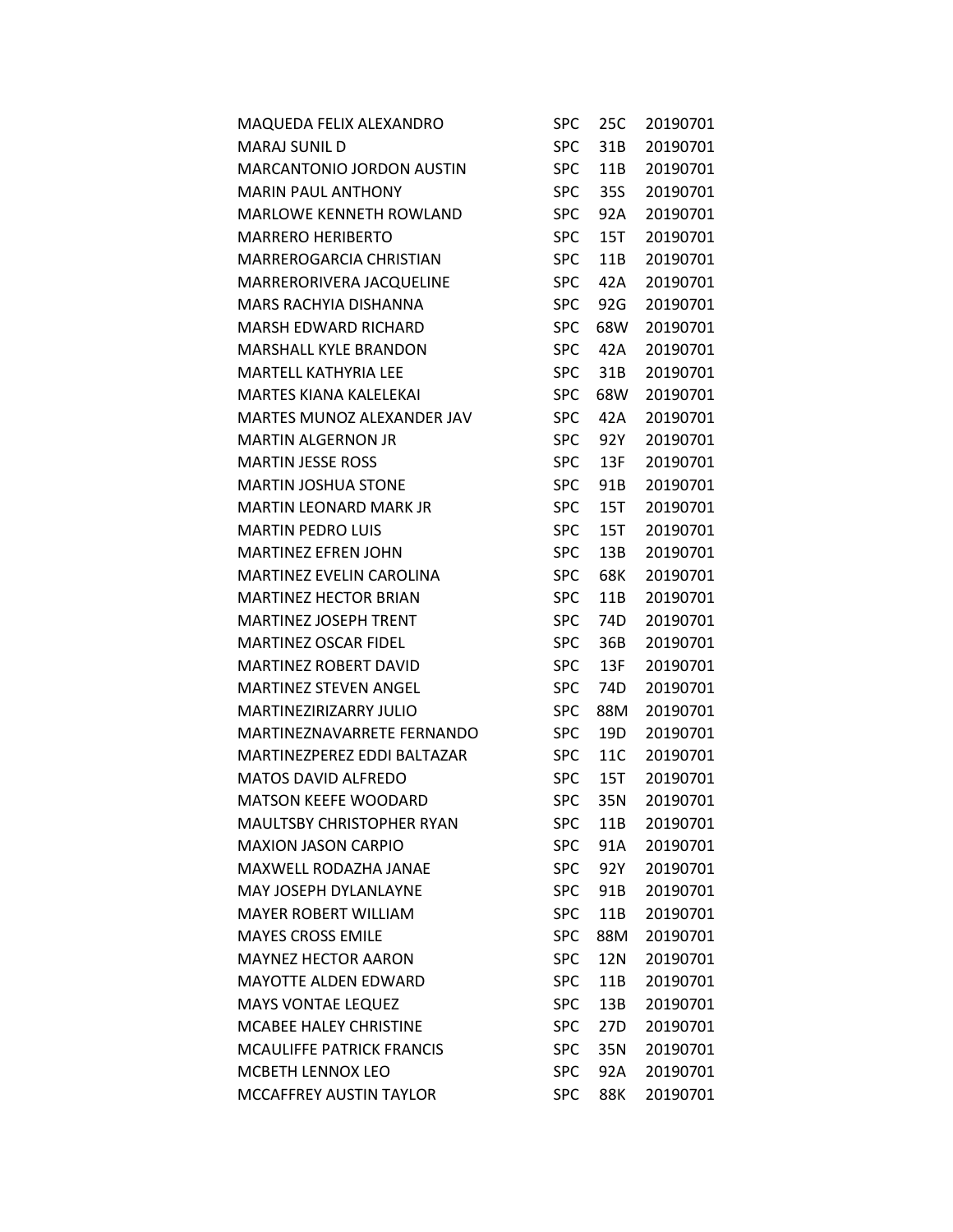| | | | |
|---|---|---|---|
| MAQUEDA FELIX ALEXANDRO | SPC | 25C | 20190701 |
| MARAJ SUNIL D | SPC | 31B | 20190701 |
| MARCANTONIO JORDON AUSTIN | SPC | 11B | 20190701 |
| MARIN PAUL ANTHONY | SPC | 35S | 20190701 |
| MARLOWE KENNETH ROWLAND | SPC | 92A | 20190701 |
| MARRERO HERIBERTO | SPC | 15T | 20190701 |
| MARREROGARCIA CHRISTIAN | SPC | 11B | 20190701 |
| MARRERORIVERA JACQUELINE | SPC | 42A | 20190701 |
| MARS RACHYIA DISHANNA | SPC | 92G | 20190701 |
| MARSH EDWARD RICHARD | SPC | 68W | 20190701 |
| MARSHALL KYLE BRANDON | SPC | 42A | 20190701 |
| MARTELL KATHYRIA LEE | SPC | 31B | 20190701 |
| MARTES KIANA KALELEKAI | SPC | 68W | 20190701 |
| MARTES MUNOZ ALEXANDER JAV | SPC | 42A | 20190701 |
| MARTIN ALGERNON JR | SPC | 92Y | 20190701 |
| MARTIN JESSE ROSS | SPC | 13F | 20190701 |
| MARTIN JOSHUA STONE | SPC | 91B | 20190701 |
| MARTIN LEONARD MARK JR | SPC | 15T | 20190701 |
| MARTIN PEDRO LUIS | SPC | 15T | 20190701 |
| MARTINEZ EFREN JOHN | SPC | 13B | 20190701 |
| MARTINEZ EVELIN CAROLINA | SPC | 68K | 20190701 |
| MARTINEZ HECTOR BRIAN | SPC | 11B | 20190701 |
| MARTINEZ JOSEPH TRENT | SPC | 74D | 20190701 |
| MARTINEZ OSCAR FIDEL | SPC | 36B | 20190701 |
| MARTINEZ ROBERT DAVID | SPC | 13F | 20190701 |
| MARTINEZ STEVEN ANGEL | SPC | 74D | 20190701 |
| MARTINEZIRIZARRY JULIO | SPC | 88M | 20190701 |
| MARTINEZNAVARRETE FERNANDO | SPC | 19D | 20190701 |
| MARTINEZPEREZ EDDI BALTAZAR | SPC | 11C | 20190701 |
| MATOS DAVID ALFREDO | SPC | 15T | 20190701 |
| MATSON KEEFE WOODARD | SPC | 35N | 20190701 |
| MAULTSBY CHRISTOPHER RYAN | SPC | 11B | 20190701 |
| MAXION JASON CARPIO | SPC | 91A | 20190701 |
| MAXWELL RODAZHA JANAE | SPC | 92Y | 20190701 |
| MAY JOSEPH DYLANLAYNE | SPC | 91B | 20190701 |
| MAYER ROBERT WILLIAM | SPC | 11B | 20190701 |
| MAYES CROSS EMILE | SPC | 88M | 20190701 |
| MAYNEZ HECTOR AARON | SPC | 12N | 20190701 |
| MAYOTTE ALDEN EDWARD | SPC | 11B | 20190701 |
| MAYS VONTAE LEQUEZ | SPC | 13B | 20190701 |
| MCABEE HALEY CHRISTINE | SPC | 27D | 20190701 |
| MCAULIFFE PATRICK FRANCIS | SPC | 35N | 20190701 |
| MCBETH LENNOX LEO | SPC | 92A | 20190701 |
| MCCAFFREY AUSTIN TAYLOR | SPC | 88K | 20190701 |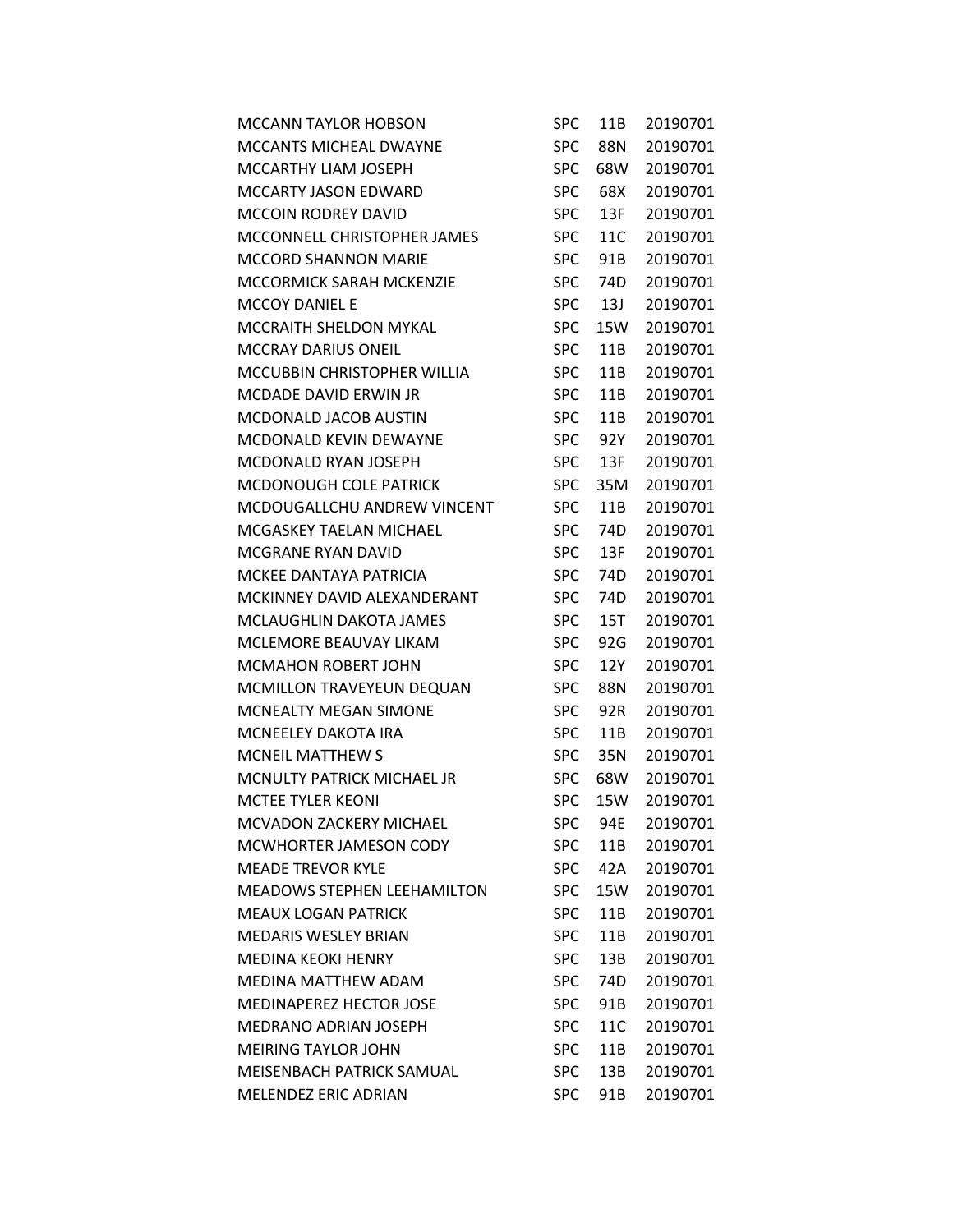| | | | |
|---|---|---|---|
| MCCANN TAYLOR HOBSON | SPC | 11B | 20190701 |
| MCCANTS MICHEAL DWAYNE | SPC | 88N | 20190701 |
| MCCARTHY LIAM JOSEPH | SPC | 68W | 20190701 |
| MCCARTY JASON EDWARD | SPC | 68X | 20190701 |
| MCCOIN RODREY DAVID | SPC | 13F | 20190701 |
| MCCONNELL CHRISTOPHER JAMES | SPC | 11C | 20190701 |
| MCCORD SHANNON MARIE | SPC | 91B | 20190701 |
| MCCORMICK SARAH MCKENZIE | SPC | 74D | 20190701 |
| MCCOY DANIEL E | SPC | 13J | 20190701 |
| MCCRAITH SHELDON MYKAL | SPC | 15W | 20190701 |
| MCCRAY DARIUS ONEIL | SPC | 11B | 20190701 |
| MCCUBBIN CHRISTOPHER WILLIA | SPC | 11B | 20190701 |
| MCDADE DAVID ERWIN JR | SPC | 11B | 20190701 |
| MCDONALD JACOB AUSTIN | SPC | 11B | 20190701 |
| MCDONALD KEVIN DEWAYNE | SPC | 92Y | 20190701 |
| MCDONALD RYAN JOSEPH | SPC | 13F | 20190701 |
| MCDONOUGH COLE PATRICK | SPC | 35M | 20190701 |
| MCDOUGALLCHU ANDREW VINCENT | SPC | 11B | 20190701 |
| MCGASKEY TAELAN MICHAEL | SPC | 74D | 20190701 |
| MCGRANE RYAN DAVID | SPC | 13F | 20190701 |
| MCKEE DANTAYA PATRICIA | SPC | 74D | 20190701 |
| MCKINNEY DAVID ALEXANDERANT | SPC | 74D | 20190701 |
| MCLAUGHLIN DAKOTA JAMES | SPC | 15T | 20190701 |
| MCLEMORE BEAUVAY LIKAM | SPC | 92G | 20190701 |
| MCMAHON ROBERT JOHN | SPC | 12Y | 20190701 |
| MCMILLON TRAVEYEUN DEQUAN | SPC | 88N | 20190701 |
| MCNEALTY MEGAN SIMONE | SPC | 92R | 20190701 |
| MCNEELEY DAKOTA IRA | SPC | 11B | 20190701 |
| MCNEIL MATTHEW S | SPC | 35N | 20190701 |
| MCNULTY PATRICK MICHAEL JR | SPC | 68W | 20190701 |
| MCTEE TYLER KEONI | SPC | 15W | 20190701 |
| MCVADON ZACKERY MICHAEL | SPC | 94E | 20190701 |
| MCWHORTER JAMESON CODY | SPC | 11B | 20190701 |
| MEADE TREVOR KYLE | SPC | 42A | 20190701 |
| MEADOWS STEPHEN LEEHAMILTON | SPC | 15W | 20190701 |
| MEAUX LOGAN PATRICK | SPC | 11B | 20190701 |
| MEDARIS WESLEY BRIAN | SPC | 11B | 20190701 |
| MEDINA KEOKI HENRY | SPC | 13B | 20190701 |
| MEDINA MATTHEW ADAM | SPC | 74D | 20190701 |
| MEDINAPEREZ HECTOR JOSE | SPC | 91B | 20190701 |
| MEDRANO ADRIAN JOSEPH | SPC | 11C | 20190701 |
| MEIRING TAYLOR JOHN | SPC | 11B | 20190701 |
| MEISENBACH PATRICK SAMUAL | SPC | 13B | 20190701 |
| MELENDEZ ERIC ADRIAN | SPC | 91B | 20190701 |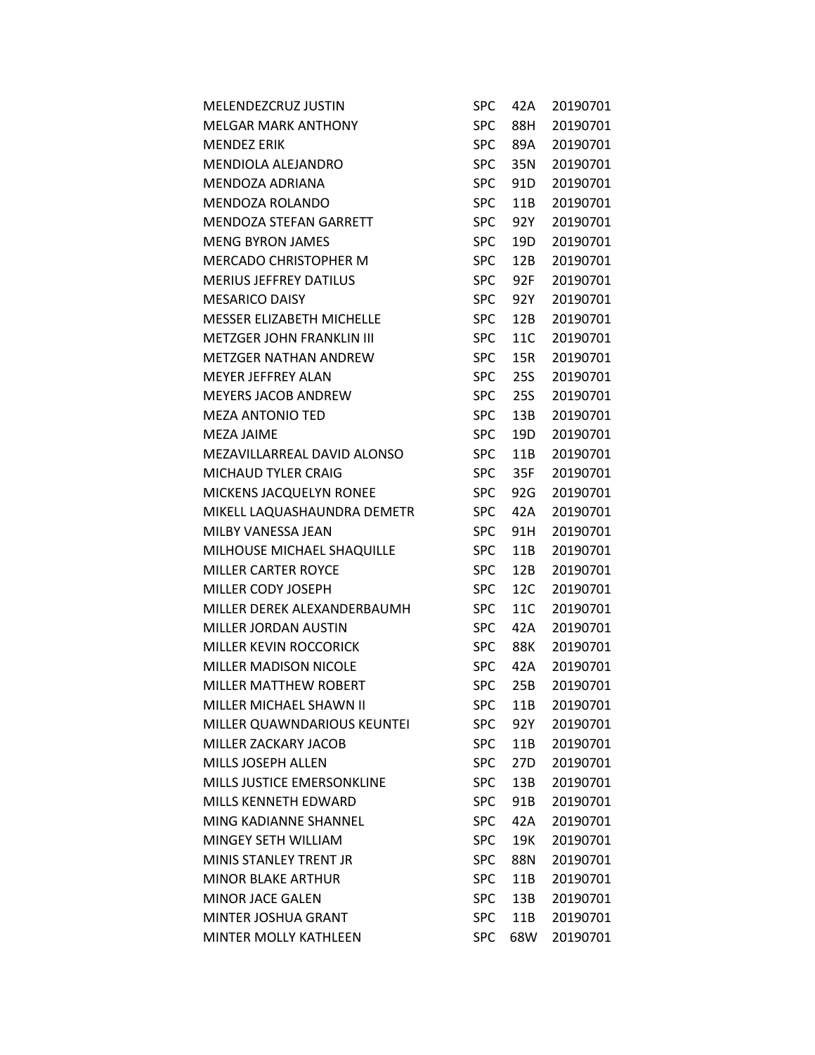| | | | |
|---|---|---|---|
| MELENDEZCRUZ JUSTIN | SPC | 42A | 20190701 |
| MELGAR MARK ANTHONY | SPC | 88H | 20190701 |
| MENDEZ ERIK | SPC | 89A | 20190701 |
| MENDIOLA ALEJANDRO | SPC | 35N | 20190701 |
| MENDOZA ADRIANA | SPC | 91D | 20190701 |
| MENDOZA ROLANDO | SPC | 11B | 20190701 |
| MENDOZA STEFAN GARRETT | SPC | 92Y | 20190701 |
| MENG BYRON JAMES | SPC | 19D | 20190701 |
| MERCADO CHRISTOPHER M | SPC | 12B | 20190701 |
| MERIUS JEFFREY DATILUS | SPC | 92F | 20190701 |
| MESARICO DAISY | SPC | 92Y | 20190701 |
| MESSER ELIZABETH MICHELLE | SPC | 12B | 20190701 |
| METZGER JOHN FRANKLIN III | SPC | 11C | 20190701 |
| METZGER NATHAN ANDREW | SPC | 15R | 20190701 |
| MEYER JEFFREY ALAN | SPC | 25S | 20190701 |
| MEYERS JACOB ANDREW | SPC | 25S | 20190701 |
| MEZA ANTONIO TED | SPC | 13B | 20190701 |
| MEZA JAIME | SPC | 19D | 20190701 |
| MEZAVILLARREAL DAVID ALONSO | SPC | 11B | 20190701 |
| MICHAUD TYLER CRAIG | SPC | 35F | 20190701 |
| MICKENS JACQUELYN RONEE | SPC | 92G | 20190701 |
| MIKELL LAQUASHAUNDRA DEMETR | SPC | 42A | 20190701 |
| MILBY VANESSA JEAN | SPC | 91H | 20190701 |
| MILHOUSE MICHAEL SHAQUILLE | SPC | 11B | 20190701 |
| MILLER CARTER ROYCE | SPC | 12B | 20190701 |
| MILLER CODY JOSEPH | SPC | 12C | 20190701 |
| MILLER DEREK ALEXANDERBAUMH | SPC | 11C | 20190701 |
| MILLER JORDAN AUSTIN | SPC | 42A | 20190701 |
| MILLER KEVIN ROCCORICK | SPC | 88K | 20190701 |
| MILLER MADISON NICOLE | SPC | 42A | 20190701 |
| MILLER MATTHEW ROBERT | SPC | 25B | 20190701 |
| MILLER MICHAEL SHAWN II | SPC | 11B | 20190701 |
| MILLER QUAWNDARIOUS KEUNTEI | SPC | 92Y | 20190701 |
| MILLER ZACKARY JACOB | SPC | 11B | 20190701 |
| MILLS JOSEPH ALLEN | SPC | 27D | 20190701 |
| MILLS JUSTICE EMERSONKLINE | SPC | 13B | 20190701 |
| MILLS KENNETH EDWARD | SPC | 91B | 20190701 |
| MING KADIANNE SHANNEL | SPC | 42A | 20190701 |
| MINGEY SETH WILLIAM | SPC | 19K | 20190701 |
| MINIS STANLEY TRENT JR | SPC | 88N | 20190701 |
| MINOR BLAKE ARTHUR | SPC | 11B | 20190701 |
| MINOR JACE GALEN | SPC | 13B | 20190701 |
| MINTER JOSHUA GRANT | SPC | 11B | 20190701 |
| MINTER MOLLY KATHLEEN | SPC | 68W | 20190701 |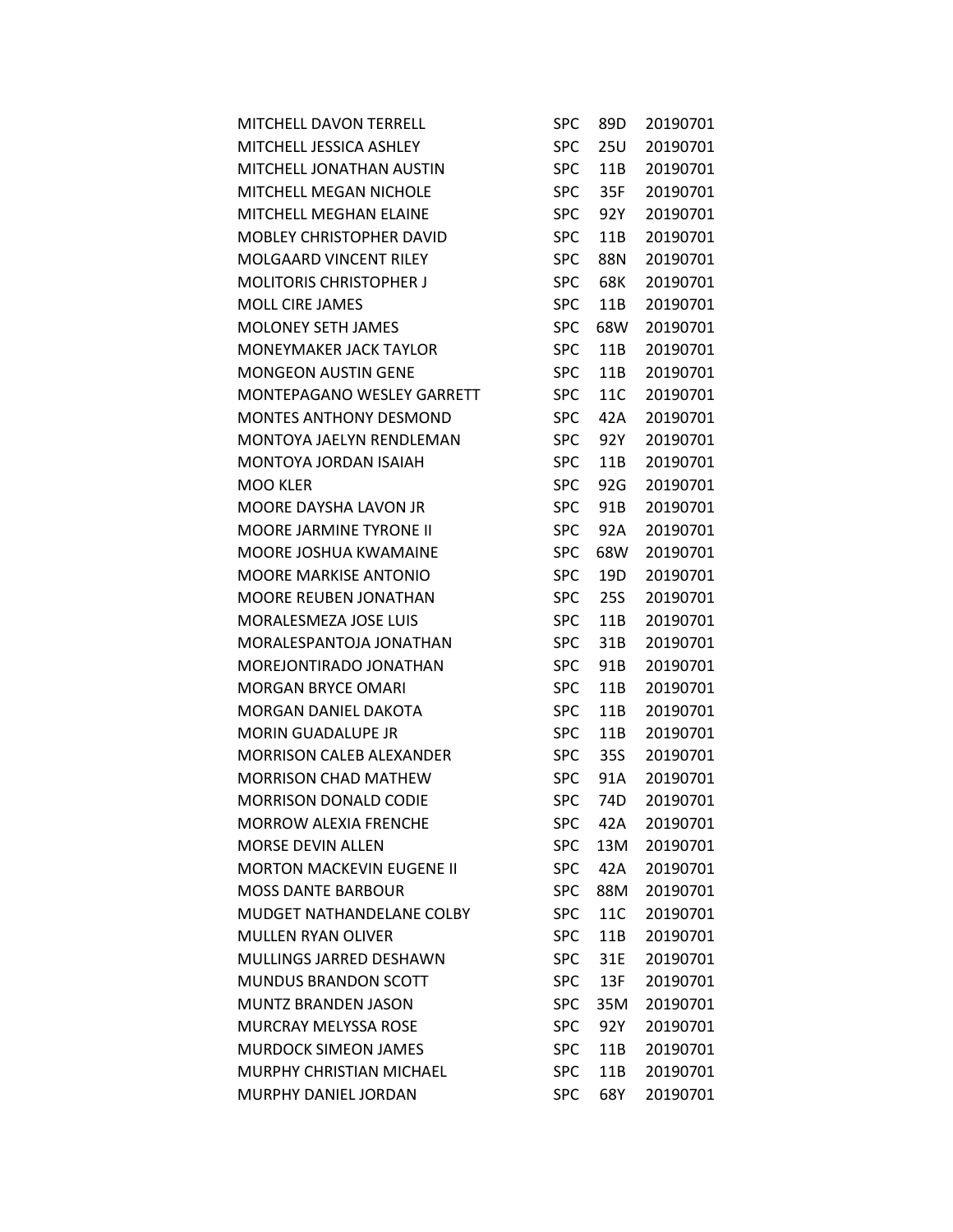| | | | |
|---|---|---|---|
| MITCHELL DAVON TERRELL | SPC | 89D | 20190701 |
| MITCHELL JESSICA ASHLEY | SPC | 25U | 20190701 |
| MITCHELL JONATHAN AUSTIN | SPC | 11B | 20190701 |
| MITCHELL MEGAN NICHOLE | SPC | 35F | 20190701 |
| MITCHELL MEGHAN ELAINE | SPC | 92Y | 20190701 |
| MOBLEY CHRISTOPHER DAVID | SPC | 11B | 20190701 |
| MOLGAARD VINCENT RILEY | SPC | 88N | 20190701 |
| MOLITORIS CHRISTOPHER J | SPC | 68K | 20190701 |
| MOLL CIRE JAMES | SPC | 11B | 20190701 |
| MOLONEY SETH JAMES | SPC | 68W | 20190701 |
| MONEYMAKER JACK TAYLOR | SPC | 11B | 20190701 |
| MONGEON AUSTIN GENE | SPC | 11B | 20190701 |
| MONTEPAGANO WESLEY GARRETT | SPC | 11C | 20190701 |
| MONTES ANTHONY DESMOND | SPC | 42A | 20190701 |
| MONTOYA JAELYN RENDLEMAN | SPC | 92Y | 20190701 |
| MONTOYA JORDAN ISAIAH | SPC | 11B | 20190701 |
| MOO KLER | SPC | 92G | 20190701 |
| MOORE DAYSHA LAVON JR | SPC | 91B | 20190701 |
| MOORE JARMINE TYRONE II | SPC | 92A | 20190701 |
| MOORE JOSHUA KWAMAINE | SPC | 68W | 20190701 |
| MOORE MARKISE ANTONIO | SPC | 19D | 20190701 |
| MOORE REUBEN JONATHAN | SPC | 25S | 20190701 |
| MORALESMEZA JOSE LUIS | SPC | 11B | 20190701 |
| MORALESPANTOJA JONATHAN | SPC | 31B | 20190701 |
| MOREJONTIRADO JONATHAN | SPC | 91B | 20190701 |
| MORGAN BRYCE OMARI | SPC | 11B | 20190701 |
| MORGAN DANIEL DAKOTA | SPC | 11B | 20190701 |
| MORIN GUADALUPE JR | SPC | 11B | 20190701 |
| MORRISON CALEB ALEXANDER | SPC | 35S | 20190701 |
| MORRISON CHAD MATHEW | SPC | 91A | 20190701 |
| MORRISON DONALD CODIE | SPC | 74D | 20190701 |
| MORROW ALEXIA FRENCHE | SPC | 42A | 20190701 |
| MORSE DEVIN ALLEN | SPC | 13M | 20190701 |
| MORTON MACKEVIN EUGENE II | SPC | 42A | 20190701 |
| MOSS DANTE BARBOUR | SPC | 88M | 20190701 |
| MUDGET NATHANDELANE COLBY | SPC | 11C | 20190701 |
| MULLEN RYAN OLIVER | SPC | 11B | 20190701 |
| MULLINGS JARRED DESHAWN | SPC | 31E | 20190701 |
| MUNDUS BRANDON SCOTT | SPC | 13F | 20190701 |
| MUNTZ BRANDEN JASON | SPC | 35M | 20190701 |
| MURCRAY MELYSSA ROSE | SPC | 92Y | 20190701 |
| MURDOCK SIMEON JAMES | SPC | 11B | 20190701 |
| MURPHY CHRISTIAN MICHAEL | SPC | 11B | 20190701 |
| MURPHY DANIEL JORDAN | SPC | 68Y | 20190701 |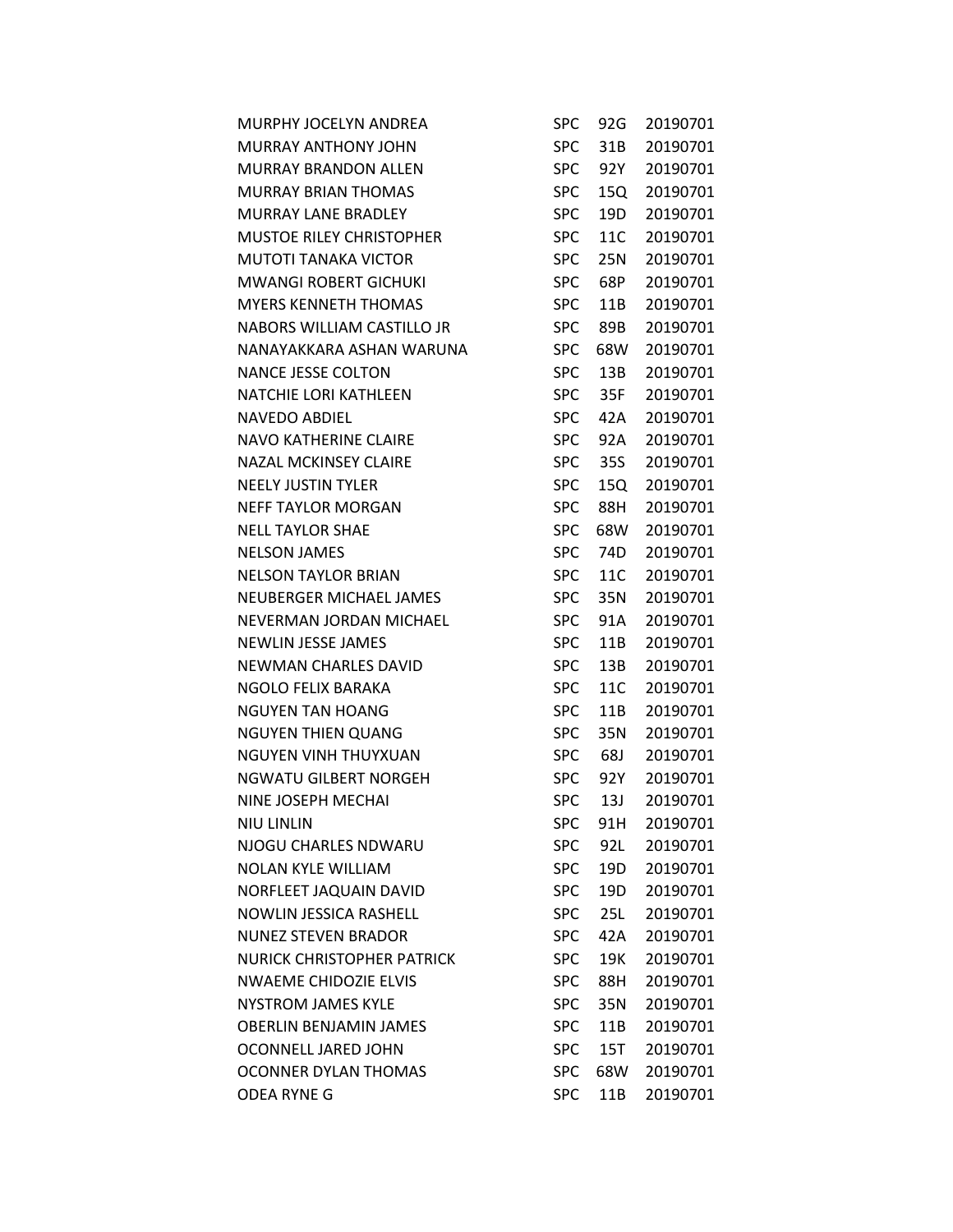| | | | |
|---|---|---|---|
| MURPHY JOCELYN ANDREA | SPC | 92G | 20190701 |
| MURRAY ANTHONY JOHN | SPC | 31B | 20190701 |
| MURRAY BRANDON ALLEN | SPC | 92Y | 20190701 |
| MURRAY BRIAN THOMAS | SPC | 15Q | 20190701 |
| MURRAY LANE BRADLEY | SPC | 19D | 20190701 |
| MUSTOE RILEY CHRISTOPHER | SPC | 11C | 20190701 |
| MUTOTI TANAKA VICTOR | SPC | 25N | 20190701 |
| MWANGI ROBERT GICHUKI | SPC | 68P | 20190701 |
| MYERS KENNETH THOMAS | SPC | 11B | 20190701 |
| NABORS WILLIAM CASTILLO JR | SPC | 89B | 20190701 |
| NANAYAKKARA ASHAN WARUNA | SPC | 68W | 20190701 |
| NANCE JESSE COLTON | SPC | 13B | 20190701 |
| NATCHIE LORI KATHLEEN | SPC | 35F | 20190701 |
| NAVEDO ABDIEL | SPC | 42A | 20190701 |
| NAVO KATHERINE CLAIRE | SPC | 92A | 20190701 |
| NAZAL MCKINSEY CLAIRE | SPC | 35S | 20190701 |
| NEELY JUSTIN TYLER | SPC | 15Q | 20190701 |
| NEFF TAYLOR MORGAN | SPC | 88H | 20190701 |
| NELL TAYLOR SHAE | SPC | 68W | 20190701 |
| NELSON JAMES | SPC | 74D | 20190701 |
| NELSON TAYLOR BRIAN | SPC | 11C | 20190701 |
| NEUBERGER MICHAEL JAMES | SPC | 35N | 20190701 |
| NEVERMAN JORDAN MICHAEL | SPC | 91A | 20190701 |
| NEWLIN JESSE JAMES | SPC | 11B | 20190701 |
| NEWMAN CHARLES DAVID | SPC | 13B | 20190701 |
| NGOLO FELIX BARAKA | SPC | 11C | 20190701 |
| NGUYEN TAN HOANG | SPC | 11B | 20190701 |
| NGUYEN THIEN QUANG | SPC | 35N | 20190701 |
| NGUYEN VINH THUYXUAN | SPC | 68J | 20190701 |
| NGWATU GILBERT NORGEH | SPC | 92Y | 20190701 |
| NINE JOSEPH MECHAI | SPC | 13J | 20190701 |
| NIU LINLIN | SPC | 91H | 20190701 |
| NJOGU CHARLES NDWARU | SPC | 92L | 20190701 |
| NOLAN KYLE WILLIAM | SPC | 19D | 20190701 |
| NORFLEET JAQUAIN DAVID | SPC | 19D | 20190701 |
| NOWLIN JESSICA RASHELL | SPC | 25L | 20190701 |
| NUNEZ STEVEN BRADOR | SPC | 42A | 20190701 |
| NURICK CHRISTOPHER PATRICK | SPC | 19K | 20190701 |
| NWAEME CHIDOZIE ELVIS | SPC | 88H | 20190701 |
| NYSTROM JAMES KYLE | SPC | 35N | 20190701 |
| OBERLIN BENJAMIN JAMES | SPC | 11B | 20190701 |
| OCONNELL JARED JOHN | SPC | 15T | 20190701 |
| OCONNER DYLAN THOMAS | SPC | 68W | 20190701 |
| ODEA RYNE G | SPC | 11B | 20190701 |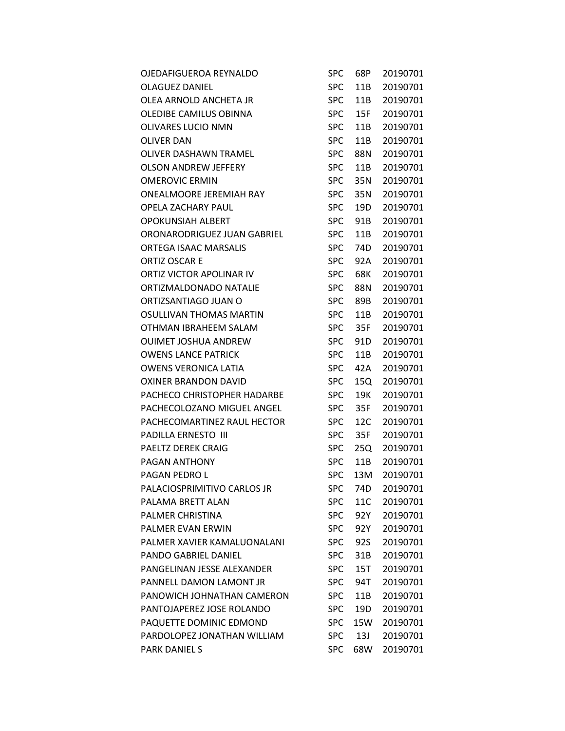| | | | |
|---|---|---|---|
| OJEDAFIGUEROA REYNALDO | SPC | 68P | 20190701 |
| OLAGUEZ DANIEL | SPC | 11B | 20190701 |
| OLEA ARNOLD ANCHETA JR | SPC | 11B | 20190701 |
| OLEDIBE CAMILUS OBINNA | SPC | 15F | 20190701 |
| OLIVARES LUCIO NMN | SPC | 11B | 20190701 |
| OLIVER DAN | SPC | 11B | 20190701 |
| OLIVER DASHAWN TRAMEL | SPC | 88N | 20190701 |
| OLSON ANDREW JEFFERY | SPC | 11B | 20190701 |
| OMEROVIC ERMIN | SPC | 35N | 20190701 |
| ONEALMOORE JEREMIAH RAY | SPC | 35N | 20190701 |
| OPELA ZACHARY PAUL | SPC | 19D | 20190701 |
| OPOKUNSIAH ALBERT | SPC | 91B | 20190701 |
| ORONARODRIGUEZ JUAN GABRIEL | SPC | 11B | 20190701 |
| ORTEGA ISAAC MARSALIS | SPC | 74D | 20190701 |
| ORTIZ OSCAR E | SPC | 92A | 20190701 |
| ORTIZ VICTOR APOLINAR IV | SPC | 68K | 20190701 |
| ORTIZMALDONADO NATALIE | SPC | 88N | 20190701 |
| ORTIZSANTIAGO JUAN O | SPC | 89B | 20190701 |
| OSULLIVAN THOMAS MARTIN | SPC | 11B | 20190701 |
| OTHMAN IBRAHEEM SALAM | SPC | 35F | 20190701 |
| OUIMET JOSHUA ANDREW | SPC | 91D | 20190701 |
| OWENS LANCE PATRICK | SPC | 11B | 20190701 |
| OWENS VERONICA LATIA | SPC | 42A | 20190701 |
| OXINER BRANDON DAVID | SPC | 15Q | 20190701 |
| PACHECO CHRISTOPHER HADARBE | SPC | 19K | 20190701 |
| PACHECOLOZANO MIGUEL ANGEL | SPC | 35F | 20190701 |
| PACHECOMARTINEZ RAUL HECTOR | SPC | 12C | 20190701 |
| PADILLA ERNESTO III | SPC | 35F | 20190701 |
| PAELTZ DEREK CRAIG | SPC | 25Q | 20190701 |
| PAGAN ANTHONY | SPC | 11B | 20190701 |
| PAGAN PEDRO L | SPC | 13M | 20190701 |
| PALACIOSPRIMITIVO CARLOS JR | SPC | 74D | 20190701 |
| PALAMA BRETT ALAN | SPC | 11C | 20190701 |
| PALMER CHRISTINA | SPC | 92Y | 20190701 |
| PALMER EVAN ERWIN | SPC | 92Y | 20190701 |
| PALMER XAVIER KAMALUONALANI | SPC | 92S | 20190701 |
| PANDO GABRIEL DANIEL | SPC | 31B | 20190701 |
| PANGELINAN JESSE ALEXANDER | SPC | 15T | 20190701 |
| PANNELL DAMON LAMONT JR | SPC | 94T | 20190701 |
| PANOWICH JOHNATHAN CAMERON | SPC | 11B | 20190701 |
| PANTOJAPEREZ JOSE ROLANDO | SPC | 19D | 20190701 |
| PAQUETTE DOMINIC EDMOND | SPC | 15W | 20190701 |
| PARDOLOPEZ JONATHAN WILLIAM | SPC | 13J | 20190701 |
| PARK DANIEL S | SPC | 68W | 20190701 |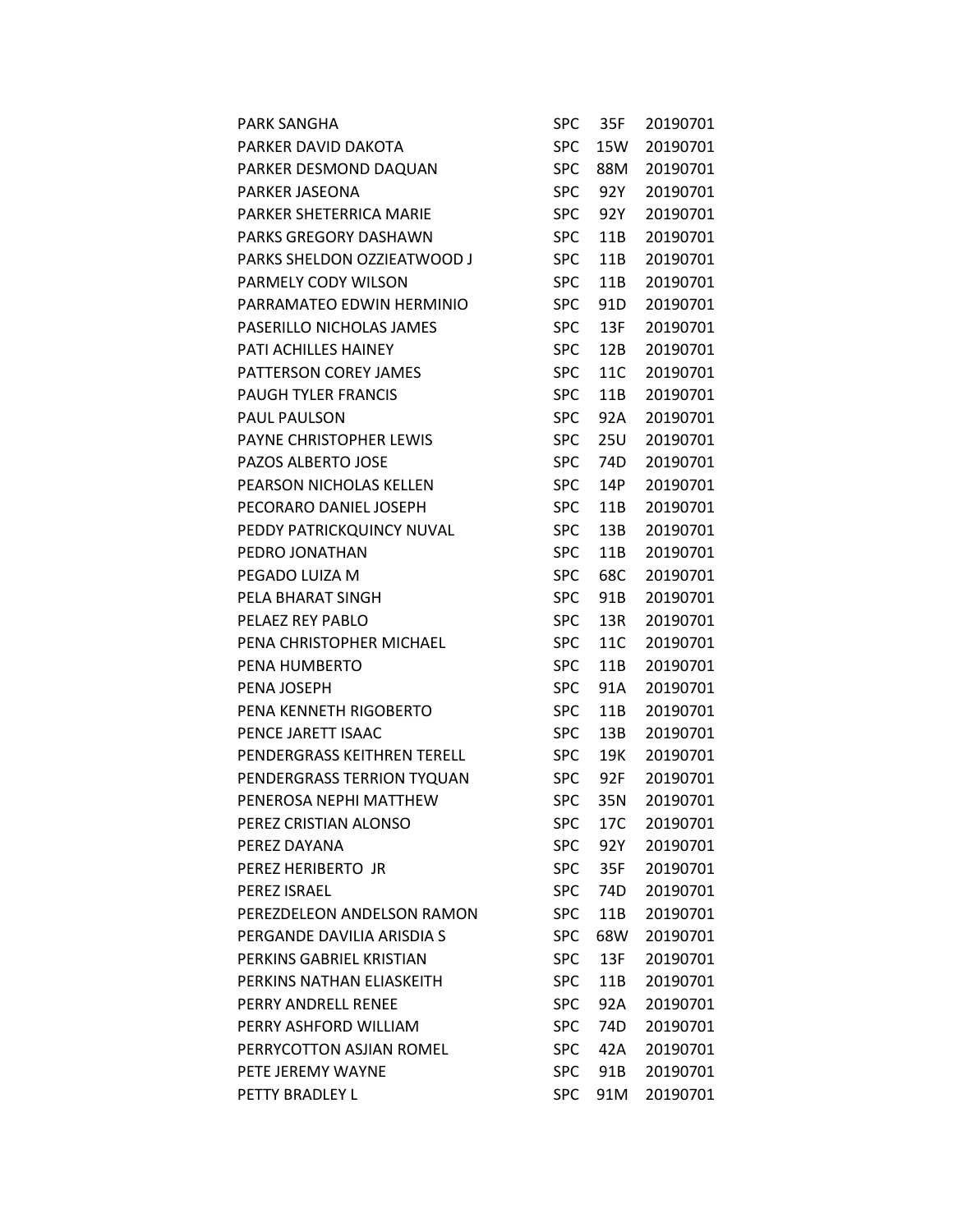| | | | |
|---|---|---|---|
| PARK SANGHA | SPC | 35F | 20190701 |
| PARKER DAVID DAKOTA | SPC | 15W | 20190701 |
| PARKER DESMOND DAQUAN | SPC | 88M | 20190701 |
| PARKER JASEONA | SPC | 92Y | 20190701 |
| PARKER SHETERRICA MARIE | SPC | 92Y | 20190701 |
| PARKS GREGORY DASHAWN | SPC | 11B | 20190701 |
| PARKS SHELDON OZZIEATWOOD J | SPC | 11B | 20190701 |
| PARMELY CODY WILSON | SPC | 11B | 20190701 |
| PARRAMATEO EDWIN HERMINIO | SPC | 91D | 20190701 |
| PASERILLO NICHOLAS JAMES | SPC | 13F | 20190701 |
| PATI ACHILLES HAINEY | SPC | 12B | 20190701 |
| PATTERSON COREY JAMES | SPC | 11C | 20190701 |
| PAUGH TYLER FRANCIS | SPC | 11B | 20190701 |
| PAUL PAULSON | SPC | 92A | 20190701 |
| PAYNE CHRISTOPHER LEWIS | SPC | 25U | 20190701 |
| PAZOS ALBERTO JOSE | SPC | 74D | 20190701 |
| PEARSON NICHOLAS KELLEN | SPC | 14P | 20190701 |
| PECORARO DANIEL JOSEPH | SPC | 11B | 20190701 |
| PEDDY PATRICKQUINCY NUVAL | SPC | 13B | 20190701 |
| PEDRO JONATHAN | SPC | 11B | 20190701 |
| PEGADO LUIZA M | SPC | 68C | 20190701 |
| PELA BHARAT SINGH | SPC | 91B | 20190701 |
| PELAEZ REY PABLO | SPC | 13R | 20190701 |
| PENA CHRISTOPHER MICHAEL | SPC | 11C | 20190701 |
| PENA HUMBERTO | SPC | 11B | 20190701 |
| PENA JOSEPH | SPC | 91A | 20190701 |
| PENA KENNETH RIGOBERTO | SPC | 11B | 20190701 |
| PENCE JARETT ISAAC | SPC | 13B | 20190701 |
| PENDERGRASS KEITHREN TERELL | SPC | 19K | 20190701 |
| PENDERGRASS TERRION TYQUAN | SPC | 92F | 20190701 |
| PENEROSA NEPHI MATTHEW | SPC | 35N | 20190701 |
| PEREZ CRISTIAN ALONSO | SPC | 17C | 20190701 |
| PEREZ DAYANA | SPC | 92Y | 20190701 |
| PEREZ HERIBERTO JR | SPC | 35F | 20190701 |
| PEREZ ISRAEL | SPC | 74D | 20190701 |
| PEREZDELEON ANDELSON RAMON | SPC | 11B | 20190701 |
| PERGANDE DAVILIA ARISDIA S | SPC | 68W | 20190701 |
| PERKINS GABRIEL KRISTIAN | SPC | 13F | 20190701 |
| PERKINS NATHAN ELIASKEITH | SPC | 11B | 20190701 |
| PERRY ANDRELL RENEE | SPC | 92A | 20190701 |
| PERRY ASHFORD WILLIAM | SPC | 74D | 20190701 |
| PERRYCOTTON ASJIAN ROMEL | SPC | 42A | 20190701 |
| PETE JEREMY WAYNE | SPC | 91B | 20190701 |
| PETTY BRADLEY L | SPC | 91M | 20190701 |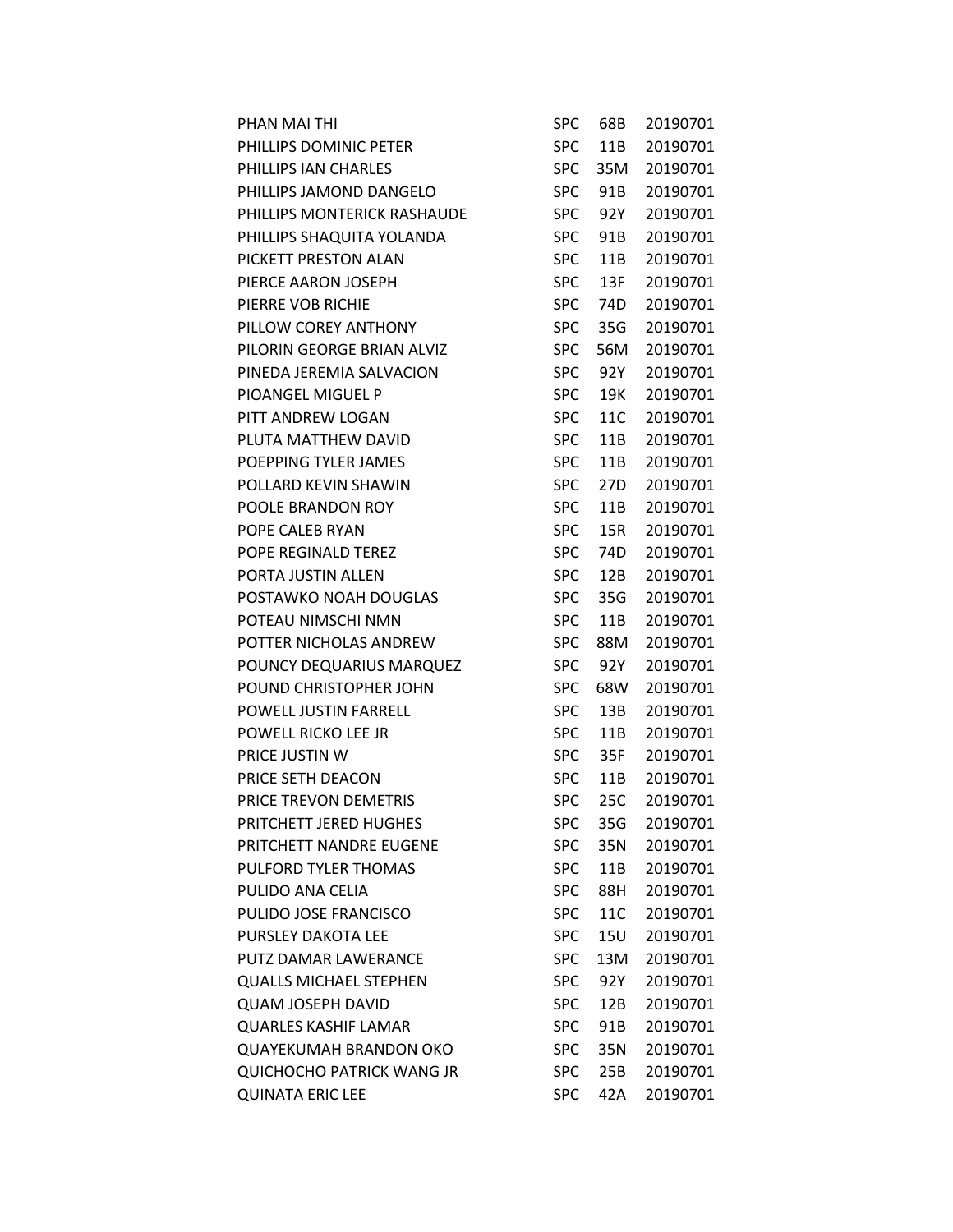| | | | |
|---|---|---|---|
| PHAN MAI THI | SPC | 68B | 20190701 |
| PHILLIPS DOMINIC PETER | SPC | 11B | 20190701 |
| PHILLIPS IAN CHARLES | SPC | 35M | 20190701 |
| PHILLIPS JAMOND DANGELO | SPC | 91B | 20190701 |
| PHILLIPS MONTERICK RASHAUDE | SPC | 92Y | 20190701 |
| PHILLIPS SHAQUITA YOLANDA | SPC | 91B | 20190701 |
| PICKETT PRESTON ALAN | SPC | 11B | 20190701 |
| PIERCE AARON JOSEPH | SPC | 13F | 20190701 |
| PIERRE VOB RICHIE | SPC | 74D | 20190701 |
| PILLOW COREY ANTHONY | SPC | 35G | 20190701 |
| PILORIN GEORGE BRIAN ALVIZ | SPC | 56M | 20190701 |
| PINEDA JEREMIA SALVACION | SPC | 92Y | 20190701 |
| PIOANGEL MIGUEL P | SPC | 19K | 20190701 |
| PITT ANDREW LOGAN | SPC | 11C | 20190701 |
| PLUTA MATTHEW DAVID | SPC | 11B | 20190701 |
| POEPPING TYLER JAMES | SPC | 11B | 20190701 |
| POLLARD KEVIN SHAWIN | SPC | 27D | 20190701 |
| POOLE BRANDON ROY | SPC | 11B | 20190701 |
| POPE CALEB RYAN | SPC | 15R | 20190701 |
| POPE REGINALD TEREZ | SPC | 74D | 20190701 |
| PORTA JUSTIN ALLEN | SPC | 12B | 20190701 |
| POSTAWKO NOAH DOUGLAS | SPC | 35G | 20190701 |
| POTEAU NIMSCHI NMN | SPC | 11B | 20190701 |
| POTTER NICHOLAS ANDREW | SPC | 88M | 20190701 |
| POUNCY DEQUARIUS MARQUEZ | SPC | 92Y | 20190701 |
| POUND CHRISTOPHER JOHN | SPC | 68W | 20190701 |
| POWELL JUSTIN FARRELL | SPC | 13B | 20190701 |
| POWELL RICKO LEE JR | SPC | 11B | 20190701 |
| PRICE JUSTIN W | SPC | 35F | 20190701 |
| PRICE SETH DEACON | SPC | 11B | 20190701 |
| PRICE TREVON DEMETRIS | SPC | 25C | 20190701 |
| PRITCHETT JERED HUGHES | SPC | 35G | 20190701 |
| PRITCHETT NANDRE EUGENE | SPC | 35N | 20190701 |
| PULFORD TYLER THOMAS | SPC | 11B | 20190701 |
| PULIDO ANA CELIA | SPC | 88H | 20190701 |
| PULIDO JOSE FRANCISCO | SPC | 11C | 20190701 |
| PURSLEY DAKOTA LEE | SPC | 15U | 20190701 |
| PUTZ DAMAR LAWERANCE | SPC | 13M | 20190701 |
| QUALLS MICHAEL STEPHEN | SPC | 92Y | 20190701 |
| QUAM JOSEPH DAVID | SPC | 12B | 20190701 |
| QUARLES KASHIF LAMAR | SPC | 91B | 20190701 |
| QUAYEKUMAH BRANDON OKO | SPC | 35N | 20190701 |
| QUICHOCHO PATRICK WANG JR | SPC | 25B | 20190701 |
| QUINATA ERIC LEE | SPC | 42A | 20190701 |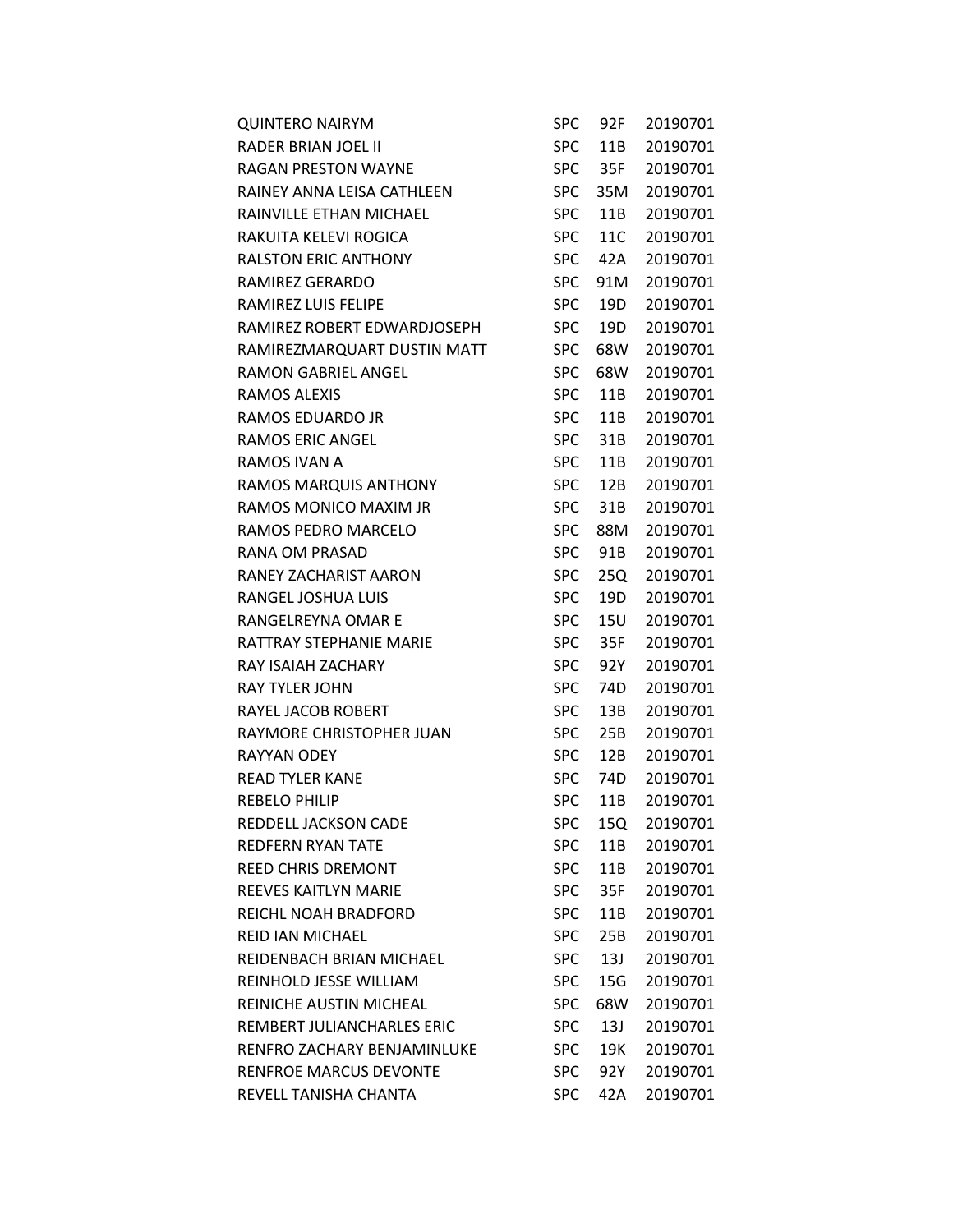| | | | |
|---|---|---|---|
| QUINTERO NAIRYM | SPC | 92F | 20190701 |
| RADER BRIAN JOEL II | SPC | 11B | 20190701 |
| RAGAN PRESTON WAYNE | SPC | 35F | 20190701 |
| RAINEY ANNA LEISA CATHLEEN | SPC | 35M | 20190701 |
| RAINVILLE ETHAN MICHAEL | SPC | 11B | 20190701 |
| RAKUITA KELEVI ROGICA | SPC | 11C | 20190701 |
| RALSTON ERIC ANTHONY | SPC | 42A | 20190701 |
| RAMIREZ GERARDO | SPC | 91M | 20190701 |
| RAMIREZ LUIS FELIPE | SPC | 19D | 20190701 |
| RAMIREZ ROBERT EDWARDJOSEPH | SPC | 19D | 20190701 |
| RAMIREZMARQUART DUSTIN MATT | SPC | 68W | 20190701 |
| RAMON GABRIEL ANGEL | SPC | 68W | 20190701 |
| RAMOS ALEXIS | SPC | 11B | 20190701 |
| RAMOS EDUARDO JR | SPC | 11B | 20190701 |
| RAMOS ERIC ANGEL | SPC | 31B | 20190701 |
| RAMOS IVAN A | SPC | 11B | 20190701 |
| RAMOS MARQUIS ANTHONY | SPC | 12B | 20190701 |
| RAMOS MONICO MAXIM JR | SPC | 31B | 20190701 |
| RAMOS PEDRO MARCELO | SPC | 88M | 20190701 |
| RANA OM PRASAD | SPC | 91B | 20190701 |
| RANEY ZACHARIST AARON | SPC | 25Q | 20190701 |
| RANGEL JOSHUA LUIS | SPC | 19D | 20190701 |
| RANGELREYNA OMAR E | SPC | 15U | 20190701 |
| RATTRAY STEPHANIE MARIE | SPC | 35F | 20190701 |
| RAY ISAIAH ZACHARY | SPC | 92Y | 20190701 |
| RAY TYLER JOHN | SPC | 74D | 20190701 |
| RAYEL JACOB ROBERT | SPC | 13B | 20190701 |
| RAYMORE CHRISTOPHER JUAN | SPC | 25B | 20190701 |
| RAYYAN ODEY | SPC | 12B | 20190701 |
| READ TYLER KANE | SPC | 74D | 20190701 |
| REBELO PHILIP | SPC | 11B | 20190701 |
| REDDELL JACKSON CADE | SPC | 15Q | 20190701 |
| REDFERN RYAN TATE | SPC | 11B | 20190701 |
| REED CHRIS DREMONT | SPC | 11B | 20190701 |
| REEVES KAITLYN MARIE | SPC | 35F | 20190701 |
| REICHL NOAH BRADFORD | SPC | 11B | 20190701 |
| REID IAN MICHAEL | SPC | 25B | 20190701 |
| REIDENBACH BRIAN MICHAEL | SPC | 13J | 20190701 |
| REINHOLD JESSE WILLIAM | SPC | 15G | 20190701 |
| REINICHE AUSTIN MICHEAL | SPC | 68W | 20190701 |
| REMBERT JULIANCHARLES ERIC | SPC | 13J | 20190701 |
| RENFRO ZACHARY BENJAMINLUKE | SPC | 19K | 20190701 |
| RENFROE MARCUS DEVONTE | SPC | 92Y | 20190701 |
| REVELL TANISHA CHANTA | SPC | 42A | 20190701 |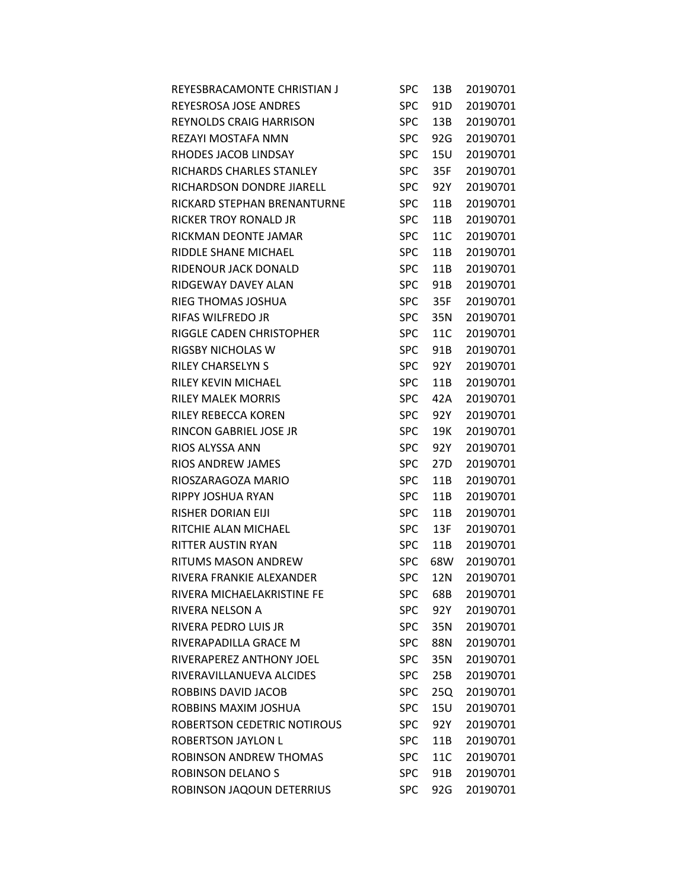| | | | |
|---|---|---|---|
| REYESBRACAMONTE CHRISTIAN J | SPC | 13B | 20190701 |
| REYESROSA JOSE ANDRES | SPC | 91D | 20190701 |
| REYNOLDS CRAIG HARRISON | SPC | 13B | 20190701 |
| REZAYI MOSTAFA NMN | SPC | 92G | 20190701 |
| RHODES JACOB LINDSAY | SPC | 15U | 20190701 |
| RICHARDS CHARLES STANLEY | SPC | 35F | 20190701 |
| RICHARDSON DONDRE JIARELL | SPC | 92Y | 20190701 |
| RICKARD STEPHAN BRENANTURNE | SPC | 11B | 20190701 |
| RICKER TROY RONALD JR | SPC | 11B | 20190701 |
| RICKMAN DEONTE JAMAR | SPC | 11C | 20190701 |
| RIDDLE SHANE MICHAEL | SPC | 11B | 20190701 |
| RIDENOUR JACK DONALD | SPC | 11B | 20190701 |
| RIDGEWAY DAVEY ALAN | SPC | 91B | 20190701 |
| RIEG THOMAS JOSHUA | SPC | 35F | 20190701 |
| RIFAS WILFREDO JR | SPC | 35N | 20190701 |
| RIGGLE CADEN CHRISTOPHER | SPC | 11C | 20190701 |
| RIGSBY NICHOLAS W | SPC | 91B | 20190701 |
| RILEY CHARSELYN S | SPC | 92Y | 20190701 |
| RILEY KEVIN MICHAEL | SPC | 11B | 20190701 |
| RILEY MALEK MORRIS | SPC | 42A | 20190701 |
| RILEY REBECCA KOREN | SPC | 92Y | 20190701 |
| RINCON GABRIEL JOSE JR | SPC | 19K | 20190701 |
| RIOS ALYSSA ANN | SPC | 92Y | 20190701 |
| RIOS ANDREW JAMES | SPC | 27D | 20190701 |
| RIOSZARAGOZA MARIO | SPC | 11B | 20190701 |
| RIPPY JOSHUA RYAN | SPC | 11B | 20190701 |
| RISHER DORIAN EIJI | SPC | 11B | 20190701 |
| RITCHIE ALAN MICHAEL | SPC | 13F | 20190701 |
| RITTER AUSTIN RYAN | SPC | 11B | 20190701 |
| RITUMS MASON ANDREW | SPC | 68W | 20190701 |
| RIVERA FRANKIE ALEXANDER | SPC | 12N | 20190701 |
| RIVERA MICHAELAKRISTINE FE | SPC | 68B | 20190701 |
| RIVERA NELSON A | SPC | 92Y | 20190701 |
| RIVERA PEDRO LUIS JR | SPC | 35N | 20190701 |
| RIVERAPADILLA GRACE M | SPC | 88N | 20190701 |
| RIVERAPEREZ ANTHONY JOEL | SPC | 35N | 20190701 |
| RIVERAVILLANUEVA ALCIDES | SPC | 25B | 20190701 |
| ROBBINS DAVID JACOB | SPC | 25Q | 20190701 |
| ROBBINS MAXIM JOSHUA | SPC | 15U | 20190701 |
| ROBERTSON CEDETRIC NOTIROUS | SPC | 92Y | 20190701 |
| ROBERTSON JAYLON L | SPC | 11B | 20190701 |
| ROBINSON ANDREW THOMAS | SPC | 11C | 20190701 |
| ROBINSON DELANO S | SPC | 91B | 20190701 |
| ROBINSON JAQOUN DETERRIUS | SPC | 92G | 20190701 |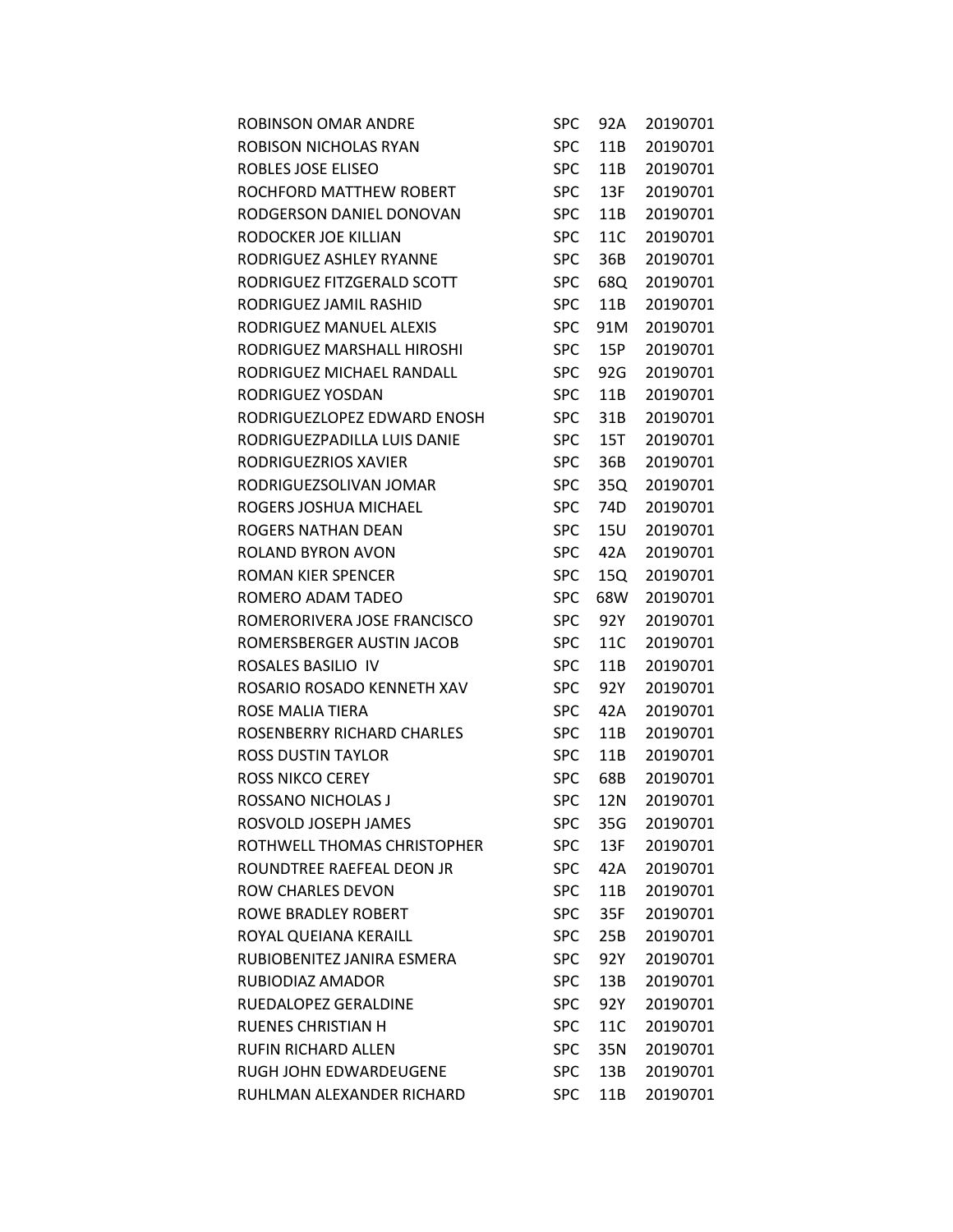| | | | |
|---|---|---|---|
| ROBINSON OMAR ANDRE | SPC | 92A | 20190701 |
| ROBISON NICHOLAS RYAN | SPC | 11B | 20190701 |
| ROBLES JOSE ELISEO | SPC | 11B | 20190701 |
| ROCHFORD MATTHEW ROBERT | SPC | 13F | 20190701 |
| RODGERSON DANIEL DONOVAN | SPC | 11B | 20190701 |
| RODOCKER JOE KILLIAN | SPC | 11C | 20190701 |
| RODRIGUEZ ASHLEY RYANNE | SPC | 36B | 20190701 |
| RODRIGUEZ FITZGERALD SCOTT | SPC | 68Q | 20190701 |
| RODRIGUEZ JAMIL RASHID | SPC | 11B | 20190701 |
| RODRIGUEZ MANUEL ALEXIS | SPC | 91M | 20190701 |
| RODRIGUEZ MARSHALL HIROSHI | SPC | 15P | 20190701 |
| RODRIGUEZ MICHAEL RANDALL | SPC | 92G | 20190701 |
| RODRIGUEZ YOSDAN | SPC | 11B | 20190701 |
| RODRIGUEZLOPEZ EDWARD ENOSH | SPC | 31B | 20190701 |
| RODRIGUEZPADILLA LUIS DANIE | SPC | 15T | 20190701 |
| RODRIGUEZRIOS XAVIER | SPC | 36B | 20190701 |
| RODRIGUEZSOLIVAN JOMAR | SPC | 35Q | 20190701 |
| ROGERS JOSHUA MICHAEL | SPC | 74D | 20190701 |
| ROGERS NATHAN DEAN | SPC | 15U | 20190701 |
| ROLAND BYRON AVON | SPC | 42A | 20190701 |
| ROMAN KIER SPENCER | SPC | 15Q | 20190701 |
| ROMERO ADAM TADEO | SPC | 68W | 20190701 |
| ROMERORIVERA JOSE FRANCISCO | SPC | 92Y | 20190701 |
| ROMERSBERGER AUSTIN JACOB | SPC | 11C | 20190701 |
| ROSALES BASILIO IV | SPC | 11B | 20190701 |
| ROSARIO ROSADO KENNETH XAV | SPC | 92Y | 20190701 |
| ROSE MALIA TIERA | SPC | 42A | 20190701 |
| ROSENBERRY RICHARD CHARLES | SPC | 11B | 20190701 |
| ROSS DUSTIN TAYLOR | SPC | 11B | 20190701 |
| ROSS NIKCO CEREY | SPC | 68B | 20190701 |
| ROSSANO NICHOLAS J | SPC | 12N | 20190701 |
| ROSVOLD JOSEPH JAMES | SPC | 35G | 20190701 |
| ROTHWELL THOMAS CHRISTOPHER | SPC | 13F | 20190701 |
| ROUNDTREE RAEFEAL DEON JR | SPC | 42A | 20190701 |
| ROW CHARLES DEVON | SPC | 11B | 20190701 |
| ROWE BRADLEY ROBERT | SPC | 35F | 20190701 |
| ROYAL QUEIANA KERAILL | SPC | 25B | 20190701 |
| RUBIOBENITEZ JANIRA ESMERA | SPC | 92Y | 20190701 |
| RUBIODIAZ AMADOR | SPC | 13B | 20190701 |
| RUEDALOPEZ GERALDINE | SPC | 92Y | 20190701 |
| RUENES CHRISTIAN H | SPC | 11C | 20190701 |
| RUFIN RICHARD ALLEN | SPC | 35N | 20190701 |
| RUGH JOHN EDWARDEUGENE | SPC | 13B | 20190701 |
| RUHLMAN ALEXANDER RICHARD | SPC | 11B | 20190701 |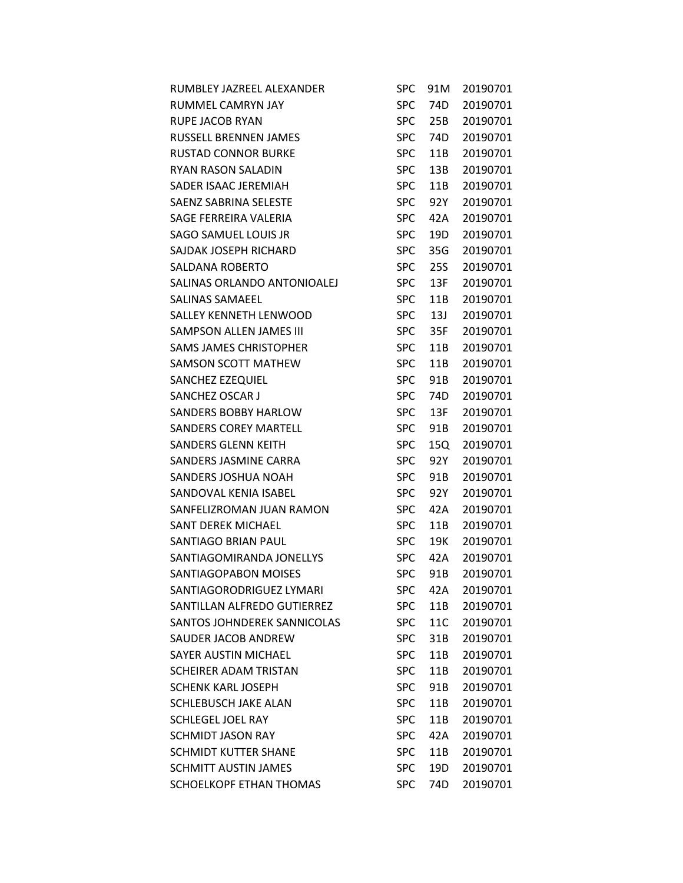| | | | |
|---|---|---|---|
| RUMBLEY JAZREEL ALEXANDER | SPC | 91M | 20190701 |
| RUMMEL CAMRYN JAY | SPC | 74D | 20190701 |
| RUPE JACOB RYAN | SPC | 25B | 20190701 |
| RUSSELL BRENNEN JAMES | SPC | 74D | 20190701 |
| RUSTAD CONNOR BURKE | SPC | 11B | 20190701 |
| RYAN RASON SALADIN | SPC | 13B | 20190701 |
| SADER ISAAC JEREMIAH | SPC | 11B | 20190701 |
| SAENZ SABRINA SELESTE | SPC | 92Y | 20190701 |
| SAGE FERREIRA VALERIA | SPC | 42A | 20190701 |
| SAGO SAMUEL LOUIS JR | SPC | 19D | 20190701 |
| SAJDAK JOSEPH RICHARD | SPC | 35G | 20190701 |
| SALDANA ROBERTO | SPC | 25S | 20190701 |
| SALINAS ORLANDO ANTONIOALEJ | SPC | 13F | 20190701 |
| SALINAS SAMAEEL | SPC | 11B | 20190701 |
| SALLEY KENNETH LENWOOD | SPC | 13J | 20190701 |
| SAMPSON ALLEN JAMES III | SPC | 35F | 20190701 |
| SAMS JAMES CHRISTOPHER | SPC | 11B | 20190701 |
| SAMSON SCOTT MATHEW | SPC | 11B | 20190701 |
| SANCHEZ EZEQUIEL | SPC | 91B | 20190701 |
| SANCHEZ OSCAR J | SPC | 74D | 20190701 |
| SANDERS BOBBY HARLOW | SPC | 13F | 20190701 |
| SANDERS COREY MARTELL | SPC | 91B | 20190701 |
| SANDERS GLENN KEITH | SPC | 15Q | 20190701 |
| SANDERS JASMINE CARRA | SPC | 92Y | 20190701 |
| SANDERS JOSHUA NOAH | SPC | 91B | 20190701 |
| SANDOVAL KENIA ISABEL | SPC | 92Y | 20190701 |
| SANFELIZROMAN JUAN RAMON | SPC | 42A | 20190701 |
| SANT DEREK MICHAEL | SPC | 11B | 20190701 |
| SANTIAGO BRIAN PAUL | SPC | 19K | 20190701 |
| SANTIAGOMIRANDA JONELLYS | SPC | 42A | 20190701 |
| SANTIAGOPABON MOISES | SPC | 91B | 20190701 |
| SANTIAGORODRIGUEZ LYMARI | SPC | 42A | 20190701 |
| SANTILLAN ALFREDO GUTIERREZ | SPC | 11B | 20190701 |
| SANTOS JOHNDEREK SANNICOLAS | SPC | 11C | 20190701 |
| SAUDER JACOB ANDREW | SPC | 31B | 20190701 |
| SAYER AUSTIN MICHAEL | SPC | 11B | 20190701 |
| SCHEIRER ADAM TRISTAN | SPC | 11B | 20190701 |
| SCHENK KARL JOSEPH | SPC | 91B | 20190701 |
| SCHLEBUSCH JAKE ALAN | SPC | 11B | 20190701 |
| SCHLEGEL JOEL RAY | SPC | 11B | 20190701 |
| SCHMIDT JASON RAY | SPC | 42A | 20190701 |
| SCHMIDT KUTTER SHANE | SPC | 11B | 20190701 |
| SCHMITT AUSTIN JAMES | SPC | 19D | 20190701 |
| SCHOELKOPF ETHAN THOMAS | SPC | 74D | 20190701 |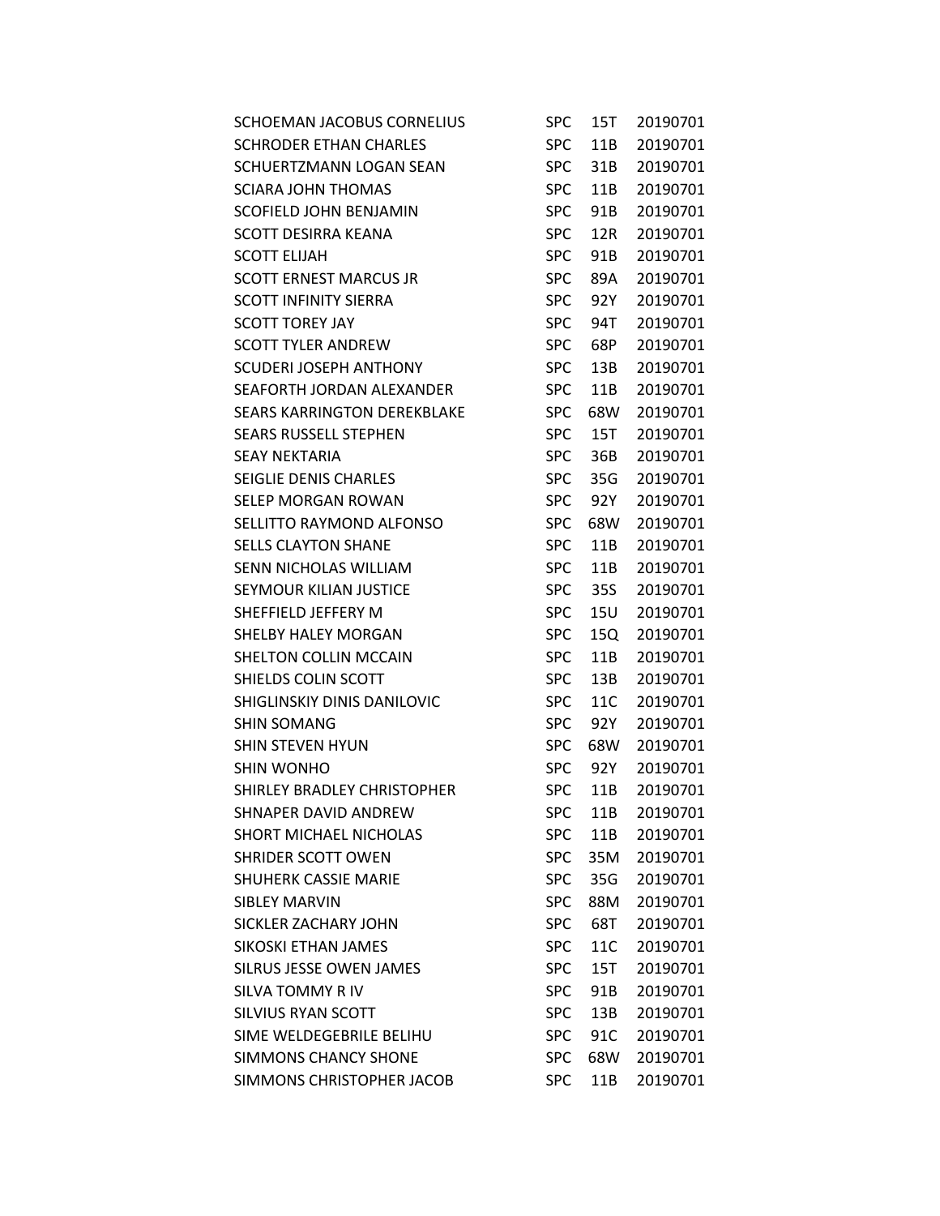| | | | |
|---|---|---|---|
| SCHOEMAN JACOBUS CORNELIUS | SPC | 15T | 20190701 |
| SCHRODER ETHAN CHARLES | SPC | 11B | 20190701 |
| SCHUERTZMANN LOGAN SEAN | SPC | 31B | 20190701 |
| SCIARA JOHN THOMAS | SPC | 11B | 20190701 |
| SCOFIELD JOHN BENJAMIN | SPC | 91B | 20190701 |
| SCOTT DESIRRA KEANA | SPC | 12R | 20190701 |
| SCOTT ELIJAH | SPC | 91B | 20190701 |
| SCOTT ERNEST MARCUS JR | SPC | 89A | 20190701 |
| SCOTT INFINITY SIERRA | SPC | 92Y | 20190701 |
| SCOTT TOREY JAY | SPC | 94T | 20190701 |
| SCOTT TYLER ANDREW | SPC | 68P | 20190701 |
| SCUDERI JOSEPH ANTHONY | SPC | 13B | 20190701 |
| SEAFORTH JORDAN ALEXANDER | SPC | 11B | 20190701 |
| SEARS KARRINGTON DEREKBLAKE | SPC | 68W | 20190701 |
| SEARS RUSSELL STEPHEN | SPC | 15T | 20190701 |
| SEAY NEKTARIA | SPC | 36B | 20190701 |
| SEIGLIE DENIS CHARLES | SPC | 35G | 20190701 |
| SELEP MORGAN ROWAN | SPC | 92Y | 20190701 |
| SELLITTO RAYMOND ALFONSO | SPC | 68W | 20190701 |
| SELLS CLAYTON SHANE | SPC | 11B | 20190701 |
| SENN NICHOLAS WILLIAM | SPC | 11B | 20190701 |
| SEYMOUR KILIAN JUSTICE | SPC | 35S | 20190701 |
| SHEFFIELD JEFFERY M | SPC | 15U | 20190701 |
| SHELBY HALEY MORGAN | SPC | 15Q | 20190701 |
| SHELTON COLLIN MCCAIN | SPC | 11B | 20190701 |
| SHIELDS COLIN SCOTT | SPC | 13B | 20190701 |
| SHIGLINSKIY DINIS DANILOVIC | SPC | 11C | 20190701 |
| SHIN SOMANG | SPC | 92Y | 20190701 |
| SHIN STEVEN HYUN | SPC | 68W | 20190701 |
| SHIN WONHO | SPC | 92Y | 20190701 |
| SHIRLEY BRADLEY CHRISTOPHER | SPC | 11B | 20190701 |
| SHNAPER DAVID ANDREW | SPC | 11B | 20190701 |
| SHORT MICHAEL NICHOLAS | SPC | 11B | 20190701 |
| SHRIDER SCOTT OWEN | SPC | 35M | 20190701 |
| SHUHERK CASSIE MARIE | SPC | 35G | 20190701 |
| SIBLEY MARVIN | SPC | 88M | 20190701 |
| SICKLER ZACHARY JOHN | SPC | 68T | 20190701 |
| SIKOSKI ETHAN JAMES | SPC | 11C | 20190701 |
| SILRUS JESSE OWEN JAMES | SPC | 15T | 20190701 |
| SILVA TOMMY R IV | SPC | 91B | 20190701 |
| SILVIUS RYAN SCOTT | SPC | 13B | 20190701 |
| SIME WELDEGEBRILE BELIHU | SPC | 91C | 20190701 |
| SIMMONS CHANCY SHONE | SPC | 68W | 20190701 |
| SIMMONS CHRISTOPHER JACOB | SPC | 11B | 20190701 |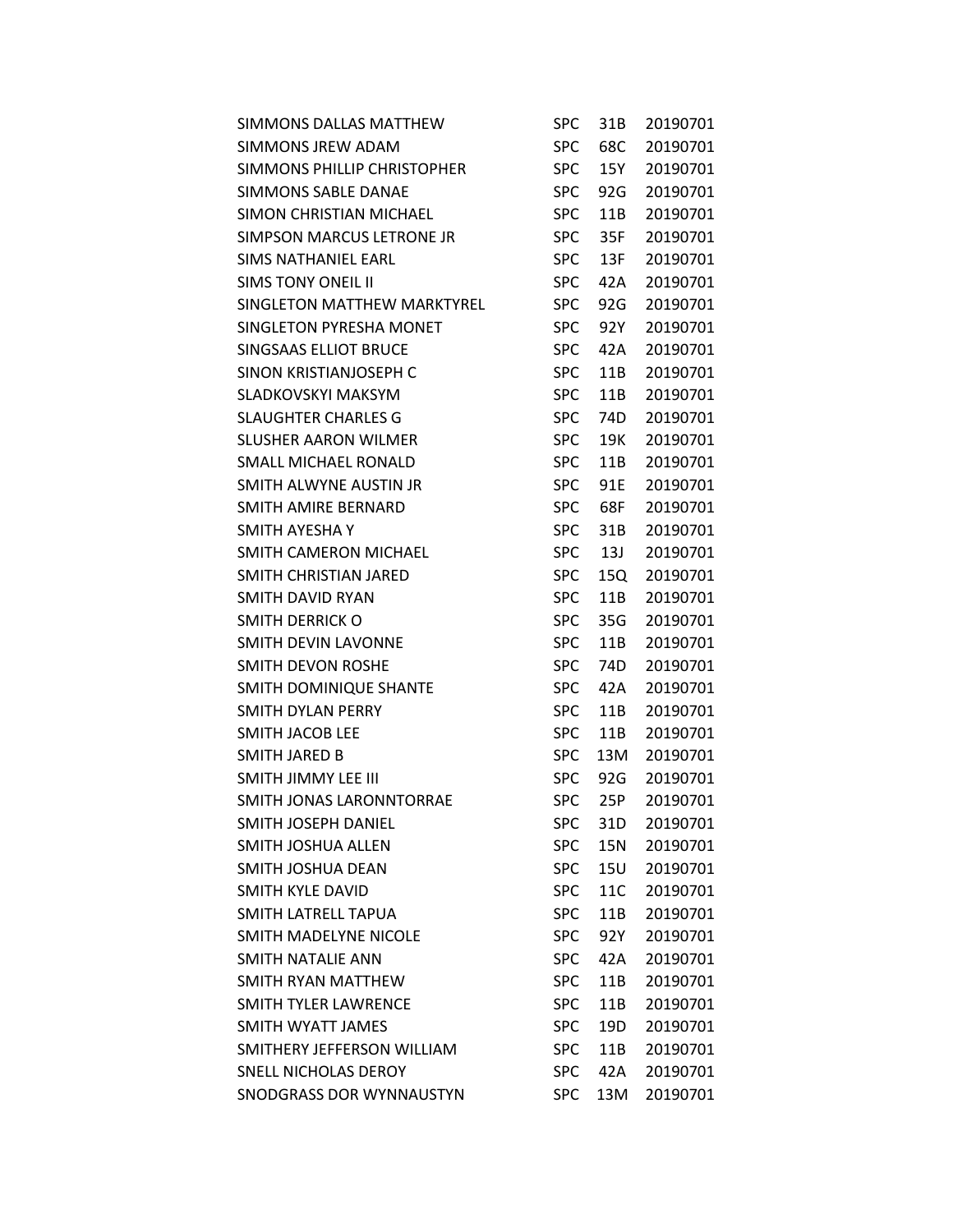| | | | |
|---|---|---|---|
| SIMMONS DALLAS MATTHEW | SPC | 31B | 20190701 |
| SIMMONS JREW ADAM | SPC | 68C | 20190701 |
| SIMMONS PHILLIP CHRISTOPHER | SPC | 15Y | 20190701 |
| SIMMONS SABLE DANAE | SPC | 92G | 20190701 |
| SIMON CHRISTIAN MICHAEL | SPC | 11B | 20190701 |
| SIMPSON MARCUS LETRONE JR | SPC | 35F | 20190701 |
| SIMS NATHANIEL EARL | SPC | 13F | 20190701 |
| SIMS TONY ONEIL II | SPC | 42A | 20190701 |
| SINGLETON MATTHEW MARKTYREL | SPC | 92G | 20190701 |
| SINGLETON PYRESHA MONET | SPC | 92Y | 20190701 |
| SINGSAAS ELLIOT BRUCE | SPC | 42A | 20190701 |
| SINON KRISTIANJOSEPH C | SPC | 11B | 20190701 |
| SLADKOVSKYI MAKSYM | SPC | 11B | 20190701 |
| SLAUGHTER CHARLES G | SPC | 74D | 20190701 |
| SLUSHER AARON WILMER | SPC | 19K | 20190701 |
| SMALL MICHAEL RONALD | SPC | 11B | 20190701 |
| SMITH ALWYNE AUSTIN JR | SPC | 91E | 20190701 |
| SMITH AMIRE BERNARD | SPC | 68F | 20190701 |
| SMITH AYESHA Y | SPC | 31B | 20190701 |
| SMITH CAMERON MICHAEL | SPC | 13J | 20190701 |
| SMITH CHRISTIAN JARED | SPC | 15Q | 20190701 |
| SMITH DAVID RYAN | SPC | 11B | 20190701 |
| SMITH DERRICK O | SPC | 35G | 20190701 |
| SMITH DEVIN LAVONNE | SPC | 11B | 20190701 |
| SMITH DEVON ROSHE | SPC | 74D | 20190701 |
| SMITH DOMINIQUE SHANTE | SPC | 42A | 20190701 |
| SMITH DYLAN PERRY | SPC | 11B | 20190701 |
| SMITH JACOB LEE | SPC | 11B | 20190701 |
| SMITH JARED B | SPC | 13M | 20190701 |
| SMITH JIMMY LEE III | SPC | 92G | 20190701 |
| SMITH JONAS LARONNTORRAE | SPC | 25P | 20190701 |
| SMITH JOSEPH DANIEL | SPC | 31D | 20190701 |
| SMITH JOSHUA ALLEN | SPC | 15N | 20190701 |
| SMITH JOSHUA DEAN | SPC | 15U | 20190701 |
| SMITH KYLE DAVID | SPC | 11C | 20190701 |
| SMITH LATRELL TAPUA | SPC | 11B | 20190701 |
| SMITH MADELYNE NICOLE | SPC | 92Y | 20190701 |
| SMITH NATALIE ANN | SPC | 42A | 20190701 |
| SMITH RYAN MATTHEW | SPC | 11B | 20190701 |
| SMITH TYLER LAWRENCE | SPC | 11B | 20190701 |
| SMITH WYATT JAMES | SPC | 19D | 20190701 |
| SMITHERY JEFFERSON WILLIAM | SPC | 11B | 20190701 |
| SNELL NICHOLAS DEROY | SPC | 42A | 20190701 |
| SNODGRASS DOR WYNNAUSTYN | SPC | 13M | 20190701 |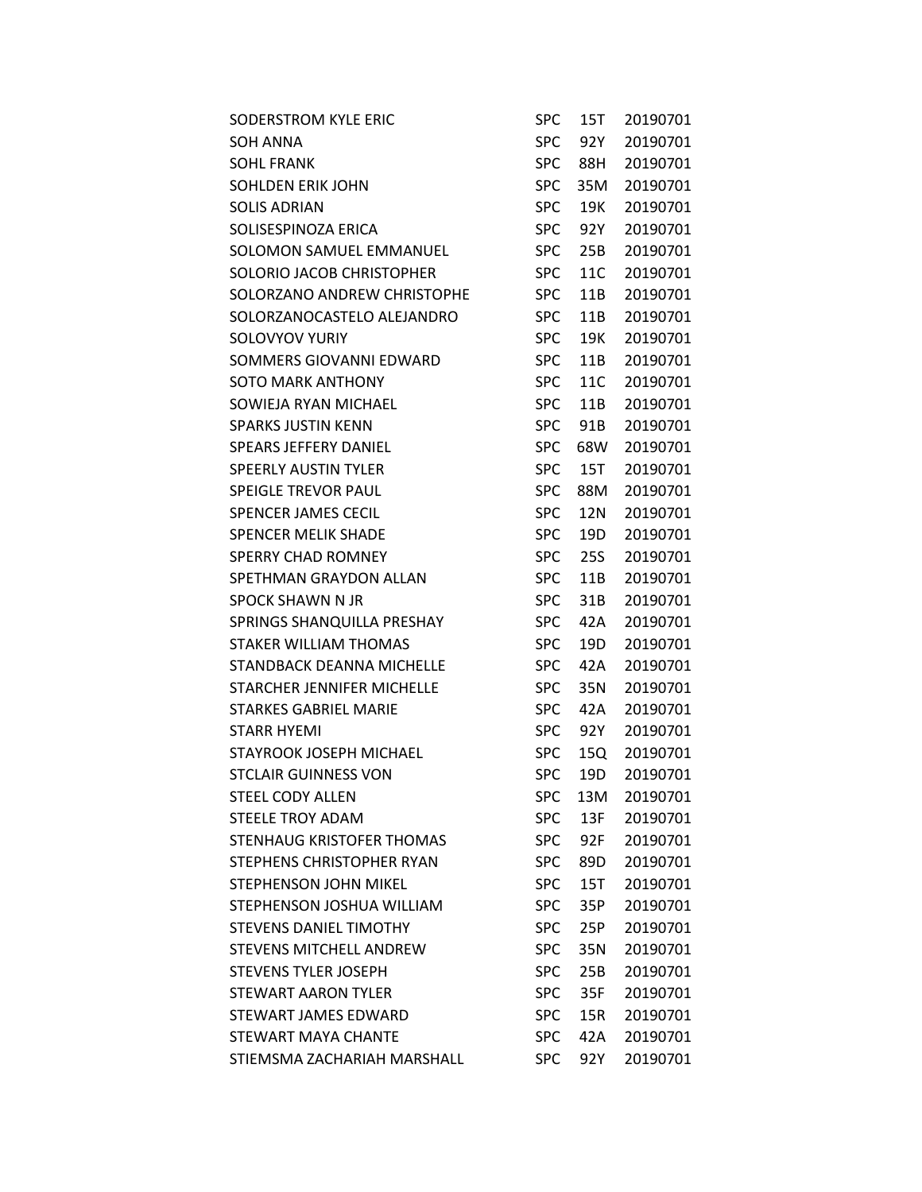| | | | |
|---|---|---|---|
| SODERSTROM KYLE ERIC | SPC | 15T | 20190701 |
| SOH ANNA | SPC | 92Y | 20190701 |
| SOHL FRANK | SPC | 88H | 20190701 |
| SOHLDEN ERIK JOHN | SPC | 35M | 20190701 |
| SOLIS ADRIAN | SPC | 19K | 20190701 |
| SOLISESPINOZA ERICA | SPC | 92Y | 20190701 |
| SOLOMON SAMUEL EMMANUEL | SPC | 25B | 20190701 |
| SOLORIO JACOB CHRISTOPHER | SPC | 11C | 20190701 |
| SOLORZANO ANDREW CHRISTOPHE | SPC | 11B | 20190701 |
| SOLORZANOCASTELO ALEJANDRO | SPC | 11B | 20190701 |
| SOLOVYOV YURIY | SPC | 19K | 20190701 |
| SOMMERS GIOVANNI EDWARD | SPC | 11B | 20190701 |
| SOTO MARK ANTHONY | SPC | 11C | 20190701 |
| SOWIEJA RYAN MICHAEL | SPC | 11B | 20190701 |
| SPARKS JUSTIN KENN | SPC | 91B | 20190701 |
| SPEARS JEFFERY DANIEL | SPC | 68W | 20190701 |
| SPEERLY AUSTIN TYLER | SPC | 15T | 20190701 |
| SPEIGLE TREVOR PAUL | SPC | 88M | 20190701 |
| SPENCER JAMES CECIL | SPC | 12N | 20190701 |
| SPENCER MELIK SHADE | SPC | 19D | 20190701 |
| SPERRY CHAD ROMNEY | SPC | 25S | 20190701 |
| SPETHMAN GRAYDON ALLAN | SPC | 11B | 20190701 |
| SPOCK SHAWN N JR | SPC | 31B | 20190701 |
| SPRINGS SHANQUILLA PRESHAY | SPC | 42A | 20190701 |
| STAKER WILLIAM THOMAS | SPC | 19D | 20190701 |
| STANDBACK DEANNA MICHELLE | SPC | 42A | 20190701 |
| STARCHER JENNIFER MICHELLE | SPC | 35N | 20190701 |
| STARKES GABRIEL MARIE | SPC | 42A | 20190701 |
| STARR HYEMI | SPC | 92Y | 20190701 |
| STAYROOK JOSEPH MICHAEL | SPC | 15Q | 20190701 |
| STCLAIR GUINNESS VON | SPC | 19D | 20190701 |
| STEEL CODY ALLEN | SPC | 13M | 20190701 |
| STEELE TROY ADAM | SPC | 13F | 20190701 |
| STENHAUG KRISTOFER THOMAS | SPC | 92F | 20190701 |
| STEPHENS CHRISTOPHER RYAN | SPC | 89D | 20190701 |
| STEPHENSON JOHN MIKEL | SPC | 15T | 20190701 |
| STEPHENSON JOSHUA WILLIAM | SPC | 35P | 20190701 |
| STEVENS DANIEL TIMOTHY | SPC | 25P | 20190701 |
| STEVENS MITCHELL ANDREW | SPC | 35N | 20190701 |
| STEVENS TYLER JOSEPH | SPC | 25B | 20190701 |
| STEWART AARON TYLER | SPC | 35F | 20190701 |
| STEWART JAMES EDWARD | SPC | 15R | 20190701 |
| STEWART MAYA CHANTE | SPC | 42A | 20190701 |
| STIEMSMA ZACHARIAH MARSHALL | SPC | 92Y | 20190701 |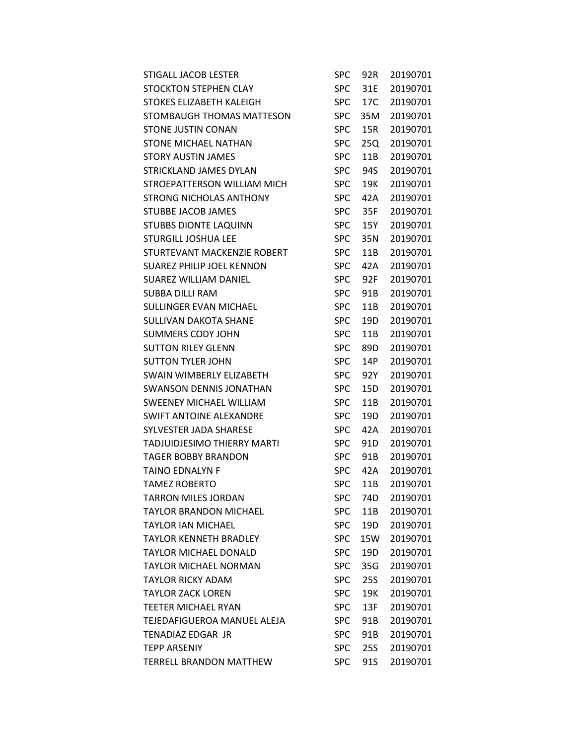| | | | |
|---|---|---|---|
| STIGALL JACOB LESTER | SPC | 92R | 20190701 |
| STOCKTON STEPHEN CLAY | SPC | 31E | 20190701 |
| STOKES ELIZABETH KALEIGH | SPC | 17C | 20190701 |
| STOMBAUGH THOMAS MATTESON | SPC | 35M | 20190701 |
| STONE JUSTIN CONAN | SPC | 15R | 20190701 |
| STONE MICHAEL NATHAN | SPC | 25Q | 20190701 |
| STORY AUSTIN JAMES | SPC | 11B | 20190701 |
| STRICKLAND JAMES DYLAN | SPC | 94S | 20190701 |
| STROEPATTERSON WILLIAM MICH | SPC | 19K | 20190701 |
| STRONG NICHOLAS ANTHONY | SPC | 42A | 20190701 |
| STUBBE JACOB JAMES | SPC | 35F | 20190701 |
| STUBBS DIONTE LAQUINN | SPC | 15Y | 20190701 |
| STURGILL JOSHUA LEE | SPC | 35N | 20190701 |
| STURTEVANT MACKENZIE ROBERT | SPC | 11B | 20190701 |
| SUAREZ PHILIP JOEL KENNON | SPC | 42A | 20190701 |
| SUAREZ WILLIAM DANIEL | SPC | 92F | 20190701 |
| SUBBA DILLI RAM | SPC | 91B | 20190701 |
| SULLINGER EVAN MICHAEL | SPC | 11B | 20190701 |
| SULLIVAN DAKOTA SHANE | SPC | 19D | 20190701 |
| SUMMERS CODY JOHN | SPC | 11B | 20190701 |
| SUTTON RILEY GLENN | SPC | 89D | 20190701 |
| SUTTON TYLER JOHN | SPC | 14P | 20190701 |
| SWAIN WIMBERLY ELIZABETH | SPC | 92Y | 20190701 |
| SWANSON DENNIS JONATHAN | SPC | 15D | 20190701 |
| SWEENEY MICHAEL WILLIAM | SPC | 11B | 20190701 |
| SWIFT ANTOINE ALEXANDRE | SPC | 19D | 20190701 |
| SYLVESTER JADA SHARESE | SPC | 42A | 20190701 |
| TADJUIDJESIMO THIERRY MARTI | SPC | 91D | 20190701 |
| TAGER BOBBY BRANDON | SPC | 91B | 20190701 |
| TAINO EDNALYN F | SPC | 42A | 20190701 |
| TAMEZ ROBERTO | SPC | 11B | 20190701 |
| TARRON MILES JORDAN | SPC | 74D | 20190701 |
| TAYLOR BRANDON MICHAEL | SPC | 11B | 20190701 |
| TAYLOR IAN MICHAEL | SPC | 19D | 20190701 |
| TAYLOR KENNETH BRADLEY | SPC | 15W | 20190701 |
| TAYLOR MICHAEL DONALD | SPC | 19D | 20190701 |
| TAYLOR MICHAEL NORMAN | SPC | 35G | 20190701 |
| TAYLOR RICKY ADAM | SPC | 25S | 20190701 |
| TAYLOR ZACK LOREN | SPC | 19K | 20190701 |
| TEETER MICHAEL RYAN | SPC | 13F | 20190701 |
| TEJEDAFIGUEROA MANUEL ALEJA | SPC | 91B | 20190701 |
| TENADIAZ EDGAR JR | SPC | 91B | 20190701 |
| TEPP ARSENIY | SPC | 25S | 20190701 |
| TERRELL BRANDON MATTHEW | SPC | 91S | 20190701 |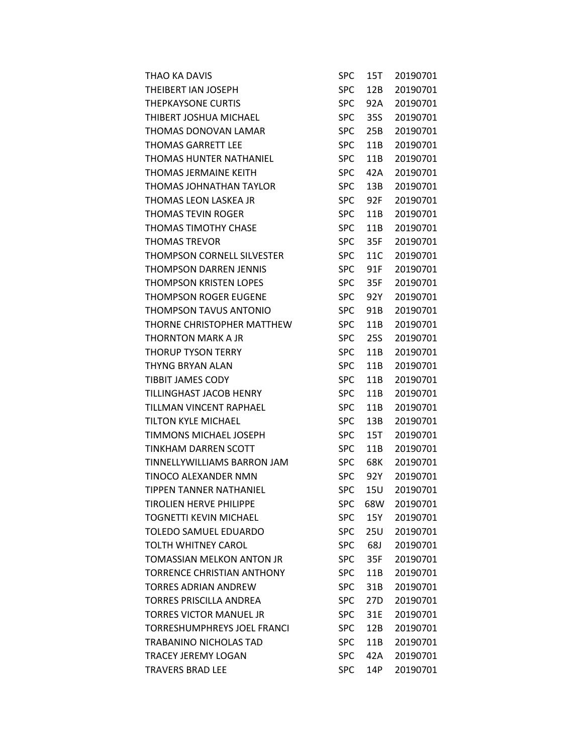| | | | |
|---|---|---|---|
| THAO KA DAVIS | SPC | 15T | 20190701 |
| THEIBERT IAN JOSEPH | SPC | 12B | 20190701 |
| THEPKAYSONE CURTIS | SPC | 92A | 20190701 |
| THIBERT JOSHUA MICHAEL | SPC | 35S | 20190701 |
| THOMAS DONOVAN LAMAR | SPC | 25B | 20190701 |
| THOMAS GARRETT LEE | SPC | 11B | 20190701 |
| THOMAS HUNTER NATHANIEL | SPC | 11B | 20190701 |
| THOMAS JERMAINE KEITH | SPC | 42A | 20190701 |
| THOMAS JOHNATHAN TAYLOR | SPC | 13B | 20190701 |
| THOMAS LEON LASKEA JR | SPC | 92F | 20190701 |
| THOMAS TEVIN ROGER | SPC | 11B | 20190701 |
| THOMAS TIMOTHY CHASE | SPC | 11B | 20190701 |
| THOMAS TREVOR | SPC | 35F | 20190701 |
| THOMPSON CORNELL SILVESTER | SPC | 11C | 20190701 |
| THOMPSON DARREN JENNIS | SPC | 91F | 20190701 |
| THOMPSON KRISTEN LOPES | SPC | 35F | 20190701 |
| THOMPSON ROGER EUGENE | SPC | 92Y | 20190701 |
| THOMPSON TAVUS ANTONIO | SPC | 91B | 20190701 |
| THORNE CHRISTOPHER MATTHEW | SPC | 11B | 20190701 |
| THORNTON MARK A JR | SPC | 25S | 20190701 |
| THORUP TYSON TERRY | SPC | 11B | 20190701 |
| THYNG BRYAN ALAN | SPC | 11B | 20190701 |
| TIBBIT JAMES CODY | SPC | 11B | 20190701 |
| TILLINGHAST JACOB HENRY | SPC | 11B | 20190701 |
| TILLMAN VINCENT RAPHAEL | SPC | 11B | 20190701 |
| TILTON KYLE MICHAEL | SPC | 13B | 20190701 |
| TIMMONS MICHAEL JOSEPH | SPC | 15T | 20190701 |
| TINKHAM DARREN SCOTT | SPC | 11B | 20190701 |
| TINNELLYWILLIAMS BARRON JAM | SPC | 68K | 20190701 |
| TINOCO ALEXANDER NMN | SPC | 92Y | 20190701 |
| TIPPEN TANNER NATHANIEL | SPC | 15U | 20190701 |
| TIROLIEN HERVE PHILIPPE | SPC | 68W | 20190701 |
| TOGNETTI KEVIN MICHAEL | SPC | 15Y | 20190701 |
| TOLEDO SAMUEL EDUARDO | SPC | 25U | 20190701 |
| TOLTH WHITNEY CAROL | SPC | 68J | 20190701 |
| TOMASSIAN MELKON ANTON JR | SPC | 35F | 20190701 |
| TORRENCE CHRISTIAN ANTHONY | SPC | 11B | 20190701 |
| TORRES ADRIAN ANDREW | SPC | 31B | 20190701 |
| TORRES PRISCILLA ANDREA | SPC | 27D | 20190701 |
| TORRES VICTOR MANUEL JR | SPC | 31E | 20190701 |
| TORRESHUMPHREYS JOEL FRANCI | SPC | 12B | 20190701 |
| TRABANINO NICHOLAS TAD | SPC | 11B | 20190701 |
| TRACEY JEREMY LOGAN | SPC | 42A | 20190701 |
| TRAVERS BRAD LEE | SPC | 14P | 20190701 |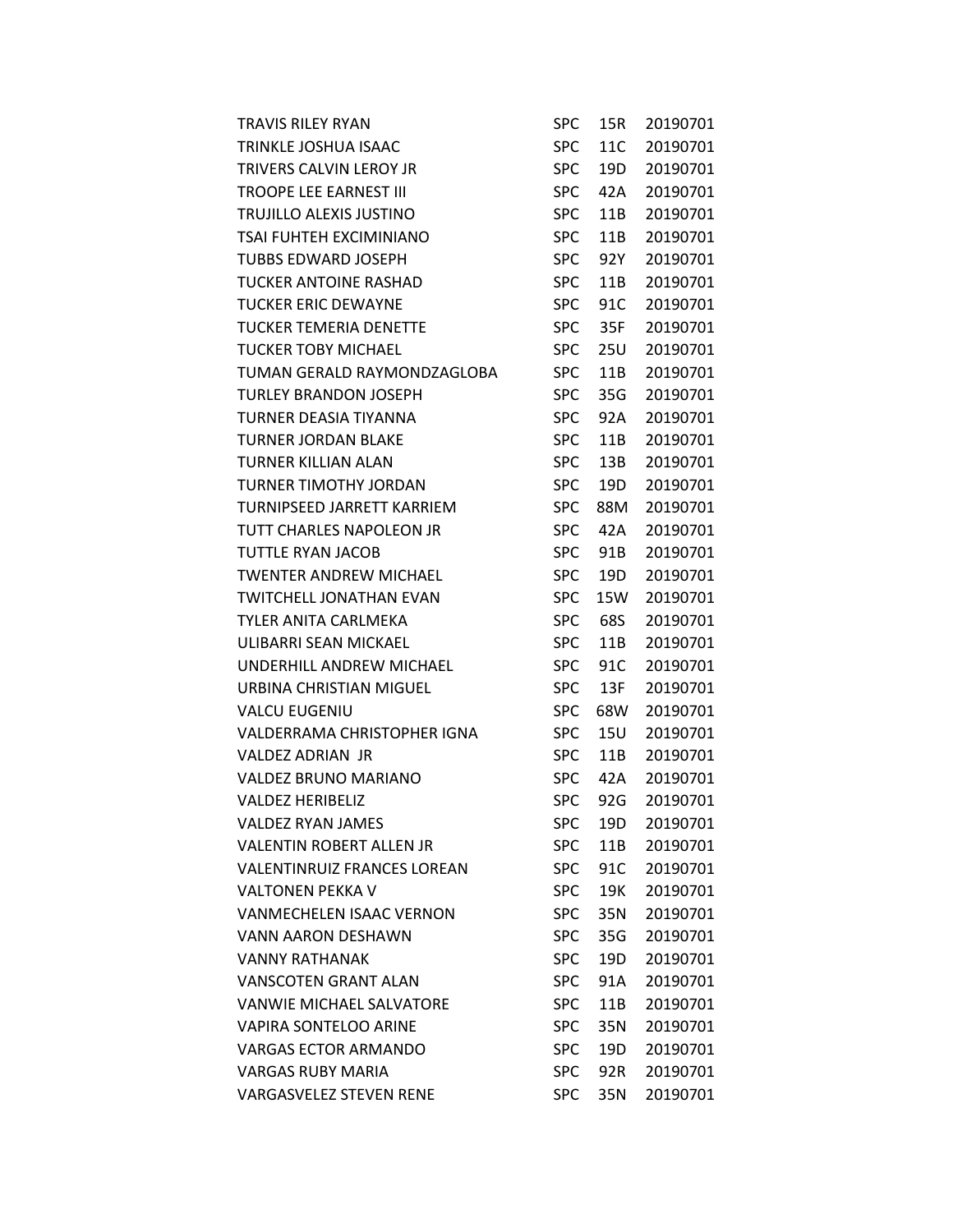| | | | |
|---|---|---|---|
| TRAVIS RILEY RYAN | SPC | 15R | 20190701 |
| TRINKLE JOSHUA ISAAC | SPC | 11C | 20190701 |
| TRIVERS CALVIN LEROY JR | SPC | 19D | 20190701 |
| TROOPE LEE EARNEST III | SPC | 42A | 20190701 |
| TRUJILLO ALEXIS JUSTINO | SPC | 11B | 20190701 |
| TSAI FUHTEH EXCIMINIANO | SPC | 11B | 20190701 |
| TUBBS EDWARD JOSEPH | SPC | 92Y | 20190701 |
| TUCKER ANTOINE RASHAD | SPC | 11B | 20190701 |
| TUCKER ERIC DEWAYNE | SPC | 91C | 20190701 |
| TUCKER TEMERIA DENETTE | SPC | 35F | 20190701 |
| TUCKER TOBY MICHAEL | SPC | 25U | 20190701 |
| TUMAN GERALD RAYMONDZAGLOBA | SPC | 11B | 20190701 |
| TURLEY BRANDON JOSEPH | SPC | 35G | 20190701 |
| TURNER DEASIA TIYANNA | SPC | 92A | 20190701 |
| TURNER JORDAN BLAKE | SPC | 11B | 20190701 |
| TURNER KILLIAN ALAN | SPC | 13B | 20190701 |
| TURNER TIMOTHY JORDAN | SPC | 19D | 20190701 |
| TURNIPSEED JARRETT KARRIEM | SPC | 88M | 20190701 |
| TUTT CHARLES NAPOLEON JR | SPC | 42A | 20190701 |
| TUTTLE RYAN JACOB | SPC | 91B | 20190701 |
| TWENTER ANDREW MICHAEL | SPC | 19D | 20190701 |
| TWITCHELL JONATHAN EVAN | SPC | 15W | 20190701 |
| TYLER ANITA CARLMEKA | SPC | 68S | 20190701 |
| ULIBARRI SEAN MICKAEL | SPC | 11B | 20190701 |
| UNDERHILL ANDREW MICHAEL | SPC | 91C | 20190701 |
| URBINA CHRISTIAN MIGUEL | SPC | 13F | 20190701 |
| VALCU EUGENIU | SPC | 68W | 20190701 |
| VALDERRAMA CHRISTOPHER IGNA | SPC | 15U | 20190701 |
| VALDEZ ADRIAN JR | SPC | 11B | 20190701 |
| VALDEZ BRUNO MARIANO | SPC | 42A | 20190701 |
| VALDEZ HERIBELIZ | SPC | 92G | 20190701 |
| VALDEZ RYAN JAMES | SPC | 19D | 20190701 |
| VALENTIN ROBERT ALLEN JR | SPC | 11B | 20190701 |
| VALENTINRUIZ FRANCES LOREAN | SPC | 91C | 20190701 |
| VALTONEN PEKKA V | SPC | 19K | 20190701 |
| VANMECHELEN ISAAC VERNON | SPC | 35N | 20190701 |
| VANN AARON DESHAWN | SPC | 35G | 20190701 |
| VANNY RATHANAK | SPC | 19D | 20190701 |
| VANSCOTEN GRANT ALAN | SPC | 91A | 20190701 |
| VANWIE MICHAEL SALVATORE | SPC | 11B | 20190701 |
| VAPIRA SONTELOO ARINE | SPC | 35N | 20190701 |
| VARGAS ECTOR ARMANDO | SPC | 19D | 20190701 |
| VARGAS RUBY MARIA | SPC | 92R | 20190701 |
| VARGASVELEZ STEVEN RENE | SPC | 35N | 20190701 |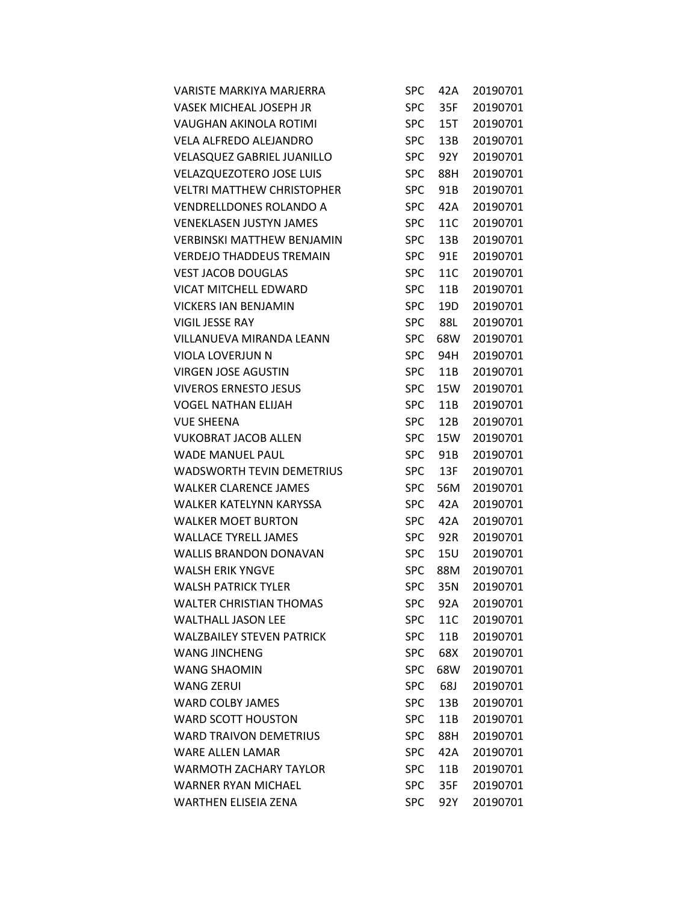| | | | |
|---|---|---|---|
| VARISTE MARKIYA MARJERRA | SPC | 42A | 20190701 |
| VASEK MICHEAL JOSEPH JR | SPC | 35F | 20190701 |
| VAUGHAN AKINOLA ROTIMI | SPC | 15T | 20190701 |
| VELA ALFREDO ALEJANDRO | SPC | 13B | 20190701 |
| VELASQUEZ GABRIEL JUANILLO | SPC | 92Y | 20190701 |
| VELAZQUEZOTERO JOSE LUIS | SPC | 88H | 20190701 |
| VELTRI MATTHEW CHRISTOPHER | SPC | 91B | 20190701 |
| VENDRELLDONES ROLANDO A | SPC | 42A | 20190701 |
| VENEKLASEN JUSTYN JAMES | SPC | 11C | 20190701 |
| VERBINSKI MATTHEW BENJAMIN | SPC | 13B | 20190701 |
| VERDEJO THADDEUS TREMAIN | SPC | 91E | 20190701 |
| VEST JACOB DOUGLAS | SPC | 11C | 20190701 |
| VICAT MITCHELL EDWARD | SPC | 11B | 20190701 |
| VICKERS IAN BENJAMIN | SPC | 19D | 20190701 |
| VIGIL JESSE RAY | SPC | 88L | 20190701 |
| VILLANUEVA MIRANDA LEANN | SPC | 68W | 20190701 |
| VIOLA LOVERJUN N | SPC | 94H | 20190701 |
| VIRGEN JOSE AGUSTIN | SPC | 11B | 20190701 |
| VIVEROS ERNESTO JESUS | SPC | 15W | 20190701 |
| VOGEL NATHAN ELIJAH | SPC | 11B | 20190701 |
| VUE SHEENA | SPC | 12B | 20190701 |
| VUKOBRAT JACOB ALLEN | SPC | 15W | 20190701 |
| WADE MANUEL PAUL | SPC | 91B | 20190701 |
| WADSWORTH TEVIN DEMETRIUS | SPC | 13F | 20190701 |
| WALKER CLARENCE JAMES | SPC | 56M | 20190701 |
| WALKER KATELYNN KARYSSA | SPC | 42A | 20190701 |
| WALKER MOET BURTON | SPC | 42A | 20190701 |
| WALLACE TYRELL JAMES | SPC | 92R | 20190701 |
| WALLIS BRANDON DONAVAN | SPC | 15U | 20190701 |
| WALSH ERIK YNGVE | SPC | 88M | 20190701 |
| WALSH PATRICK TYLER | SPC | 35N | 20190701 |
| WALTER CHRISTIAN THOMAS | SPC | 92A | 20190701 |
| WALTHALL JASON LEE | SPC | 11C | 20190701 |
| WALZBAILEY STEVEN PATRICK | SPC | 11B | 20190701 |
| WANG JINCHENG | SPC | 68X | 20190701 |
| WANG SHAOMIN | SPC | 68W | 20190701 |
| WANG ZERUI | SPC | 68J | 20190701 |
| WARD COLBY JAMES | SPC | 13B | 20190701 |
| WARD SCOTT HOUSTON | SPC | 11B | 20190701 |
| WARD TRAIVON DEMETRIUS | SPC | 88H | 20190701 |
| WARE ALLEN LAMAR | SPC | 42A | 20190701 |
| WARMOTH ZACHARY TAYLOR | SPC | 11B | 20190701 |
| WARNER RYAN MICHAEL | SPC | 35F | 20190701 |
| WARTHEN ELISEIA ZENA | SPC | 92Y | 20190701 |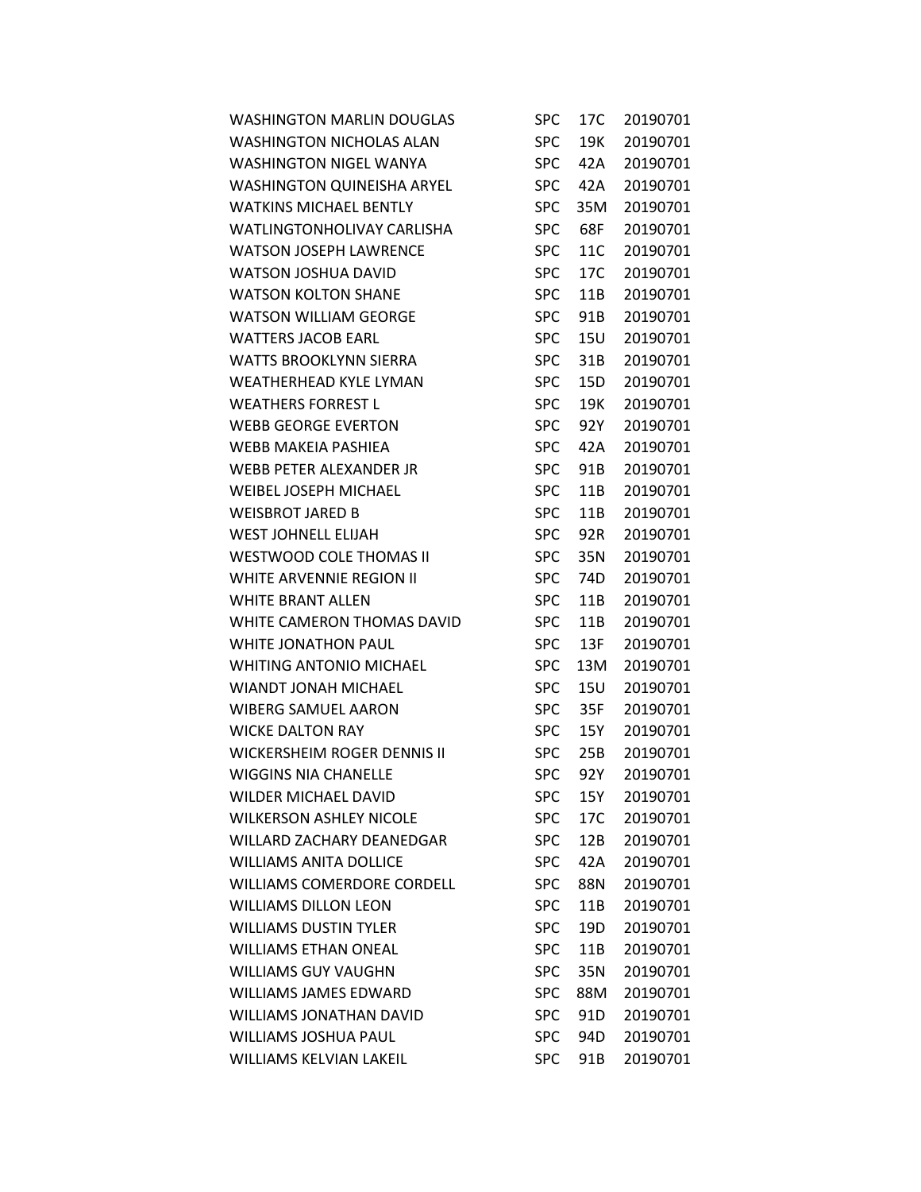| | | | |
|---|---|---|---|
| WASHINGTON MARLIN DOUGLAS | SPC | 17C | 20190701 |
| WASHINGTON NICHOLAS ALAN | SPC | 19K | 20190701 |
| WASHINGTON NIGEL WANYA | SPC | 42A | 20190701 |
| WASHINGTON QUINEISHA ARYEL | SPC | 42A | 20190701 |
| WATKINS MICHAEL BENTLY | SPC | 35M | 20190701 |
| WATLINGTONHOLIVAY CARLISHA | SPC | 68F | 20190701 |
| WATSON JOSEPH LAWRENCE | SPC | 11C | 20190701 |
| WATSON JOSHUA DAVID | SPC | 17C | 20190701 |
| WATSON KOLTON SHANE | SPC | 11B | 20190701 |
| WATSON WILLIAM GEORGE | SPC | 91B | 20190701 |
| WATTERS JACOB EARL | SPC | 15U | 20190701 |
| WATTS BROOKLYNN SIERRA | SPC | 31B | 20190701 |
| WEATHERHEAD KYLE LYMAN | SPC | 15D | 20190701 |
| WEATHERS FORREST L | SPC | 19K | 20190701 |
| WEBB GEORGE EVERTON | SPC | 92Y | 20190701 |
| WEBB MAKEIA PASHIEA | SPC | 42A | 20190701 |
| WEBB PETER ALEXANDER JR | SPC | 91B | 20190701 |
| WEIBEL JOSEPH MICHAEL | SPC | 11B | 20190701 |
| WEISBROT JARED B | SPC | 11B | 20190701 |
| WEST JOHNELL ELIJAH | SPC | 92R | 20190701 |
| WESTWOOD COLE THOMAS II | SPC | 35N | 20190701 |
| WHITE ARVENNIE REGION II | SPC | 74D | 20190701 |
| WHITE BRANT ALLEN | SPC | 11B | 20190701 |
| WHITE CAMERON THOMAS DAVID | SPC | 11B | 20190701 |
| WHITE JONATHON PAUL | SPC | 13F | 20190701 |
| WHITING ANTONIO MICHAEL | SPC | 13M | 20190701 |
| WIANDT JONAH MICHAEL | SPC | 15U | 20190701 |
| WIBERG SAMUEL AARON | SPC | 35F | 20190701 |
| WICKE DALTON RAY | SPC | 15Y | 20190701 |
| WICKERSHEIM ROGER DENNIS II | SPC | 25B | 20190701 |
| WIGGINS NIA CHANELLE | SPC | 92Y | 20190701 |
| WILDER MICHAEL DAVID | SPC | 15Y | 20190701 |
| WILKERSON ASHLEY NICOLE | SPC | 17C | 20190701 |
| WILLARD ZACHARY DEANEDGAR | SPC | 12B | 20190701 |
| WILLIAMS ANITA DOLLICE | SPC | 42A | 20190701 |
| WILLIAMS COMERDORE CORDELL | SPC | 88N | 20190701 |
| WILLIAMS DILLON LEON | SPC | 11B | 20190701 |
| WILLIAMS DUSTIN TYLER | SPC | 19D | 20190701 |
| WILLIAMS ETHAN ONEAL | SPC | 11B | 20190701 |
| WILLIAMS GUY VAUGHN | SPC | 35N | 20190701 |
| WILLIAMS JAMES EDWARD | SPC | 88M | 20190701 |
| WILLIAMS JONATHAN DAVID | SPC | 91D | 20190701 |
| WILLIAMS JOSHUA PAUL | SPC | 94D | 20190701 |
| WILLIAMS KELVIAN LAKEIL | SPC | 91B | 20190701 |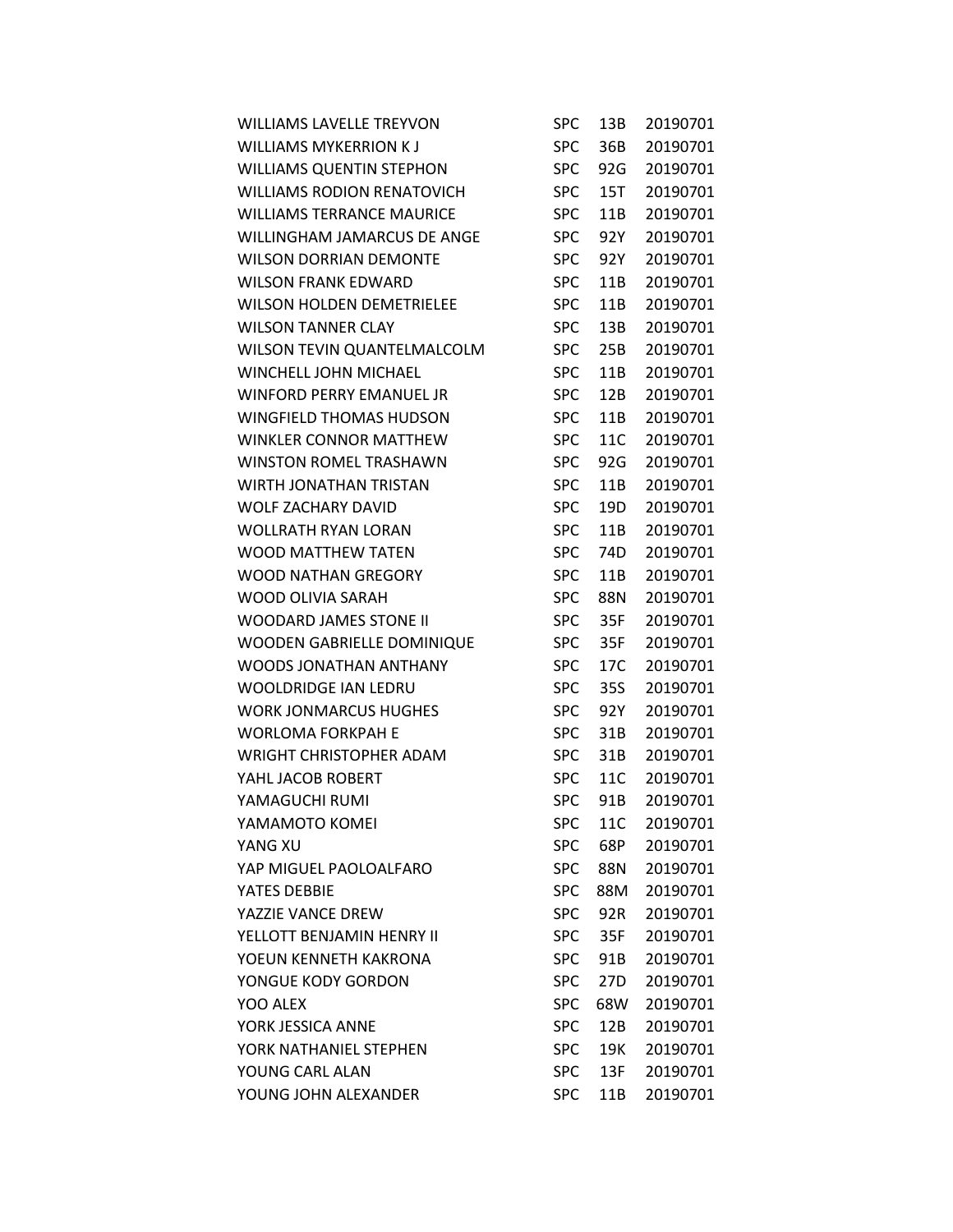| | | | |
|---|---|---|---|
| WILLIAMS LAVELLE TREYVON | SPC | 13B | 20190701 |
| WILLIAMS MYKERRION K J | SPC | 36B | 20190701 |
| WILLIAMS QUENTIN STEPHON | SPC | 92G | 20190701 |
| WILLIAMS RODION RENATOVICH | SPC | 15T | 20190701 |
| WILLIAMS TERRANCE MAURICE | SPC | 11B | 20190701 |
| WILLINGHAM JAMARCUS DE ANGE | SPC | 92Y | 20190701 |
| WILSON DORRIAN DEMONTE | SPC | 92Y | 20190701 |
| WILSON FRANK EDWARD | SPC | 11B | 20190701 |
| WILSON HOLDEN DEMETRIELEE | SPC | 11B | 20190701 |
| WILSON TANNER CLAY | SPC | 13B | 20190701 |
| WILSON TEVIN QUANTELMALCOLM | SPC | 25B | 20190701 |
| WINCHELL JOHN MICHAEL | SPC | 11B | 20190701 |
| WINFORD PERRY EMANUEL JR | SPC | 12B | 20190701 |
| WINGFIELD THOMAS HUDSON | SPC | 11B | 20190701 |
| WINKLER CONNOR MATTHEW | SPC | 11C | 20190701 |
| WINSTON ROMEL TRASHAWN | SPC | 92G | 20190701 |
| WIRTH JONATHAN TRISTAN | SPC | 11B | 20190701 |
| WOLF ZACHARY DAVID | SPC | 19D | 20190701 |
| WOLLRATH RYAN LORAN | SPC | 11B | 20190701 |
| WOOD MATTHEW TATEN | SPC | 74D | 20190701 |
| WOOD NATHAN GREGORY | SPC | 11B | 20190701 |
| WOOD OLIVIA SARAH | SPC | 88N | 20190701 |
| WOODARD JAMES STONE II | SPC | 35F | 20190701 |
| WOODEN GABRIELLE DOMINIQUE | SPC | 35F | 20190701 |
| WOODS JONATHAN ANTHANY | SPC | 17C | 20190701 |
| WOOLDRIDGE IAN LEDRU | SPC | 35S | 20190701 |
| WORK JONMARCUS HUGHES | SPC | 92Y | 20190701 |
| WORLOMA FORKPAH E | SPC | 31B | 20190701 |
| WRIGHT CHRISTOPHER ADAM | SPC | 31B | 20190701 |
| YAHL JACOB ROBERT | SPC | 11C | 20190701 |
| YAMAGUCHI RUMI | SPC | 91B | 20190701 |
| YAMAMOTO KOMEI | SPC | 11C | 20190701 |
| YANG XU | SPC | 68P | 20190701 |
| YAP MIGUEL PAOLOALFARO | SPC | 88N | 20190701 |
| YATES DEBBIE | SPC | 88M | 20190701 |
| YAZZIE VANCE DREW | SPC | 92R | 20190701 |
| YELLOTT BENJAMIN HENRY II | SPC | 35F | 20190701 |
| YOEUN KENNETH KAKRONA | SPC | 91B | 20190701 |
| YONGUE KODY GORDON | SPC | 27D | 20190701 |
| YOO ALEX | SPC | 68W | 20190701 |
| YORK JESSICA ANNE | SPC | 12B | 20190701 |
| YORK NATHANIEL STEPHEN | SPC | 19K | 20190701 |
| YOUNG CARL ALAN | SPC | 13F | 20190701 |
| YOUNG JOHN ALEXANDER | SPC | 11B | 20190701 |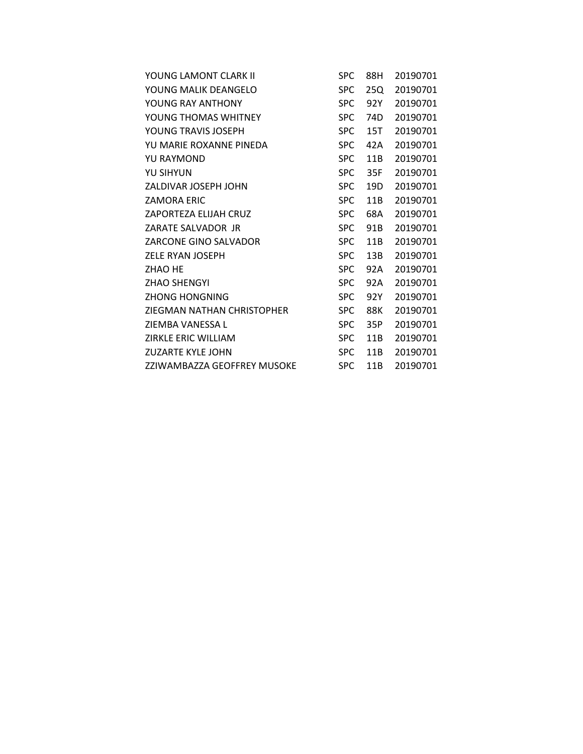| | | | |
|---|---|---|---|
| YOUNG LAMONT CLARK II | SPC | 88H | 20190701 |
| YOUNG MALIK DEANGELO | SPC | 25Q | 20190701 |
| YOUNG RAY ANTHONY | SPC | 92Y | 20190701 |
| YOUNG THOMAS WHITNEY | SPC | 74D | 20190701 |
| YOUNG TRAVIS JOSEPH | SPC | 15T | 20190701 |
| YU MARIE ROXANNE PINEDA | SPC | 42A | 20190701 |
| YU RAYMOND | SPC | 11B | 20190701 |
| YU SIHYUN | SPC | 35F | 20190701 |
| ZALDIVAR JOSEPH JOHN | SPC | 19D | 20190701 |
| ZAMORA ERIC | SPC | 11B | 20190701 |
| ZAPORTEZA ELIJAH CRUZ | SPC | 68A | 20190701 |
| ZARATE SALVADOR JR | SPC | 91B | 20190701 |
| ZARCONE GINO SALVADOR | SPC | 11B | 20190701 |
| ZELE RYAN JOSEPH | SPC | 13B | 20190701 |
| ZHAO HE | SPC | 92A | 20190701 |
| ZHAO SHENGYI | SPC | 92A | 20190701 |
| ZHONG HONGNING | SPC | 92Y | 20190701 |
| ZIEGMAN NATHAN CHRISTOPHER | SPC | 88K | 20190701 |
| ZIEMBA VANESSA L | SPC | 35P | 20190701 |
| ZIRKLE ERIC WILLIAM | SPC | 11B | 20190701 |
| ZUZARTE KYLE JOHN | SPC | 11B | 20190701 |
| ZZIWAMBAZZA GEOFFREY MUSOKE | SPC | 11B | 20190701 |